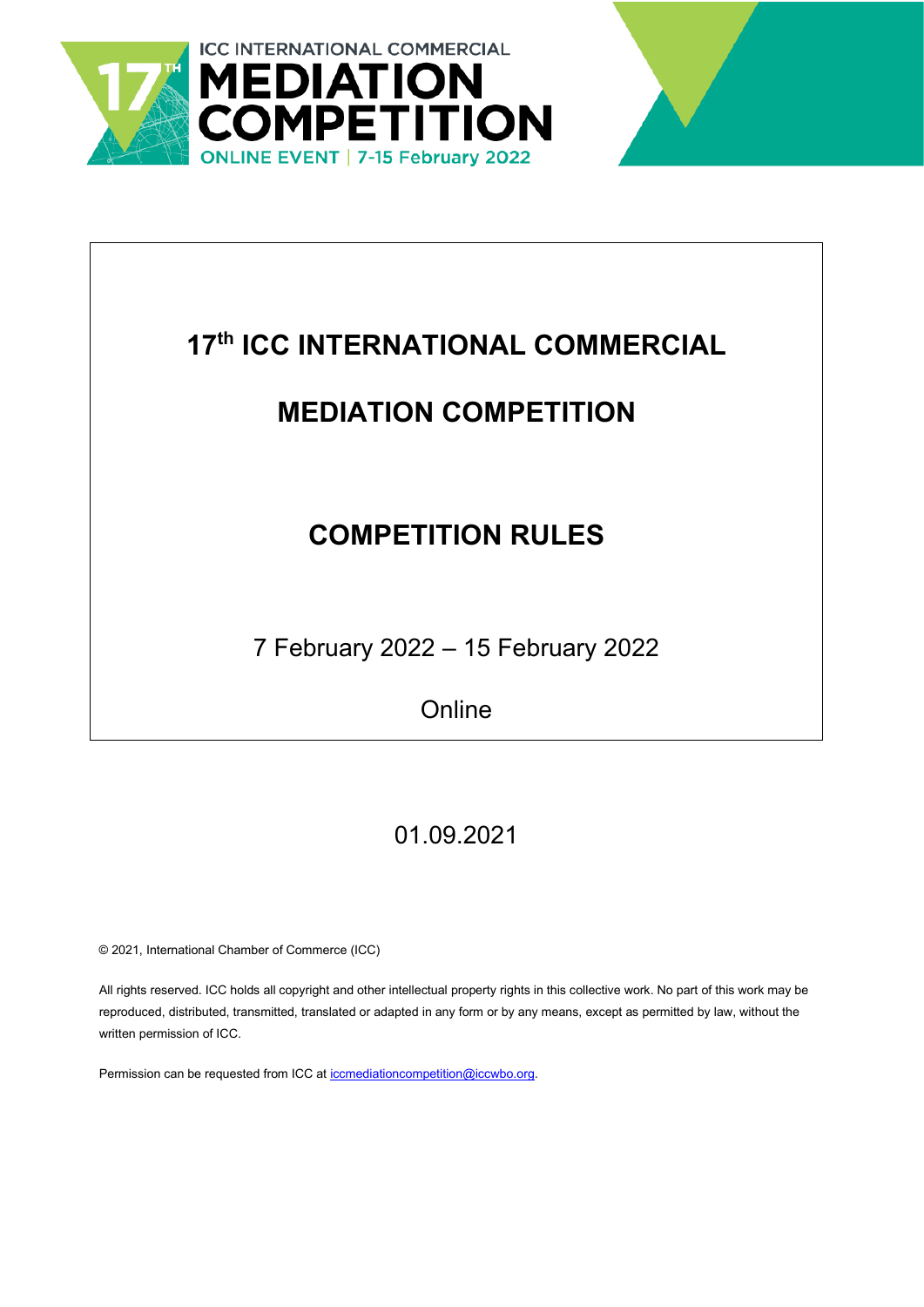ICC INTERNATIONAL COMMERCIAL
MEDIATION COMPETITION
ONLINE EVENT | 7-15 February 2022

# 17th ICC INTERNATIONAL COMMERCIAL MEDIATION COMPETITION

# COMPETITION RULES

7 February 2022 – 15 February 2022

Online

01.09.2021

© 2021, International Chamber of Commerce (ICC)

All rights reserved. ICC holds all copyright and other intellectual property rights in this collective work. No part of this work may be reproduced, distributed, transmitted, translated or adapted in any form or by any means, except as permitted by law, without the written permission of ICC.

Permission can be requested from ICC at iccmediationcompetition@iccwbo.org.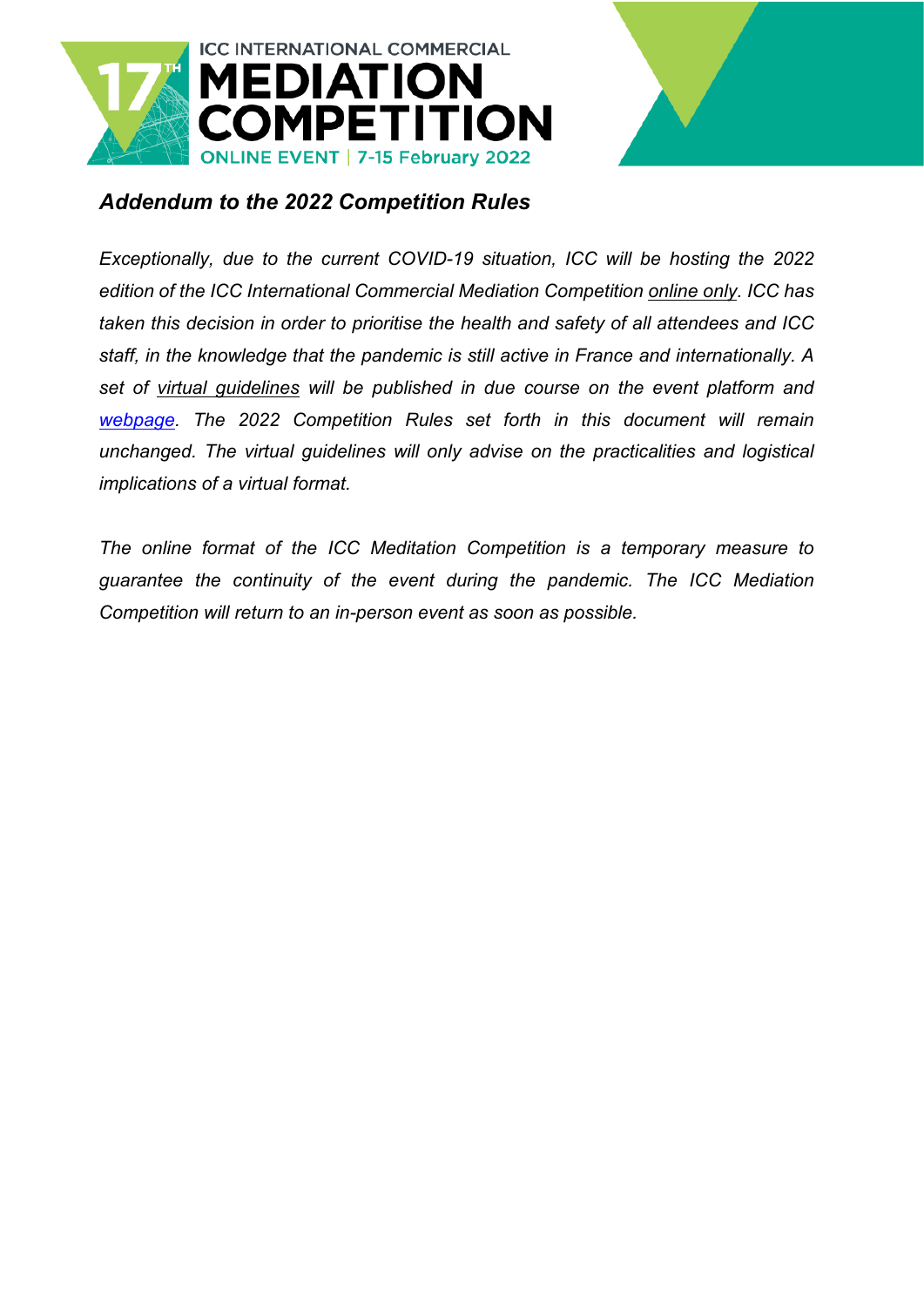ICC INTERNATIONAL COMMERCIAL
# MEDIATION COMPETITION
ONLINE EVENT | 7-15 February 2022

## *Addendum to the 2022 Competition Rules*

*Exceptionally, due to the current COVID-19 situation, ICC will be hosting the 2022 edition of the ICC International Commercial Mediation Competition online only. ICC has taken this decision in order to prioritise the health and safety of all attendees and ICC staff, in the knowledge that the pandemic is still active in France and internationally. A set of virtual guidelines will be published in due course on the event platform and webpage. The 2022 Competition Rules set forth in this document will remain unchanged. The virtual guidelines will only advise on the practicalities and logistical implications of a virtual format.*

*The online format of the ICC Meditation Competition is a temporary measure to guarantee the continuity of the event during the pandemic. The ICC Mediation Competition will return to an in-person event as soon as possible.*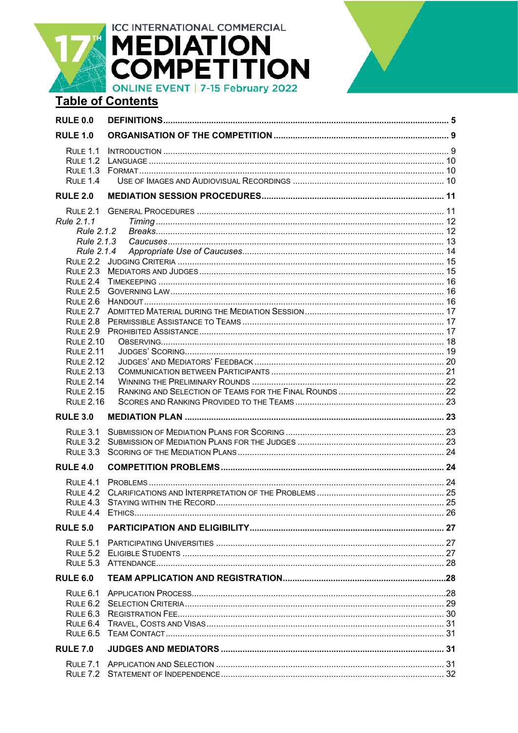ICC INTERNATIONAL COMMERCIAL

**MEDIATION COMPETITION**

ONLINE EVENT | 7-15 February 2022

## Table of Contents

**RULE 0.0 DEFINITIONS** ..... 5

**RULE 1.0 ORGANISATION OF THE COMPETITION** ..... 9

- RULE 1.1 INTRODUCTION ..... 9
- RULE 1.2 LANGUAGE ..... 10
- RULE 1.3 FORMAT ..... 10
- RULE 1.4 USE OF IMAGES AND AUDIOVISUAL RECORDINGS ..... 10

**RULE 2.0 MEDIATION SESSION PROCEDURES** ..... 11

- RULE 2.1 GENERAL PROCEDURES ..... 11
  - *Rule 2.1.1 Timing* ..... 12
  - *Rule 2.1.2 Breaks* ..... 12
  - *Rule 2.1.3 Caucuses* ..... 13
  - *Rule 2.1.4 Appropriate Use of Caucuses* ..... 14
- RULE 2.2 JUDGING CRITERIA ..... 15
- RULE 2.3 MEDIATORS AND JUDGES ..... 15
- RULE 2.4 TIMEKEEPING ..... 16
- RULE 2.5 GOVERNING LAW ..... 16
- RULE 2.6 HANDOUT ..... 16
- RULE 2.7 ADMITTED MATERIAL DURING THE MEDIATION SESSION ..... 17
- RULE 2.8 PERMISSIBLE ASSISTANCE TO TEAMS ..... 17
- RULE 2.9 PROHIBITED ASSISTANCE ..... 17
- RULE 2.10 OBSERVING ..... 18
- RULE 2.11 JUDGES' SCORING ..... 19
- RULE 2.12 JUDGES' AND MEDIATORS' FEEDBACK ..... 20
- RULE 2.13 COMMUNICATION BETWEEN PARTICIPANTS ..... 21
- RULE 2.14 WINNING THE PRELIMINARY ROUNDS ..... 22
- RULE 2.15 RANKING AND SELECTION OF TEAMS FOR THE FINAL ROUNDS ..... 22
- RULE 2.16 SCORES AND RANKING PROVIDED TO THE TEAMS ..... 23

**RULE 3.0 MEDIATION PLAN** ..... 23

- RULE 3.1 SUBMISSION OF MEDIATION PLANS FOR SCORING ..... 23
- RULE 3.2 SUBMISSION OF MEDIATION PLANS FOR THE JUDGES ..... 23
- RULE 3.3 SCORING OF THE MEDIATION PLANS ..... 24

**RULE 4.0 COMPETITION PROBLEMS** ..... 24

- RULE 4.1 PROBLEMS ..... 24
- RULE 4.2 CLARIFICATIONS AND INTERPRETATION OF THE PROBLEMS ..... 25
- RULE 4.3 STAYING WITHIN THE RECORD ..... 25
- RULE 4.4 ETHICS ..... 26

**RULE 5.0 PARTICIPATION AND ELIGIBILITY** ..... 27

- RULE 5.1 PARTICIPATING UNIVERSITIES ..... 27
- RULE 5.2 ELIGIBLE STUDENTS ..... 27
- RULE 5.3 ATTENDANCE ..... 28

**RULE 6.0 TEAM APPLICATION AND REGISTRATION** ..... 28

- RULE 6.1 APPLICATION PROCESS ..... 28
- RULE 6.2 SELECTION CRITERIA ..... 29
- RULE 6.3 REGISTRATION FEE ..... 30
- RULE 6.4 TRAVEL, COSTS AND VISAS ..... 31
- RULE 6.5 TEAM CONTACT ..... 31

**RULE 7.0 JUDGES AND MEDIATORS** ..... 31

- RULE 7.1 APPLICATION AND SELECTION ..... 31
- RULE 7.2 STATEMENT OF INDEPENDENCE ..... 32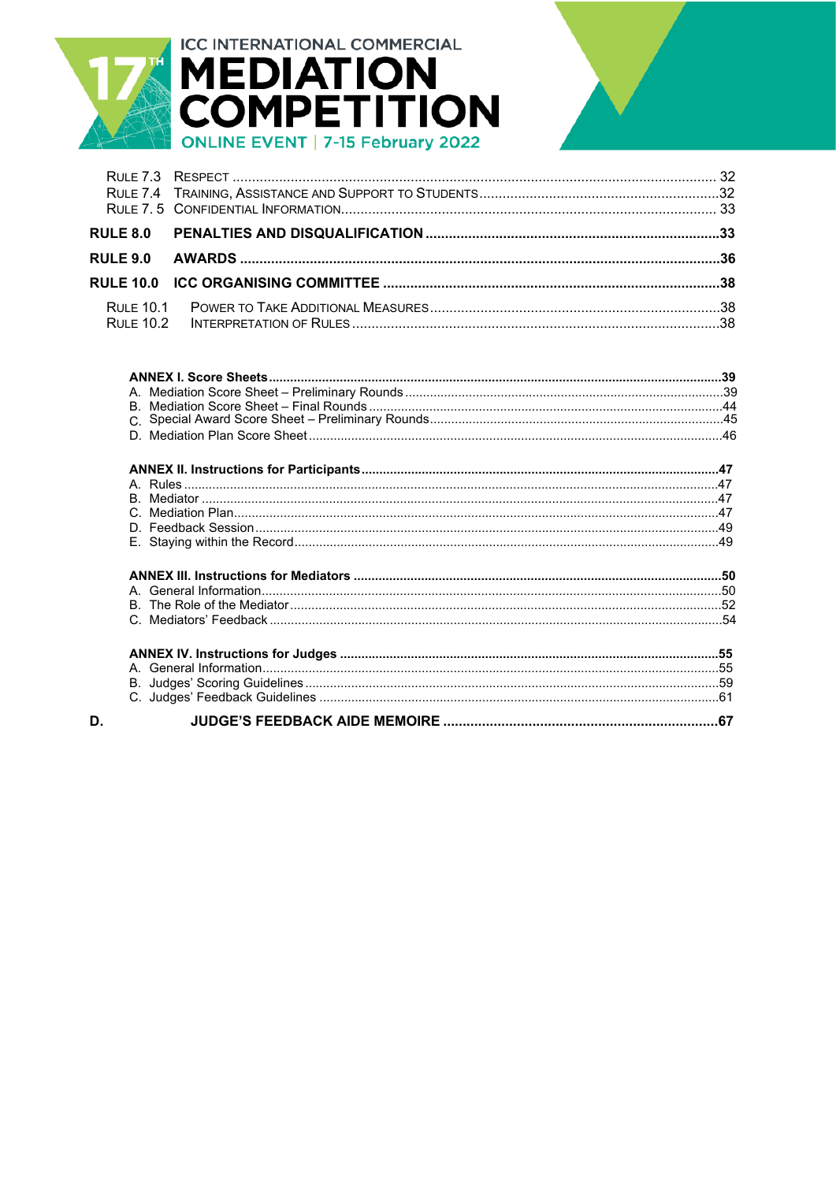RULE 7.3 RESPECT ........................................................................................................................ 32
RULE 7.4 TRAINING, ASSISTANCE AND SUPPORT TO STUDENTS...........................................................32
RULE 7. 5 CONFIDENTIAL INFORMATION.............................................................................................. 33

**RULE 8.0 PENALTIES AND DISQUALIFICATION ..........................................................................33**

**RULE 9.0 AWARDS ..........................................................................................................................36**

**RULE 10.0 ICC ORGANISING COMMITTEE ......................................................................................38**

RULE 10.1 POWER TO TAKE ADDITIONAL MEASURES..........................................................................38
RULE 10.2 INTERPRETATION OF RULES..............................................................................................38

**ANNEX I. Score Sheets.............................................................................................................................39**
A. Mediation Score Sheet – Preliminary Rounds.........................................................................................39
B. Mediation Score Sheet – Final Rounds ...................................................................................................44
C. Special Award Score Sheet – Preliminary Rounds...................................................................................45
D. Mediation Plan Score Sheet....................................................................................................................46

**ANNEX II. Instructions for Participants...................................................................................................47**
A. Rules .......................................................................................................................................................47
B. Mediator ..................................................................................................................................................47
C. Mediation Plan.........................................................................................................................................47
D. Feedback Session.....................................................................................................................................49
E. Staying within the Record........................................................................................................................49

**ANNEX III. Instructions for Mediators ....................................................................................................50**
A. General Information.................................................................................................................................50
B. The Role of the Mediator.........................................................................................................................52
C. Mediators' Feedback ...............................................................................................................................54

**ANNEX IV. Instructions for Judges .........................................................................................................55**
A. General Information.................................................................................................................................55
B. Judges' Scoring Guidelines......................................................................................................................59
C. Judges' Feedback Guidelines ..................................................................................................................61

**D. JUDGE'S FEEDBACK AIDE MEMOIRE .......................................................................67**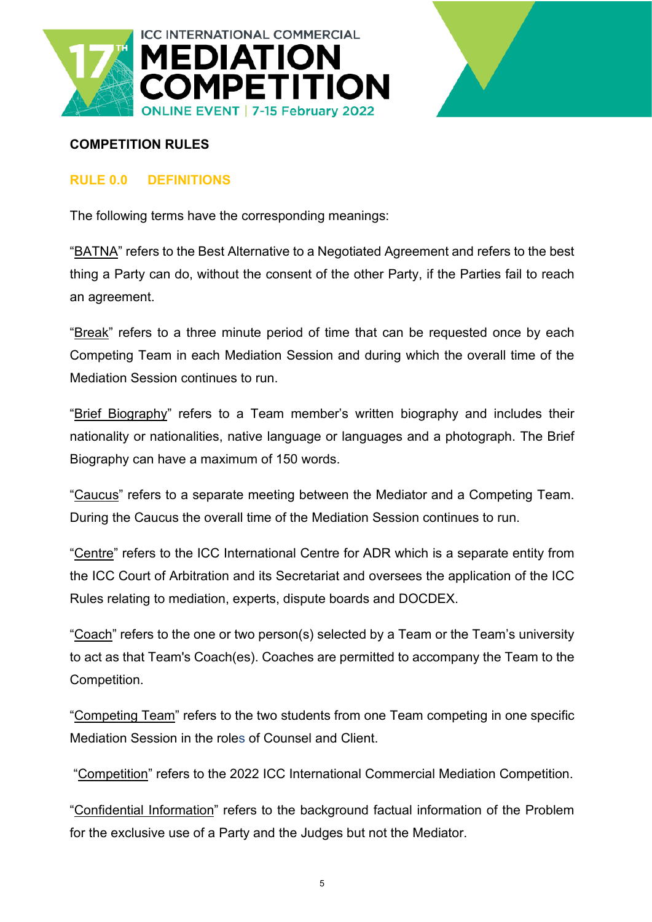## COMPETITION RULES

### RULE 0.0 DEFINITIONS

The following terms have the corresponding meanings:

"BATNA" refers to the Best Alternative to a Negotiated Agreement and refers to the best thing a Party can do, without the consent of the other Party, if the Parties fail to reach an agreement.

"Break" refers to a three minute period of time that can be requested once by each Competing Team in each Mediation Session and during which the overall time of the Mediation Session continues to run.

"Brief Biography" refers to a Team member's written biography and includes their nationality or nationalities, native language or languages and a photograph. The Brief Biography can have a maximum of 150 words.

"Caucus" refers to a separate meeting between the Mediator and a Competing Team. During the Caucus the overall time of the Mediation Session continues to run.

"Centre" refers to the ICC International Centre for ADR which is a separate entity from the ICC Court of Arbitration and its Secretariat and oversees the application of the ICC Rules relating to mediation, experts, dispute boards and DOCDEX.

"Coach" refers to the one or two person(s) selected by a Team or the Team's university to act as that Team's Coach(es). Coaches are permitted to accompany the Team to the Competition.

"Competing Team" refers to the two students from one Team competing in one specific Mediation Session in the roles of Counsel and Client.

"Competition" refers to the 2022 ICC International Commercial Mediation Competition.

"Confidential Information" refers to the background factual information of the Problem for the exclusive use of a Party and the Judges but not the Mediator.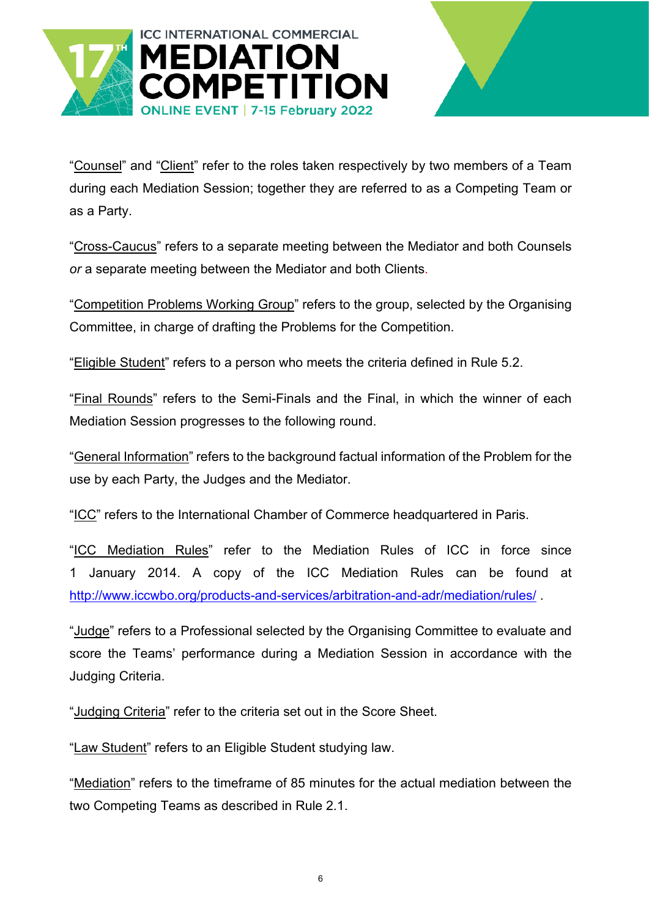"Counsel" and "Client" refer to the roles taken respectively by two members of a Team during each Mediation Session; together they are referred to as a Competing Team or as a Party.

"Cross-Caucus" refers to a separate meeting between the Mediator and both Counsels *or* a separate meeting between the Mediator and both Clients.

"Competition Problems Working Group" refers to the group, selected by the Organising Committee, in charge of drafting the Problems for the Competition.

"Eligible Student" refers to a person who meets the criteria defined in Rule 5.2.

"Final Rounds" refers to the Semi-Finals and the Final, in which the winner of each Mediation Session progresses to the following round.

"General Information" refers to the background factual information of the Problem for the use by each Party, the Judges and the Mediator.

"ICC" refers to the International Chamber of Commerce headquartered in Paris.

"ICC Mediation Rules" refer to the Mediation Rules of ICC in force since 1 January 2014. A copy of the ICC Mediation Rules can be found at http://www.iccwbo.org/products-and-services/arbitration-and-adr/mediation/rules/ .

"Judge" refers to a Professional selected by the Organising Committee to evaluate and score the Teams' performance during a Mediation Session in accordance with the Judging Criteria.

"Judging Criteria" refer to the criteria set out in the Score Sheet.

"Law Student" refers to an Eligible Student studying law.

"Mediation" refers to the timeframe of 85 minutes for the actual mediation between the two Competing Teams as described in Rule 2.1.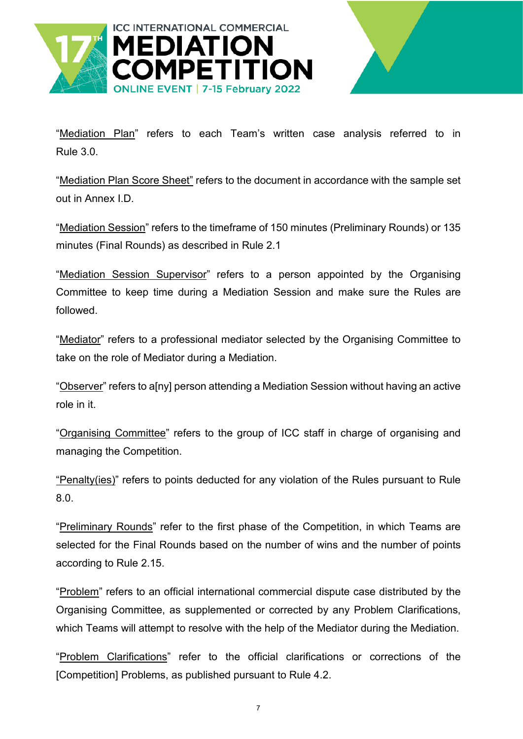"Mediation Plan" refers to each Team's written case analysis referred to in Rule 3.0.

"Mediation Plan Score Sheet" refers to the document in accordance with the sample set out in Annex I.D.

"Mediation Session" refers to the timeframe of 150 minutes (Preliminary Rounds) or 135 minutes (Final Rounds) as described in Rule 2.1

"Mediation Session Supervisor" refers to a person appointed by the Organising Committee to keep time during a Mediation Session and make sure the Rules are followed.

"Mediator" refers to a professional mediator selected by the Organising Committee to take on the role of Mediator during a Mediation.

"Observer" refers to a[ny] person attending a Mediation Session without having an active role in it.

"Organising Committee" refers to the group of ICC staff in charge of organising and managing the Competition.

"Penalty(ies)" refers to points deducted for any violation of the Rules pursuant to Rule 8.0.

"Preliminary Rounds" refer to the first phase of the Competition, in which Teams are selected for the Final Rounds based on the number of wins and the number of points according to Rule 2.15.

"Problem" refers to an official international commercial dispute case distributed by the Organising Committee, as supplemented or corrected by any Problem Clarifications, which Teams will attempt to resolve with the help of the Mediator during the Mediation.

"Problem Clarifications" refer to the official clarifications or corrections of the [Competition] Problems, as published pursuant to Rule 4.2.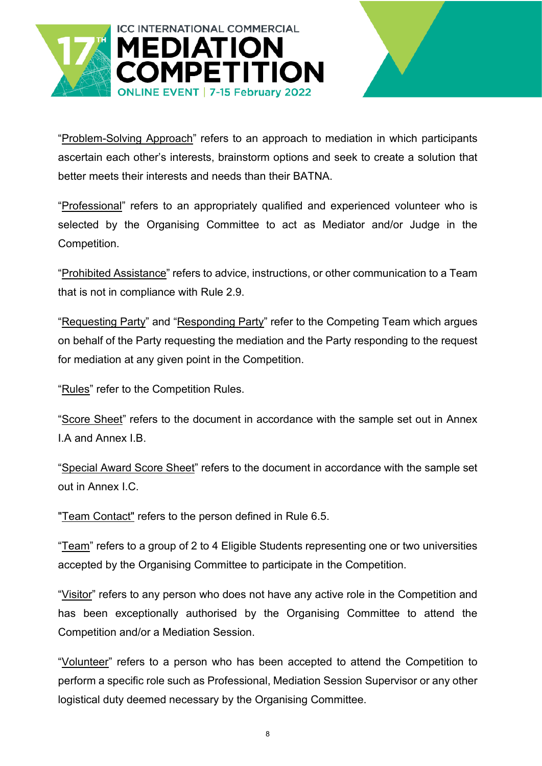"Problem-Solving Approach" refers to an approach to mediation in which participants ascertain each other's interests, brainstorm options and seek to create a solution that better meets their interests and needs than their BATNA.

"Professional" refers to an appropriately qualified and experienced volunteer who is selected by the Organising Committee to act as Mediator and/or Judge in the Competition.

"Prohibited Assistance" refers to advice, instructions, or other communication to a Team that is not in compliance with Rule 2.9.

"Requesting Party" and "Responding Party" refer to the Competing Team which argues on behalf of the Party requesting the mediation and the Party responding to the request for mediation at any given point in the Competition.

"Rules" refer to the Competition Rules.

"Score Sheet" refers to the document in accordance with the sample set out in Annex I.A and Annex I.B.

"Special Award Score Sheet" refers to the document in accordance with the sample set out in Annex I.C.

"Team Contact" refers to the person defined in Rule 6.5.

"Team" refers to a group of 2 to 4 Eligible Students representing one or two universities accepted by the Organising Committee to participate in the Competition.

"Visitor" refers to any person who does not have any active role in the Competition and has been exceptionally authorised by the Organising Committee to attend the Competition and/or a Mediation Session.

"Volunteer" refers to a person who has been accepted to attend the Competition to perform a specific role such as Professional, Mediation Session Supervisor or any other logistical duty deemed necessary by the Organising Committee.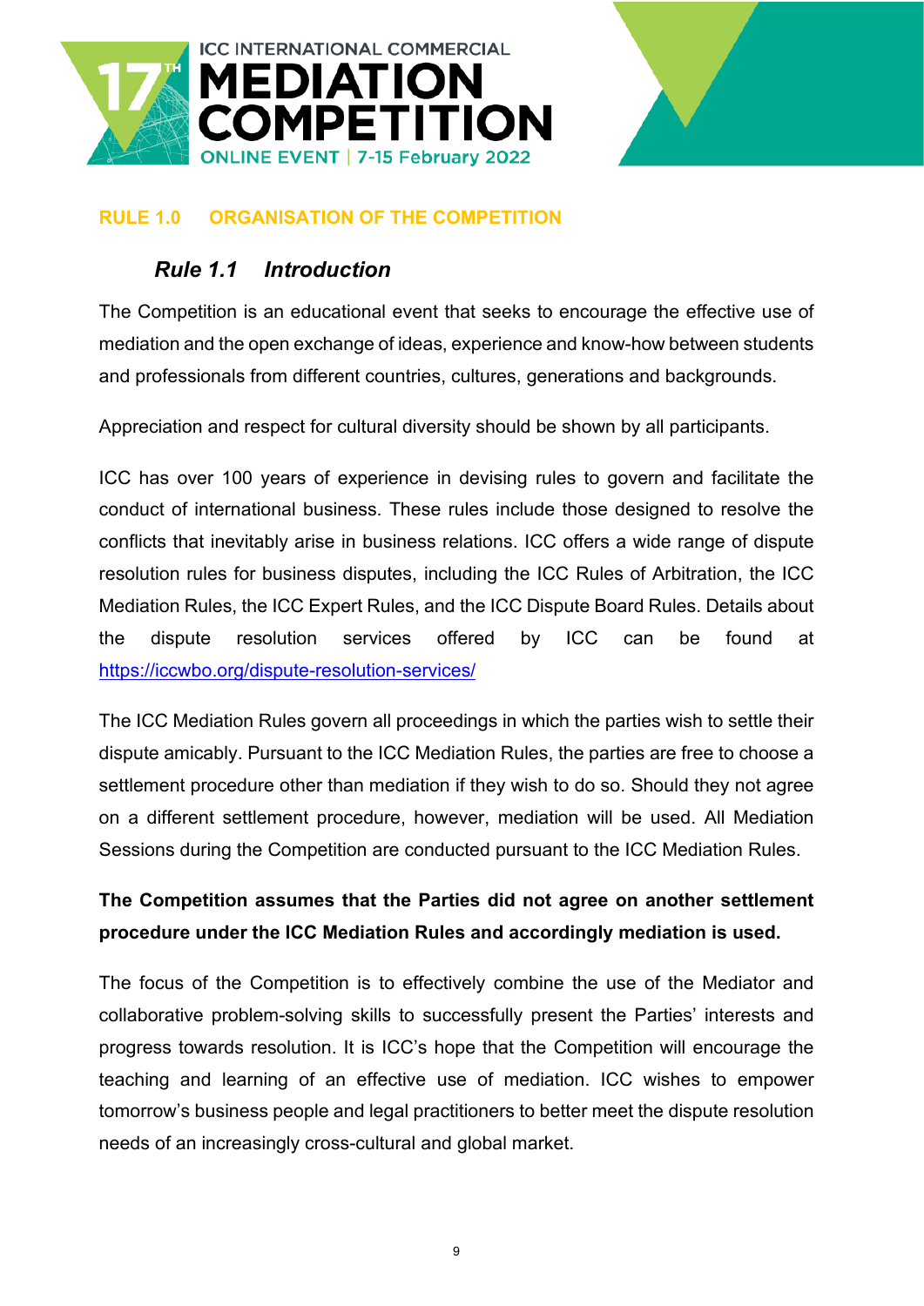## RULE 1.0 ORGANISATION OF THE COMPETITION

### *Rule 1.1 Introduction*

The Competition is an educational event that seeks to encourage the effective use of mediation and the open exchange of ideas, experience and know-how between students and professionals from different countries, cultures, generations and backgrounds.

Appreciation and respect for cultural diversity should be shown by all participants.

ICC has over 100 years of experience in devising rules to govern and facilitate the conduct of international business. These rules include those designed to resolve the conflicts that inevitably arise in business relations. ICC offers a wide range of dispute resolution rules for business disputes, including the ICC Rules of Arbitration, the ICC Mediation Rules, the ICC Expert Rules, and the ICC Dispute Board Rules. Details about the dispute resolution services offered by ICC can be found at https://iccwbo.org/dispute-resolution-services/

The ICC Mediation Rules govern all proceedings in which the parties wish to settle their dispute amicably. Pursuant to the ICC Mediation Rules, the parties are free to choose a settlement procedure other than mediation if they wish to do so. Should they not agree on a different settlement procedure, however, mediation will be used. All Mediation Sessions during the Competition are conducted pursuant to the ICC Mediation Rules.

**The Competition assumes that the Parties did not agree on another settlement procedure under the ICC Mediation Rules and accordingly mediation is used.**

The focus of the Competition is to effectively combine the use of the Mediator and collaborative problem-solving skills to successfully present the Parties' interests and progress towards resolution. It is ICC's hope that the Competition will encourage the teaching and learning of an effective use of mediation. ICC wishes to empower tomorrow's business people and legal practitioners to better meet the dispute resolution needs of an increasingly cross-cultural and global market.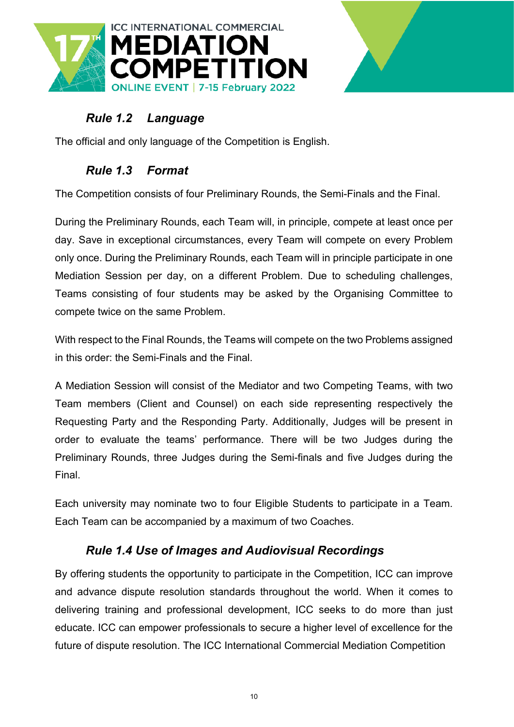### *Rule 1.2 Language*

The official and only language of the Competition is English.

### *Rule 1.3 Format*

The Competition consists of four Preliminary Rounds, the Semi-Finals and the Final.

During the Preliminary Rounds, each Team will, in principle, compete at least once per day. Save in exceptional circumstances, every Team will compete on every Problem only once. During the Preliminary Rounds, each Team will in principle participate in one Mediation Session per day, on a different Problem. Due to scheduling challenges, Teams consisting of four students may be asked by the Organising Committee to compete twice on the same Problem.

With respect to the Final Rounds, the Teams will compete on the two Problems assigned in this order: the Semi-Finals and the Final.

A Mediation Session will consist of the Mediator and two Competing Teams, with two Team members (Client and Counsel) on each side representing respectively the Requesting Party and the Responding Party. Additionally, Judges will be present in order to evaluate the teams' performance. There will be two Judges during the Preliminary Rounds, three Judges during the Semi-finals and five Judges during the Final.

Each university may nominate two to four Eligible Students to participate in a Team. Each Team can be accompanied by a maximum of two Coaches.

### *Rule 1.4 Use of Images and Audiovisual Recordings*

By offering students the opportunity to participate in the Competition, ICC can improve and advance dispute resolution standards throughout the world. When it comes to delivering training and professional development, ICC seeks to do more than just educate. ICC can empower professionals to secure a higher level of excellence for the future of dispute resolution. The ICC International Commercial Mediation Competition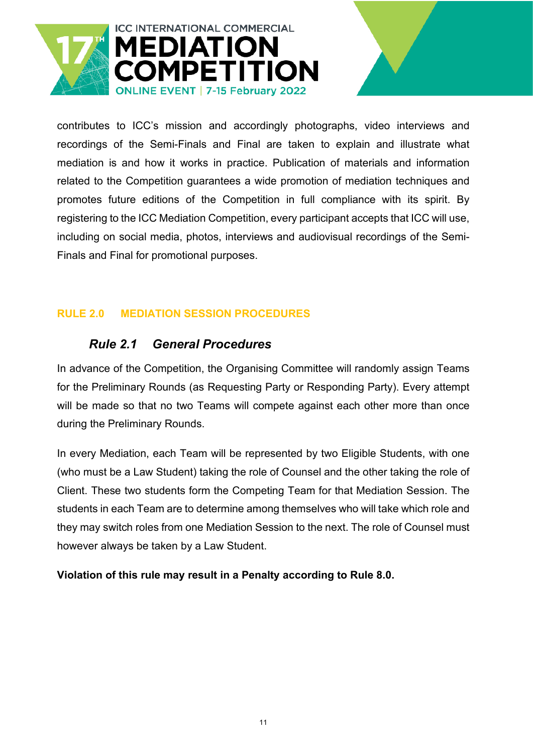contributes to ICC's mission and accordingly photographs, video interviews and recordings of the Semi-Finals and Final are taken to explain and illustrate what mediation is and how it works in practice. Publication of materials and information related to the Competition guarantees a wide promotion of mediation techniques and promotes future editions of the Competition in full compliance with its spirit. By registering to the ICC Mediation Competition, every participant accepts that ICC will use, including on social media, photos, interviews and audiovisual recordings of the Semi-Finals and Final for promotional purposes.

## RULE 2.0 MEDIATION SESSION PROCEDURES

### *Rule 2.1 General Procedures*

In advance of the Competition, the Organising Committee will randomly assign Teams for the Preliminary Rounds (as Requesting Party or Responding Party). Every attempt will be made so that no two Teams will compete against each other more than once during the Preliminary Rounds.

In every Mediation, each Team will be represented by two Eligible Students, with one (who must be a Law Student) taking the role of Counsel and the other taking the role of Client. These two students form the Competing Team for that Mediation Session. The students in each Team are to determine among themselves who will take which role and they may switch roles from one Mediation Session to the next. The role of Counsel must however always be taken by a Law Student.

**Violation of this rule may result in a Penalty according to Rule 8.0.**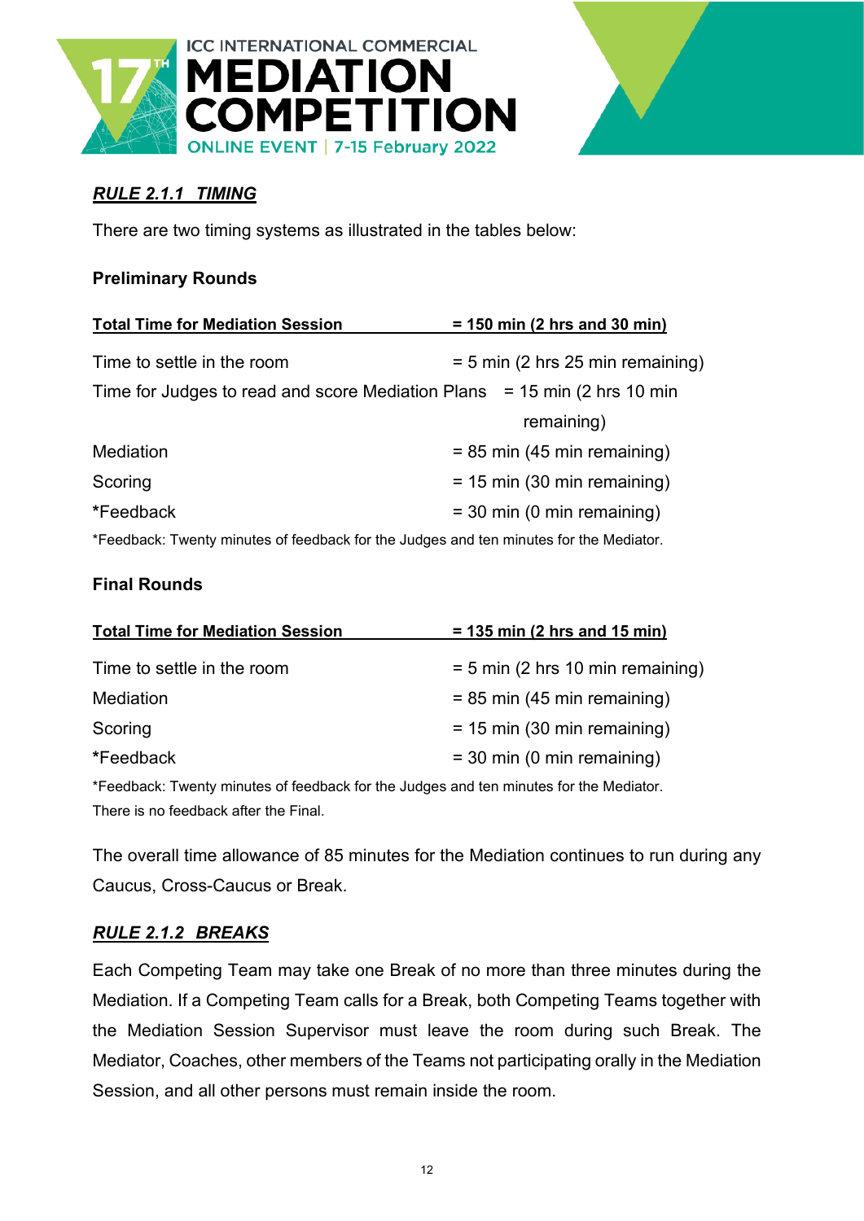## *RULE 2.1.1 TIMING*

There are two timing systems as illustrated in the tables below:

**Preliminary Rounds**

| **Total Time for Mediation Session** | **= 150 min (2 hrs and 30 min)** |
|---|---|
| Time to settle in the room | = 5 min (2 hrs 25 min remaining) |
| Time for Judges to read and score Mediation Plans | = 15 min (2 hrs 10 min remaining) |
| Mediation | = 85 min (45 min remaining) |
| Scoring | = 15 min (30 min remaining) |
| *Feedback | = 30 min (0 min remaining) |

*Feedback: Twenty minutes of feedback for the Judges and ten minutes for the Mediator.

**Final Rounds**

| **Total Time for Mediation Session** | **= 135 min (2 hrs and 15 min)** |
|---|---|
| Time to settle in the room | = 5 min (2 hrs 10 min remaining) |
| Mediation | = 85 min (45 min remaining) |
| Scoring | = 15 min (30 min remaining) |
| *Feedback | = 30 min (0 min remaining) |

*Feedback: Twenty minutes of feedback for the Judges and ten minutes for the Mediator.
There is no feedback after the Final.

The overall time allowance of 85 minutes for the Mediation continues to run during any Caucus, Cross-Caucus or Break.

## *RULE 2.1.2 BREAKS*

Each Competing Team may take one Break of no more than three minutes during the Mediation. If a Competing Team calls for a Break, both Competing Teams together with the Mediation Session Supervisor must leave the room during such Break. The Mediator, Coaches, other members of the Teams not participating orally in the Mediation Session, and all other persons must remain inside the room.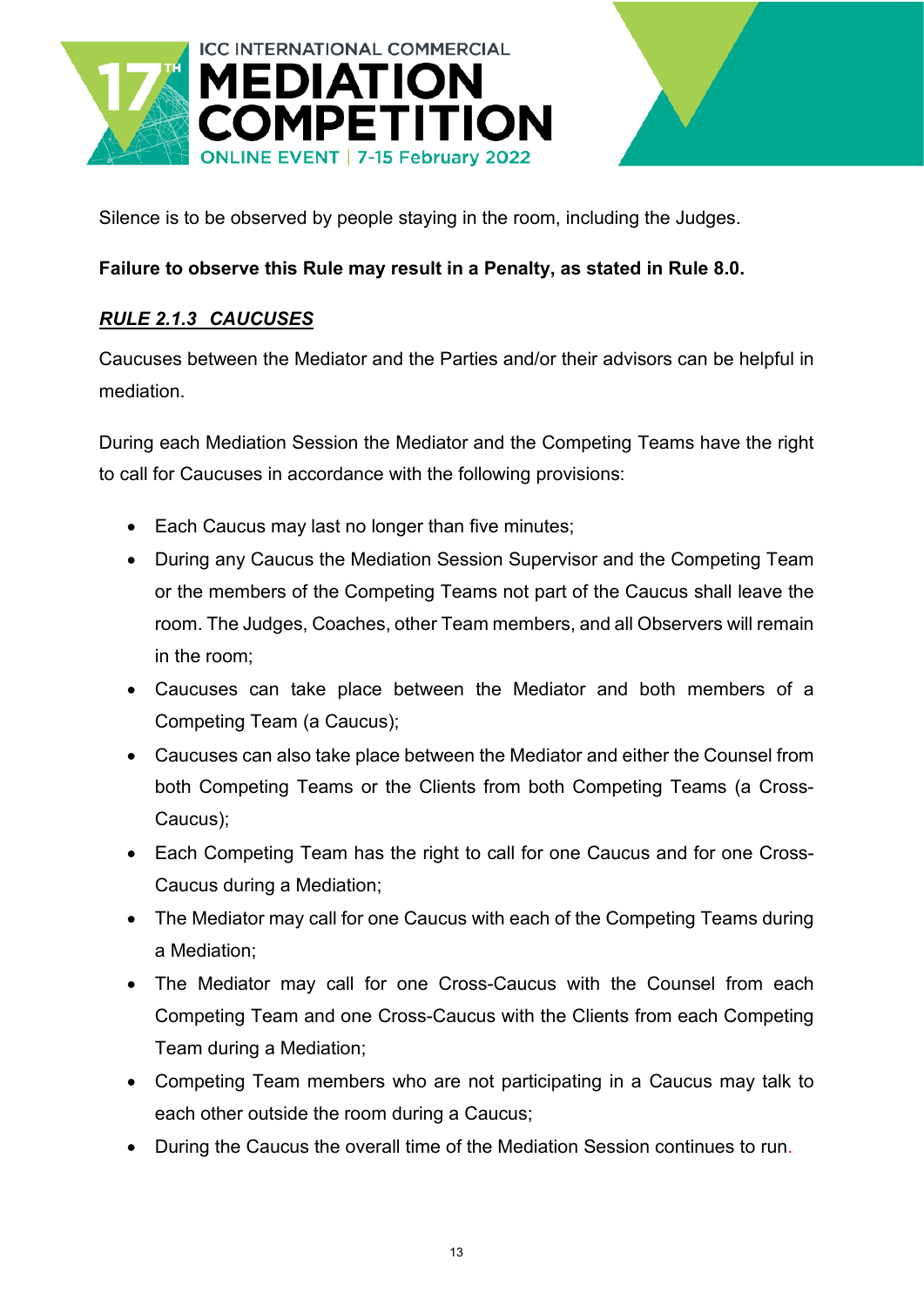Silence is to be observed by people staying in the room, including the Judges.

**Failure to observe this Rule may result in a Penalty, as stated in Rule 8.0.**

### ***RULE 2.1.3 CAUCUSES***

Caucuses between the Mediator and the Parties and/or their advisors can be helpful in mediation.

During each Mediation Session the Mediator and the Competing Teams have the right to call for Caucuses in accordance with the following provisions:

- Each Caucus may last no longer than five minutes;
- During any Caucus the Mediation Session Supervisor and the Competing Team or the members of the Competing Teams not part of the Caucus shall leave the room. The Judges, Coaches, other Team members, and all Observers will remain in the room;
- Caucuses can take place between the Mediator and both members of a Competing Team (a Caucus);
- Caucuses can also take place between the Mediator and either the Counsel from both Competing Teams or the Clients from both Competing Teams (a Cross-Caucus);
- Each Competing Team has the right to call for one Caucus and for one Cross-Caucus during a Mediation;
- The Mediator may call for one Caucus with each of the Competing Teams during a Mediation;
- The Mediator may call for one Cross-Caucus with the Counsel from each Competing Team and one Cross-Caucus with the Clients from each Competing Team during a Mediation;
- Competing Team members who are not participating in a Caucus may talk to each other outside the room during a Caucus;
- During the Caucus the overall time of the Mediation Session continues to run.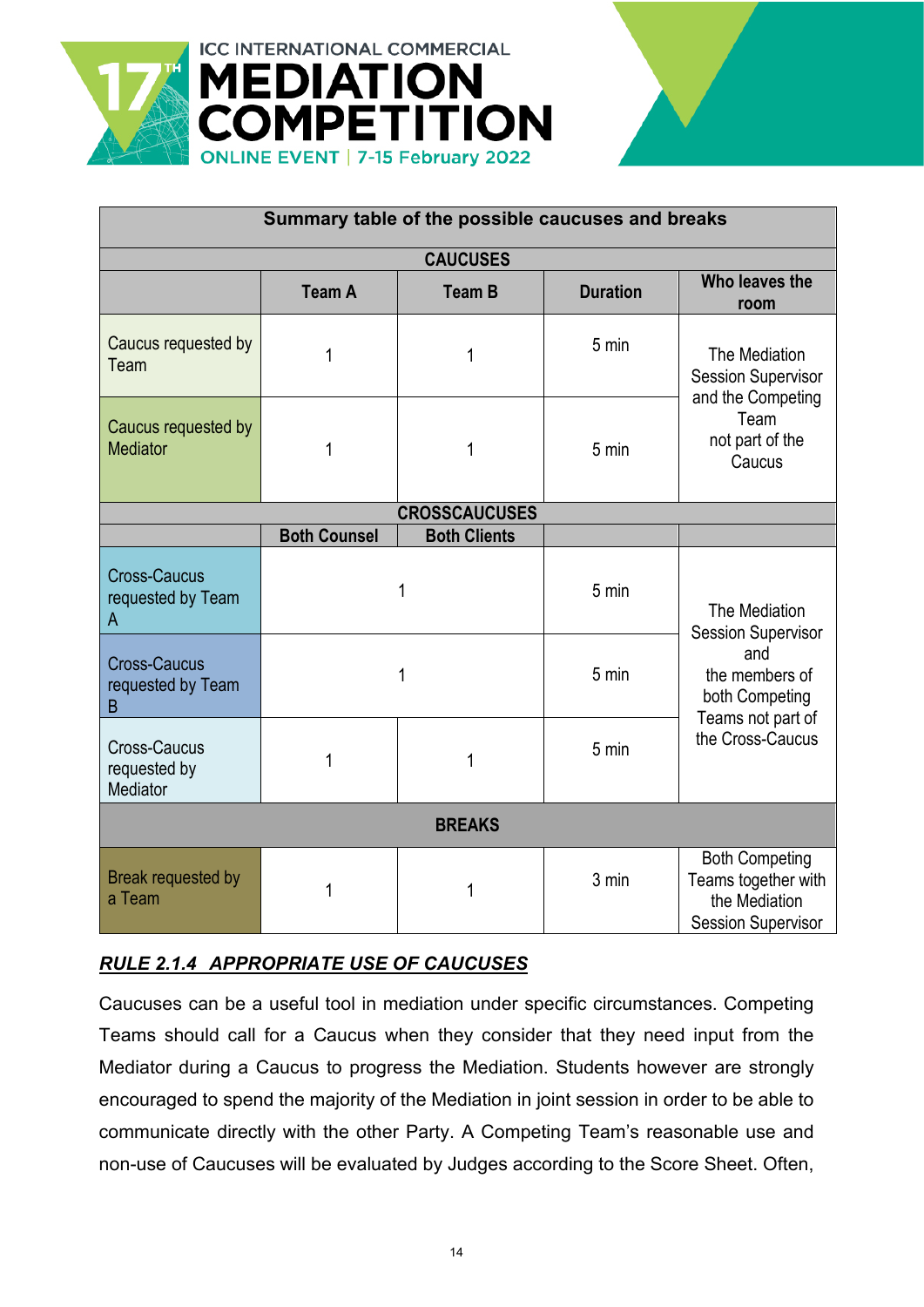| Summary table of the possible caucuses and breaks | | | | |
|---|---|---|---|---|
| **CAUCUSES** | | | | |
| | **Team A** | **Team B** | **Duration** | **Who leaves the room** |
| Caucus requested by Team | 1 | 1 | 5 min | The Mediation Session Supervisor and the Competing Team not part of the Caucus |
| Caucus requested by Mediator | 1 | 1 | 5 min | |
| **CROSSCAUCUSES** | | | | |
| | **Both Counsel** | **Both Clients** | | |
| Cross-Caucus requested by Team A | 1 | | 5 min | The Mediation Session Supervisor and the members of both Competing Teams not part of the Cross-Caucus |
| Cross-Caucus requested by Team B | 1 | | 5 min | |
| Cross-Caucus requested by Mediator | 1 | 1 | 5 min | |
| **BREAKS** | | | | |
| Break requested by a Team | 1 | 1 | 3 min | Both Competing Teams together with the Mediation Session Supervisor |

***RULE 2.1.4 APPROPRIATE USE OF CAUCUSES***

Caucuses can be a useful tool in mediation under specific circumstances. Competing Teams should call for a Caucus when they consider that they need input from the Mediator during a Caucus to progress the Mediation. Students however are strongly encouraged to spend the majority of the Mediation in joint session in order to be able to communicate directly with the other Party. A Competing Team's reasonable use and non-use of Caucuses will be evaluated by Judges according to the Score Sheet. Often,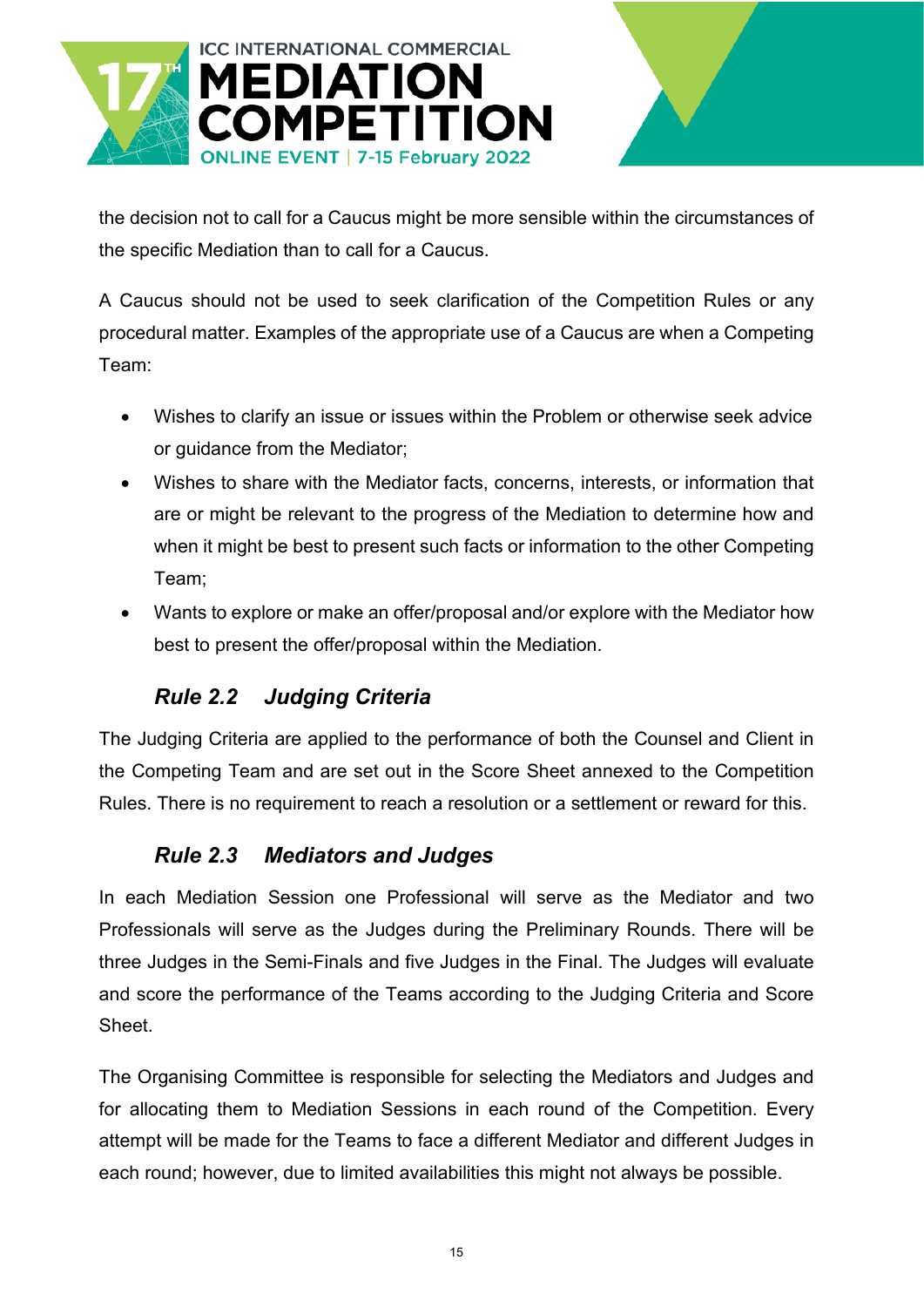the decision not to call for a Caucus might be more sensible within the circumstances of the specific Mediation than to call for a Caucus.

A Caucus should not be used to seek clarification of the Competition Rules or any procedural matter. Examples of the appropriate use of a Caucus are when a Competing Team:

- Wishes to clarify an issue or issues within the Problem or otherwise seek advice or guidance from the Mediator;
- Wishes to share with the Mediator facts, concerns, interests, or information that are or might be relevant to the progress of the Mediation to determine how and when it might be best to present such facts or information to the other Competing Team;
- Wants to explore or make an offer/proposal and/or explore with the Mediator how best to present the offer/proposal within the Mediation.

### *Rule 2.2 Judging Criteria*

The Judging Criteria are applied to the performance of both the Counsel and Client in the Competing Team and are set out in the Score Sheet annexed to the Competition Rules. There is no requirement to reach a resolution or a settlement or reward for this.

### *Rule 2.3 Mediators and Judges*

In each Mediation Session one Professional will serve as the Mediator and two Professionals will serve as the Judges during the Preliminary Rounds. There will be three Judges in the Semi-Finals and five Judges in the Final. The Judges will evaluate and score the performance of the Teams according to the Judging Criteria and Score Sheet.

The Organising Committee is responsible for selecting the Mediators and Judges and for allocating them to Mediation Sessions in each round of the Competition. Every attempt will be made for the Teams to face a different Mediator and different Judges in each round; however, due to limited availabilities this might not always be possible.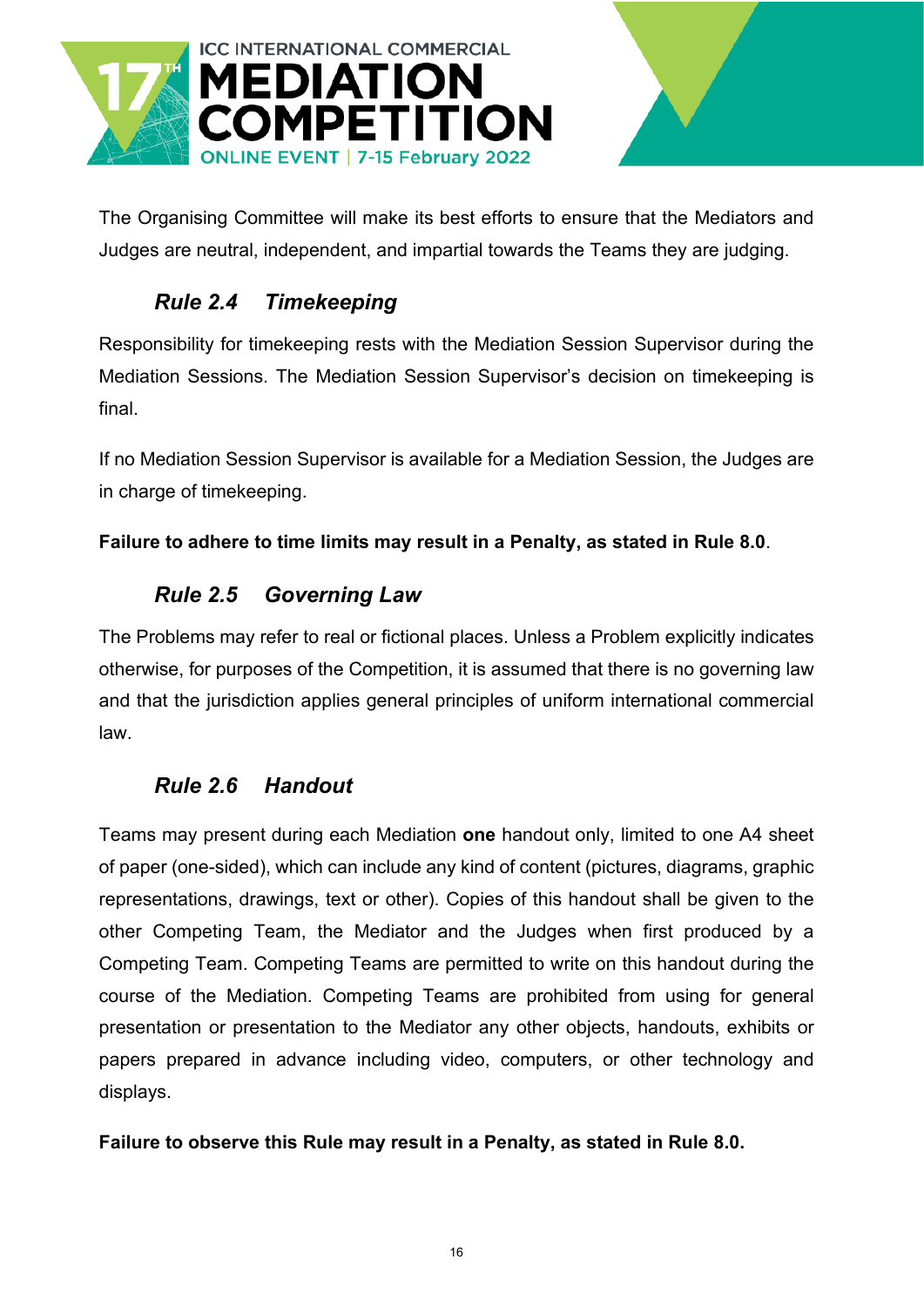The Organising Committee will make its best efforts to ensure that the Mediators and Judges are neutral, independent, and impartial towards the Teams they are judging.

### *Rule 2.4 Timekeeping*

Responsibility for timekeeping rests with the Mediation Session Supervisor during the Mediation Sessions. The Mediation Session Supervisor's decision on timekeeping is final.

If no Mediation Session Supervisor is available for a Mediation Session, the Judges are in charge of timekeeping.

**Failure to adhere to time limits may result in a Penalty, as stated in Rule 8.0**.

### *Rule 2.5 Governing Law*

The Problems may refer to real or fictional places. Unless a Problem explicitly indicates otherwise, for purposes of the Competition, it is assumed that there is no governing law and that the jurisdiction applies general principles of uniform international commercial law.

### *Rule 2.6 Handout*

Teams may present during each Mediation **one** handout only, limited to one A4 sheet of paper (one-sided), which can include any kind of content (pictures, diagrams, graphic representations, drawings, text or other). Copies of this handout shall be given to the other Competing Team, the Mediator and the Judges when first produced by a Competing Team. Competing Teams are permitted to write on this handout during the course of the Mediation. Competing Teams are prohibited from using for general presentation or presentation to the Mediator any other objects, handouts, exhibits or papers prepared in advance including video, computers, or other technology and displays.

**Failure to observe this Rule may result in a Penalty, as stated in Rule 8.0.**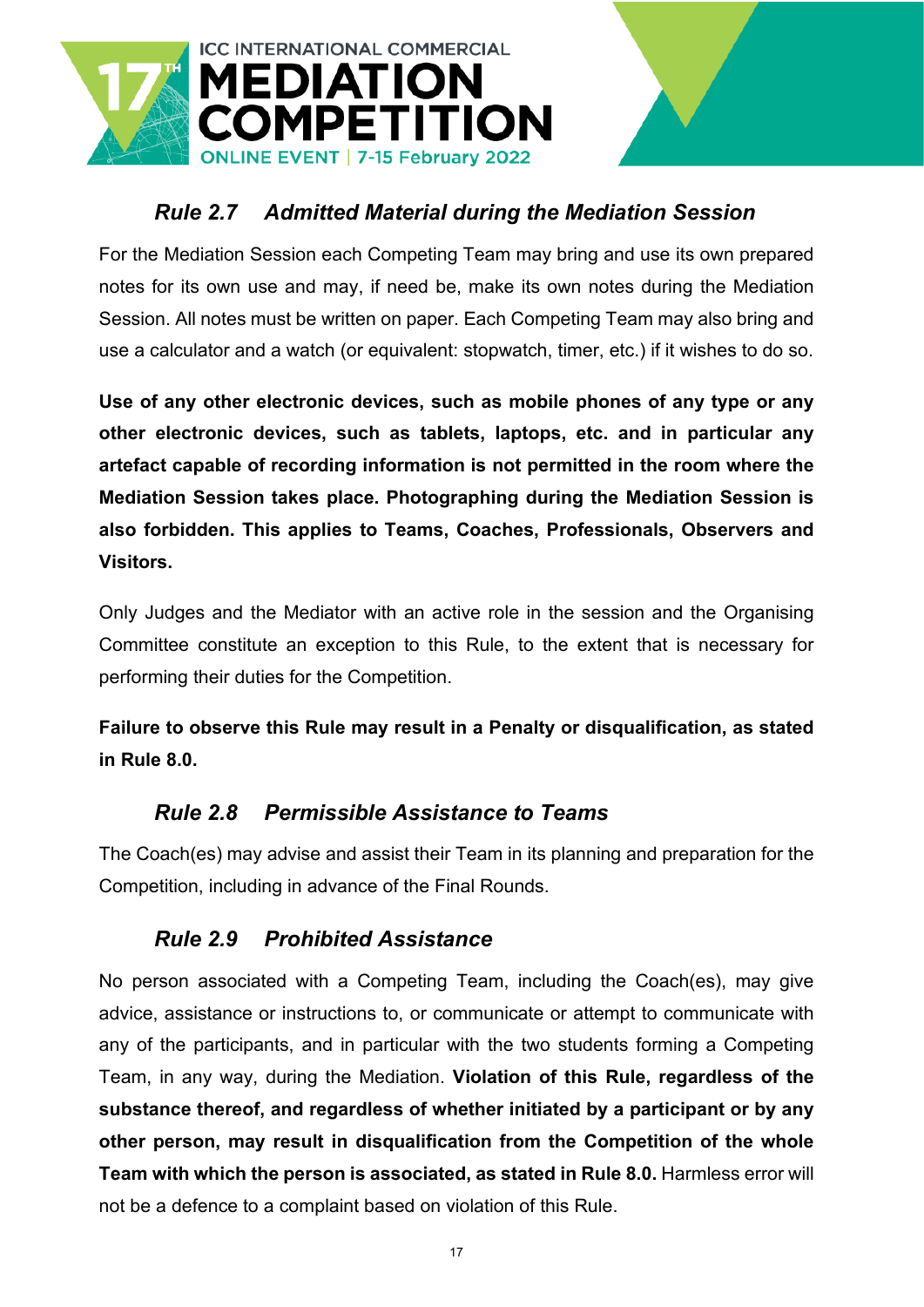### *Rule 2.7 Admitted Material during the Mediation Session*

For the Mediation Session each Competing Team may bring and use its own prepared notes for its own use and may, if need be, make its own notes during the Mediation Session. All notes must be written on paper. Each Competing Team may also bring and use a calculator and a watch (or equivalent: stopwatch, timer, etc.) if it wishes to do so.

**Use of any other electronic devices, such as mobile phones of any type or any other electronic devices, such as tablets, laptops, etc. and in particular any artefact capable of recording information is not permitted in the room where the Mediation Session takes place. Photographing during the Mediation Session is also forbidden. This applies to Teams, Coaches, Professionals, Observers and Visitors.**

Only Judges and the Mediator with an active role in the session and the Organising Committee constitute an exception to this Rule, to the extent that is necessary for performing their duties for the Competition.

**Failure to observe this Rule may result in a Penalty or disqualification, as stated in Rule 8.0.**

### *Rule 2.8 Permissible Assistance to Teams*

The Coach(es) may advise and assist their Team in its planning and preparation for the Competition, including in advance of the Final Rounds.

### *Rule 2.9 Prohibited Assistance*

No person associated with a Competing Team, including the Coach(es), may give advice, assistance or instructions to, or communicate or attempt to communicate with any of the participants, and in particular with the two students forming a Competing Team, in any way, during the Mediation. **Violation of this Rule, regardless of the substance thereof, and regardless of whether initiated by a participant or by any other person, may result in disqualification from the Competition of the whole Team with which the person is associated, as stated in Rule 8.0.** Harmless error will not be a defence to a complaint based on violation of this Rule.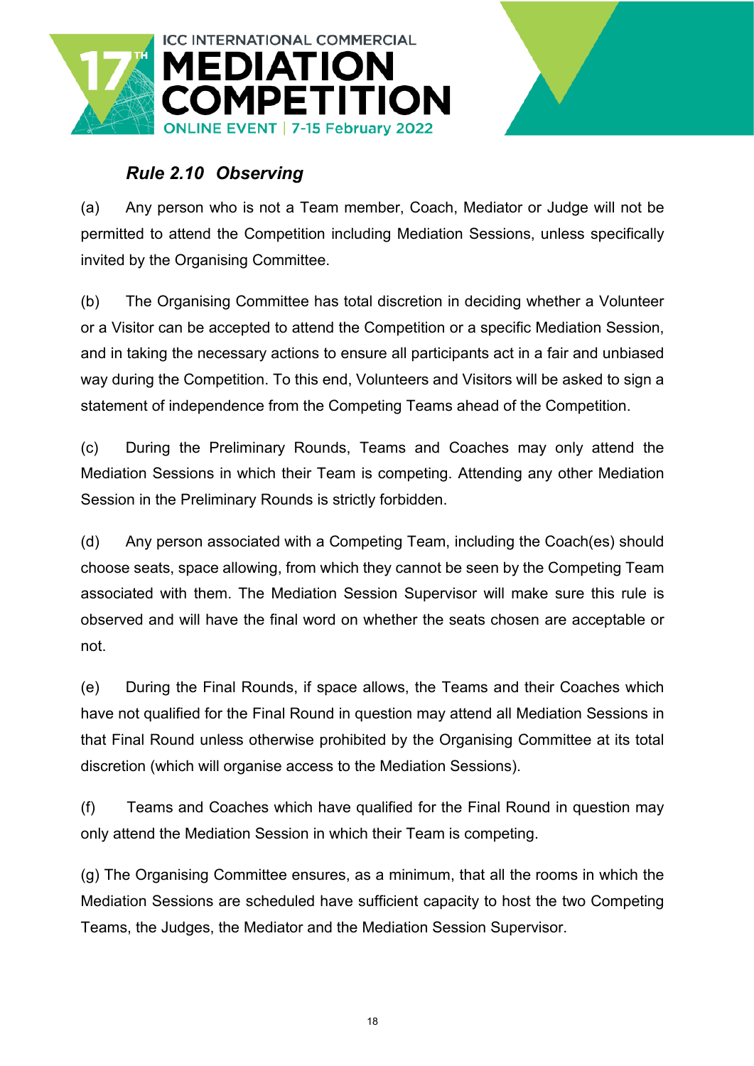### *Rule 2.10 Observing*

(a) Any person who is not a Team member, Coach, Mediator or Judge will not be permitted to attend the Competition including Mediation Sessions, unless specifically invited by the Organising Committee.

(b) The Organising Committee has total discretion in deciding whether a Volunteer or a Visitor can be accepted to attend the Competition or a specific Mediation Session, and in taking the necessary actions to ensure all participants act in a fair and unbiased way during the Competition. To this end, Volunteers and Visitors will be asked to sign a statement of independence from the Competing Teams ahead of the Competition.

(c) During the Preliminary Rounds, Teams and Coaches may only attend the Mediation Sessions in which their Team is competing. Attending any other Mediation Session in the Preliminary Rounds is strictly forbidden.

(d) Any person associated with a Competing Team, including the Coach(es) should choose seats, space allowing, from which they cannot be seen by the Competing Team associated with them. The Mediation Session Supervisor will make sure this rule is observed and will have the final word on whether the seats chosen are acceptable or not.

(e) During the Final Rounds, if space allows, the Teams and their Coaches which have not qualified for the Final Round in question may attend all Mediation Sessions in that Final Round unless otherwise prohibited by the Organising Committee at its total discretion (which will organise access to the Mediation Sessions).

(f) Teams and Coaches which have qualified for the Final Round in question may only attend the Mediation Session in which their Team is competing.

(g) The Organising Committee ensures, as a minimum, that all the rooms in which the Mediation Sessions are scheduled have sufficient capacity to host the two Competing Teams, the Judges, the Mediator and the Mediation Session Supervisor.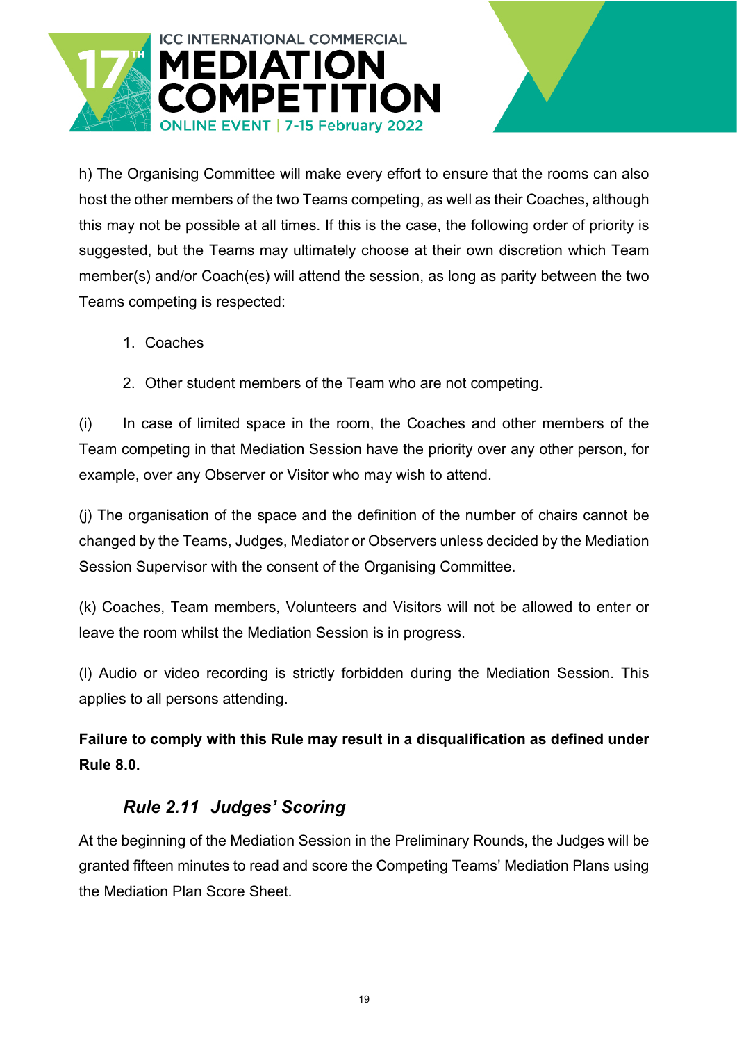h) The Organising Committee will make every effort to ensure that the rooms can also host the other members of the two Teams competing, as well as their Coaches, although this may not be possible at all times. If this is the case, the following order of priority is suggested, but the Teams may ultimately choose at their own discretion which Team member(s) and/or Coach(es) will attend the session, as long as parity between the two Teams competing is respected:

1. Coaches
2. Other student members of the Team who are not competing.

(i) In case of limited space in the room, the Coaches and other members of the Team competing in that Mediation Session have the priority over any other person, for example, over any Observer or Visitor who may wish to attend.

(j) The organisation of the space and the definition of the number of chairs cannot be changed by the Teams, Judges, Mediator or Observers unless decided by the Mediation Session Supervisor with the consent of the Organising Committee.

(k) Coaches, Team members, Volunteers and Visitors will not be allowed to enter or leave the room whilst the Mediation Session is in progress.

(l) Audio or video recording is strictly forbidden during the Mediation Session. This applies to all persons attending.

**Failure to comply with this Rule may result in a disqualification as defined under Rule 8.0.**

### *Rule 2.11 Judges' Scoring*

At the beginning of the Mediation Session in the Preliminary Rounds, the Judges will be granted fifteen minutes to read and score the Competing Teams' Mediation Plans using the Mediation Plan Score Sheet.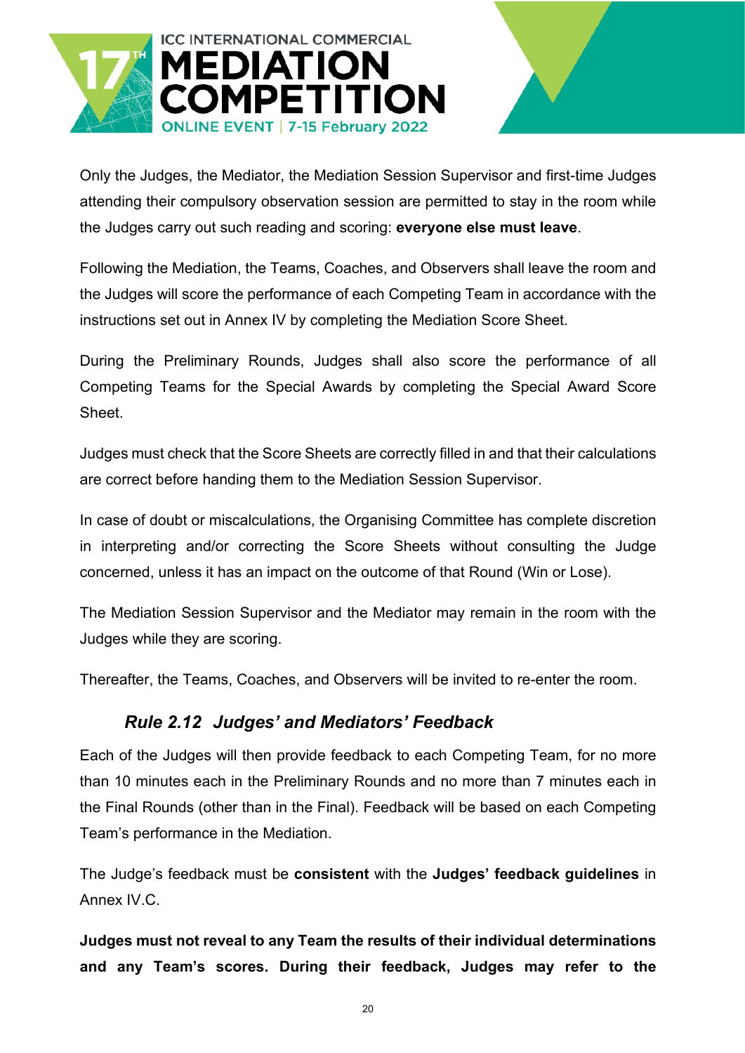Only the Judges, the Mediator, the Mediation Session Supervisor and first-time Judges attending their compulsory observation session are permitted to stay in the room while the Judges carry out such reading and scoring: **everyone else must leave**.

Following the Mediation, the Teams, Coaches, and Observers shall leave the room and the Judges will score the performance of each Competing Team in accordance with the instructions set out in Annex IV by completing the Mediation Score Sheet.

During the Preliminary Rounds, Judges shall also score the performance of all Competing Teams for the Special Awards by completing the Special Award Score Sheet.

Judges must check that the Score Sheets are correctly filled in and that their calculations are correct before handing them to the Mediation Session Supervisor.

In case of doubt or miscalculations, the Organising Committee has complete discretion in interpreting and/or correcting the Score Sheets without consulting the Judge concerned, unless it has an impact on the outcome of that Round (Win or Lose).

The Mediation Session Supervisor and the Mediator may remain in the room with the Judges while they are scoring.

Thereafter, the Teams, Coaches, and Observers will be invited to re-enter the room.

### *Rule 2.12 Judges' and Mediators' Feedback*

Each of the Judges will then provide feedback to each Competing Team, for no more than 10 minutes each in the Preliminary Rounds and no more than 7 minutes each in the Final Rounds (other than in the Final). Feedback will be based on each Competing Team's performance in the Mediation.

The Judge's feedback must be **consistent** with the **Judges' feedback guidelines** in Annex IV.C.

**Judges must not reveal to any Team the results of their individual determinations and any Team's scores. During their feedback, Judges may refer to the**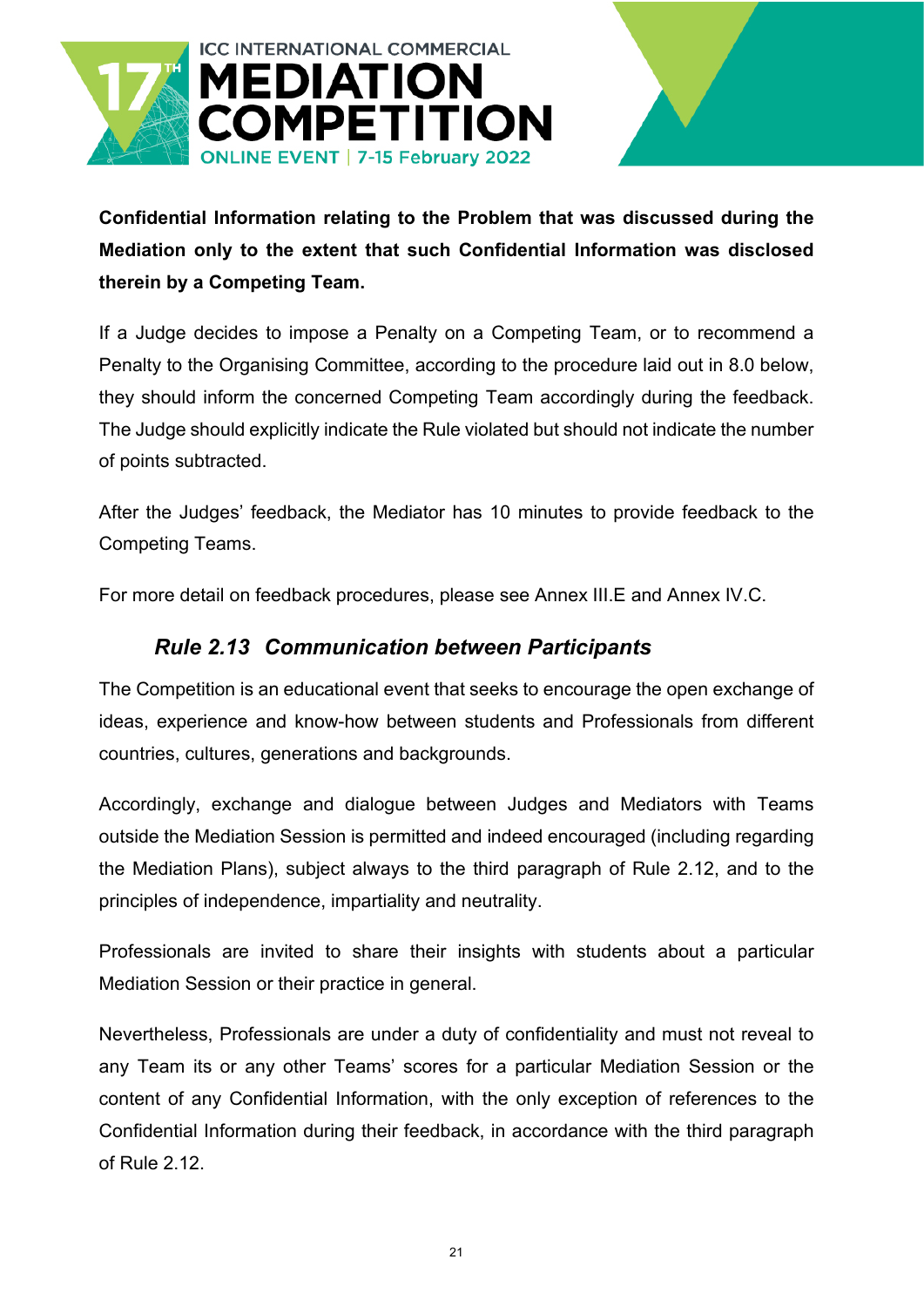**Confidential Information relating to the Problem that was discussed during the Mediation only to the extent that such Confidential Information was disclosed therein by a Competing Team.**

If a Judge decides to impose a Penalty on a Competing Team, or to recommend a Penalty to the Organising Committee, according to the procedure laid out in 8.0 below, they should inform the concerned Competing Team accordingly during the feedback. The Judge should explicitly indicate the Rule violated but should not indicate the number of points subtracted.

After the Judges' feedback, the Mediator has 10 minutes to provide feedback to the Competing Teams.

For more detail on feedback procedures, please see Annex III.E and Annex IV.C.

### *Rule 2.13 Communication between Participants*

The Competition is an educational event that seeks to encourage the open exchange of ideas, experience and know-how between students and Professionals from different countries, cultures, generations and backgrounds.

Accordingly, exchange and dialogue between Judges and Mediators with Teams outside the Mediation Session is permitted and indeed encouraged (including regarding the Mediation Plans), subject always to the third paragraph of Rule 2.12, and to the principles of independence, impartiality and neutrality.

Professionals are invited to share their insights with students about a particular Mediation Session or their practice in general.

Nevertheless, Professionals are under a duty of confidentiality and must not reveal to any Team its or any other Teams' scores for a particular Mediation Session or the content of any Confidential Information, with the only exception of references to the Confidential Information during their feedback, in accordance with the third paragraph of Rule 2.12.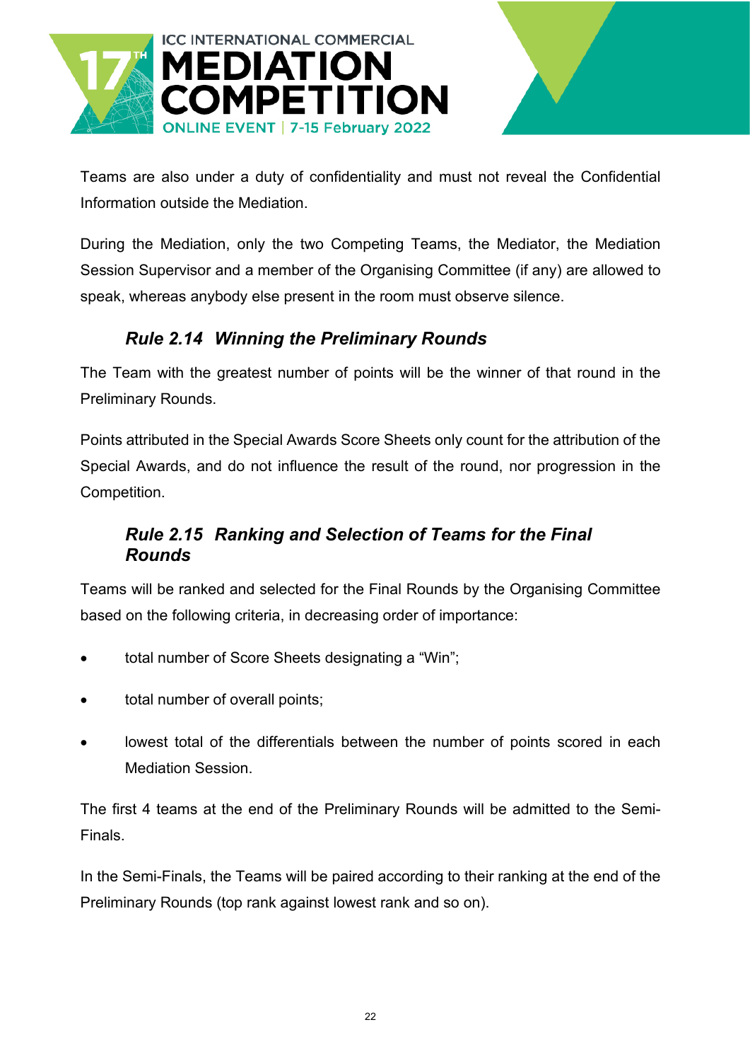Teams are also under a duty of confidentiality and must not reveal the Confidential Information outside the Mediation.

During the Mediation, only the two Competing Teams, the Mediator, the Mediation Session Supervisor and a member of the Organising Committee (if any) are allowed to speak, whereas anybody else present in the room must observe silence.

### *Rule 2.14 Winning the Preliminary Rounds*

The Team with the greatest number of points will be the winner of that round in the Preliminary Rounds.

Points attributed in the Special Awards Score Sheets only count for the attribution of the Special Awards, and do not influence the result of the round, nor progression in the Competition.

### *Rule 2.15 Ranking and Selection of Teams for the Final Rounds*

Teams will be ranked and selected for the Final Rounds by the Organising Committee based on the following criteria, in decreasing order of importance:

- total number of Score Sheets designating a “Win”;
- total number of overall points;
- lowest total of the differentials between the number of points scored in each Mediation Session.

The first 4 teams at the end of the Preliminary Rounds will be admitted to the Semi-Finals.

In the Semi-Finals, the Teams will be paired according to their ranking at the end of the Preliminary Rounds (top rank against lowest rank and so on).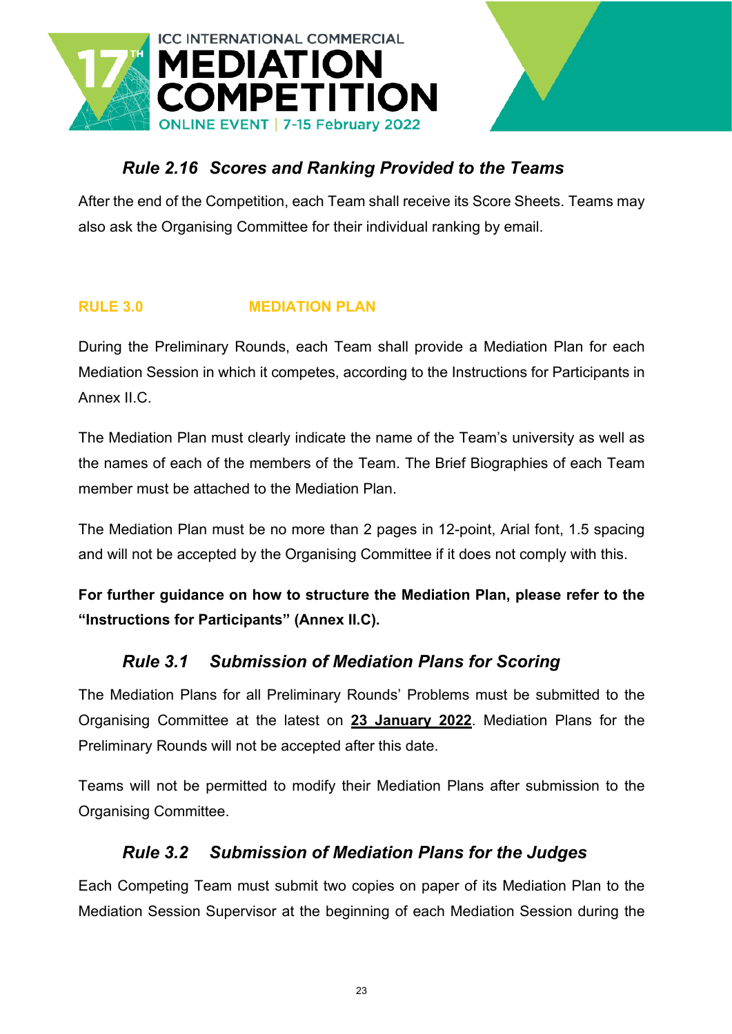### *Rule 2.16 Scores and Ranking Provided to the Teams*

After the end of the Competition, each Team shall receive its Score Sheets. Teams may also ask the Organising Committee for their individual ranking by email.

## RULE 3.0 MEDIATION PLAN

During the Preliminary Rounds, each Team shall provide a Mediation Plan for each Mediation Session in which it competes, according to the Instructions for Participants in Annex II.C.

The Mediation Plan must clearly indicate the name of the Team's university as well as the names of each of the members of the Team. The Brief Biographies of each Team member must be attached to the Mediation Plan.

The Mediation Plan must be no more than 2 pages in 12-point, Arial font, 1.5 spacing and will not be accepted by the Organising Committee if it does not comply with this.

**For further guidance on how to structure the Mediation Plan, please refer to the "Instructions for Participants" (Annex II.C).**

### *Rule 3.1 Submission of Mediation Plans for Scoring*

The Mediation Plans for all Preliminary Rounds' Problems must be submitted to the Organising Committee at the latest on **23 January 2022**. Mediation Plans for the Preliminary Rounds will not be accepted after this date.

Teams will not be permitted to modify their Mediation Plans after submission to the Organising Committee.

### *Rule 3.2 Submission of Mediation Plans for the Judges*

Each Competing Team must submit two copies on paper of its Mediation Plan to the Mediation Session Supervisor at the beginning of each Mediation Session during the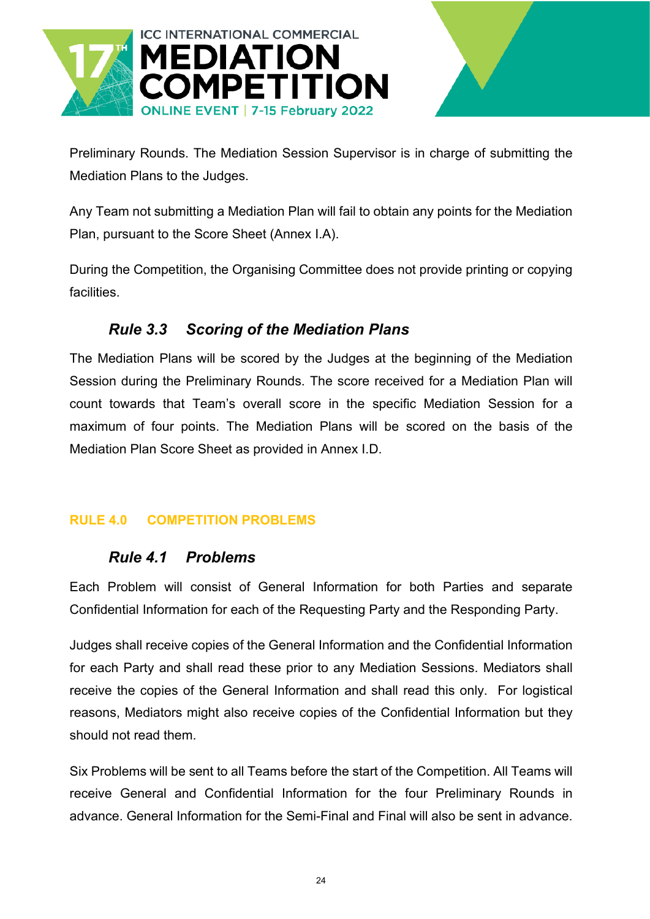Preliminary Rounds. The Mediation Session Supervisor is in charge of submitting the Mediation Plans to the Judges.

Any Team not submitting a Mediation Plan will fail to obtain any points for the Mediation Plan, pursuant to the Score Sheet (Annex I.A).

During the Competition, the Organising Committee does not provide printing or copying facilities.

### *Rule 3.3 Scoring of the Mediation Plans*

The Mediation Plans will be scored by the Judges at the beginning of the Mediation Session during the Preliminary Rounds. The score received for a Mediation Plan will count towards that Team's overall score in the specific Mediation Session for a maximum of four points. The Mediation Plans will be scored on the basis of the Mediation Plan Score Sheet as provided in Annex I.D.

## RULE 4.0 COMPETITION PROBLEMS

### *Rule 4.1 Problems*

Each Problem will consist of General Information for both Parties and separate Confidential Information for each of the Requesting Party and the Responding Party.

Judges shall receive copies of the General Information and the Confidential Information for each Party and shall read these prior to any Mediation Sessions. Mediators shall receive the copies of the General Information and shall read this only. For logistical reasons, Mediators might also receive copies of the Confidential Information but they should not read them.

Six Problems will be sent to all Teams before the start of the Competition. All Teams will receive General and Confidential Information for the four Preliminary Rounds in advance. General Information for the Semi-Final and Final will also be sent in advance.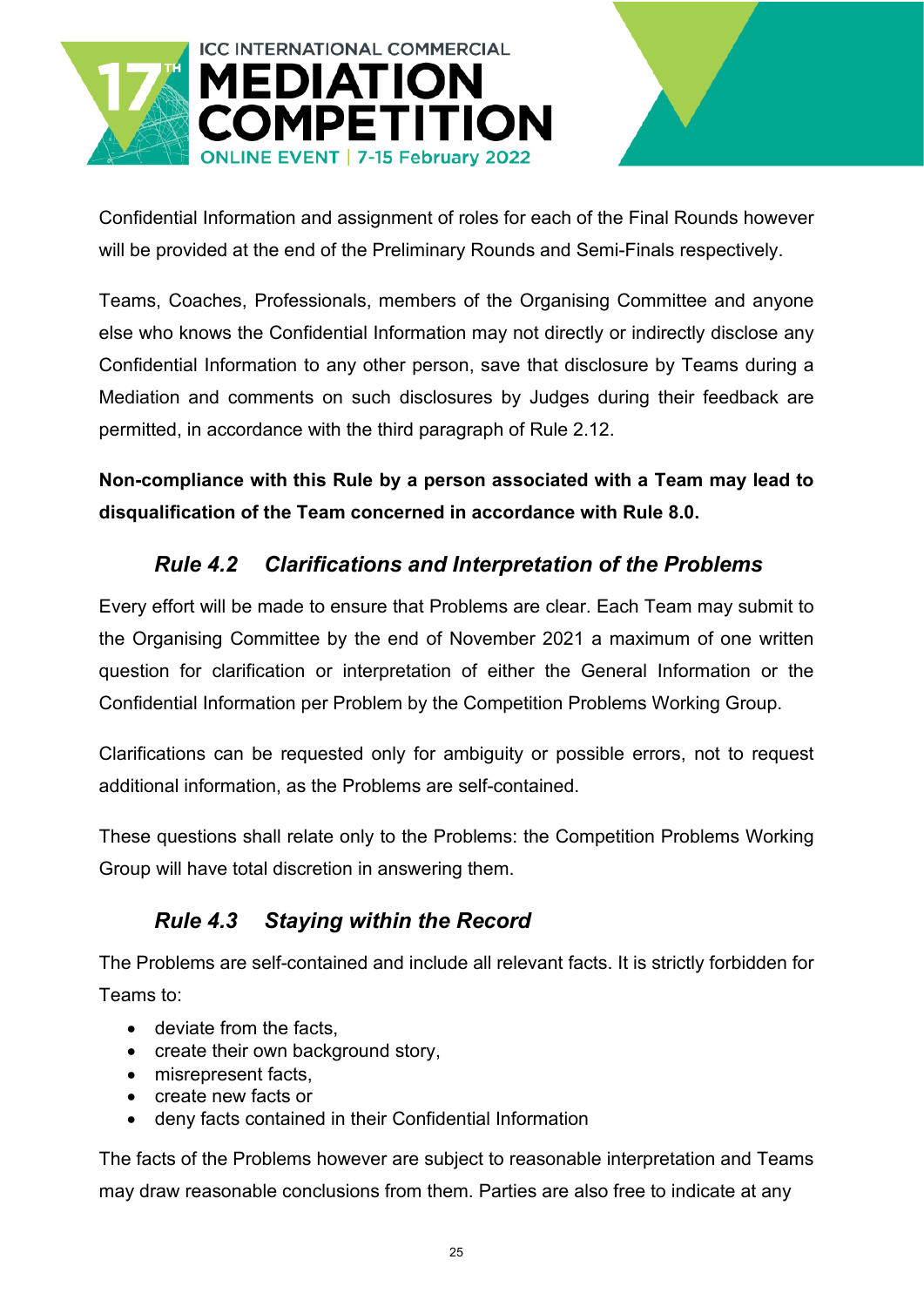Confidential Information and assignment of roles for each of the Final Rounds however will be provided at the end of the Preliminary Rounds and Semi-Finals respectively.

Teams, Coaches, Professionals, members of the Organising Committee and anyone else who knows the Confidential Information may not directly or indirectly disclose any Confidential Information to any other person, save that disclosure by Teams during a Mediation and comments on such disclosures by Judges during their feedback are permitted, in accordance with the third paragraph of Rule 2.12.

**Non-compliance with this Rule by a person associated with a Team may lead to disqualification of the Team concerned in accordance with Rule 8.0.**

### *Rule 4.2 Clarifications and Interpretation of the Problems*

Every effort will be made to ensure that Problems are clear. Each Team may submit to the Organising Committee by the end of November 2021 a maximum of one written question for clarification or interpretation of either the General Information or the Confidential Information per Problem by the Competition Problems Working Group.

Clarifications can be requested only for ambiguity or possible errors, not to request additional information, as the Problems are self-contained.

These questions shall relate only to the Problems: the Competition Problems Working Group will have total discretion in answering them.

### *Rule 4.3 Staying within the Record*

The Problems are self-contained and include all relevant facts. It is strictly forbidden for Teams to:

- deviate from the facts,
- create their own background story,
- misrepresent facts,
- create new facts or
- deny facts contained in their Confidential Information

The facts of the Problems however are subject to reasonable interpretation and Teams may draw reasonable conclusions from them. Parties are also free to indicate at any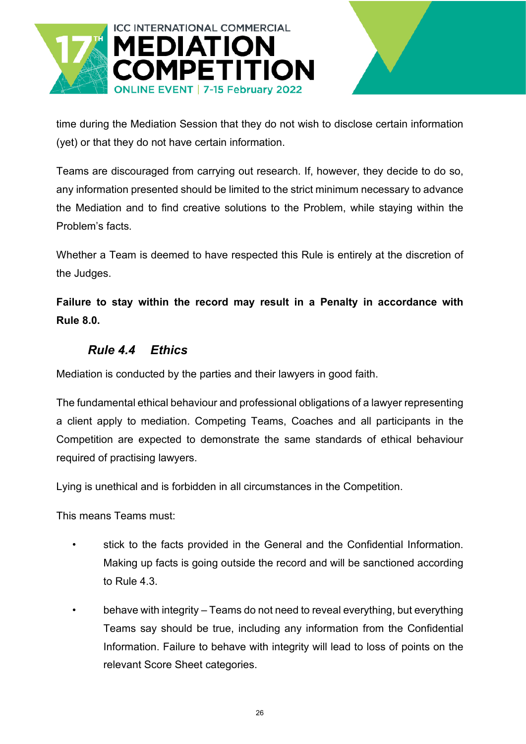time during the Mediation Session that they do not wish to disclose certain information (yet) or that they do not have certain information.

Teams are discouraged from carrying out research. If, however, they decide to do so, any information presented should be limited to the strict minimum necessary to advance the Mediation and to find creative solutions to the Problem, while staying within the Problem's facts.

Whether a Team is deemed to have respected this Rule is entirely at the discretion of the Judges.

**Failure to stay within the record may result in a Penalty in accordance with Rule 8.0.**

### *Rule 4.4 Ethics*

Mediation is conducted by the parties and their lawyers in good faith.

The fundamental ethical behaviour and professional obligations of a lawyer representing a client apply to mediation. Competing Teams, Coaches and all participants in the Competition are expected to demonstrate the same standards of ethical behaviour required of practising lawyers.

Lying is unethical and is forbidden in all circumstances in the Competition.

This means Teams must:

- stick to the facts provided in the General and the Confidential Information. Making up facts is going outside the record and will be sanctioned according to Rule 4.3.
- behave with integrity – Teams do not need to reveal everything, but everything Teams say should be true, including any information from the Confidential Information. Failure to behave with integrity will lead to loss of points on the relevant Score Sheet categories.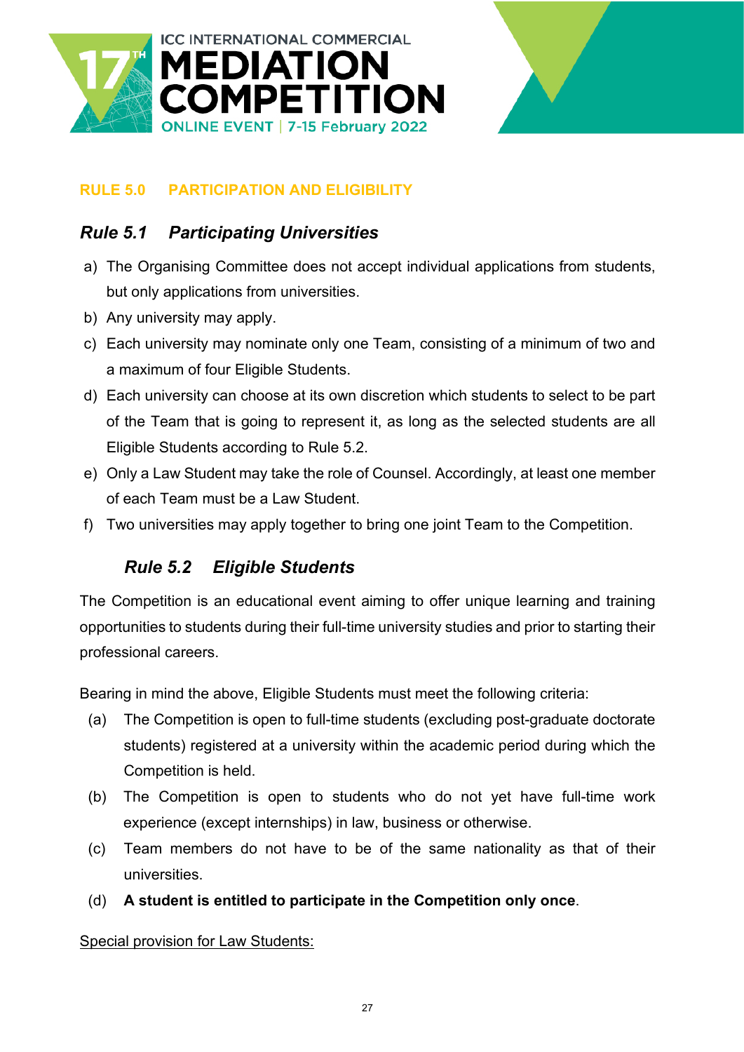## RULE 5.0 PARTICIPATION AND ELIGIBILITY

### *Rule 5.1 Participating Universities*

a) The Organising Committee does not accept individual applications from students, but only applications from universities.

b) Any university may apply.

c) Each university may nominate only one Team, consisting of a minimum of two and a maximum of four Eligible Students.

d) Each university can choose at its own discretion which students to select to be part of the Team that is going to represent it, as long as the selected students are all Eligible Students according to Rule 5.2.

e) Only a Law Student may take the role of Counsel. Accordingly, at least one member of each Team must be a Law Student.

f) Two universities may apply together to bring one joint Team to the Competition.

### *Rule 5.2 Eligible Students*

The Competition is an educational event aiming to offer unique learning and training opportunities to students during their full-time university studies and prior to starting their professional careers.

Bearing in mind the above, Eligible Students must meet the following criteria:

(a) The Competition is open to full-time students (excluding post-graduate doctorate students) registered at a university within the academic period during which the Competition is held.

(b) The Competition is open to students who do not yet have full-time work experience (except internships) in law, business or otherwise.

(c) Team members do not have to be of the same nationality as that of their universities.

(d) **A student is entitled to participate in the Competition only once**.

<u>Special provision for Law Students:</u>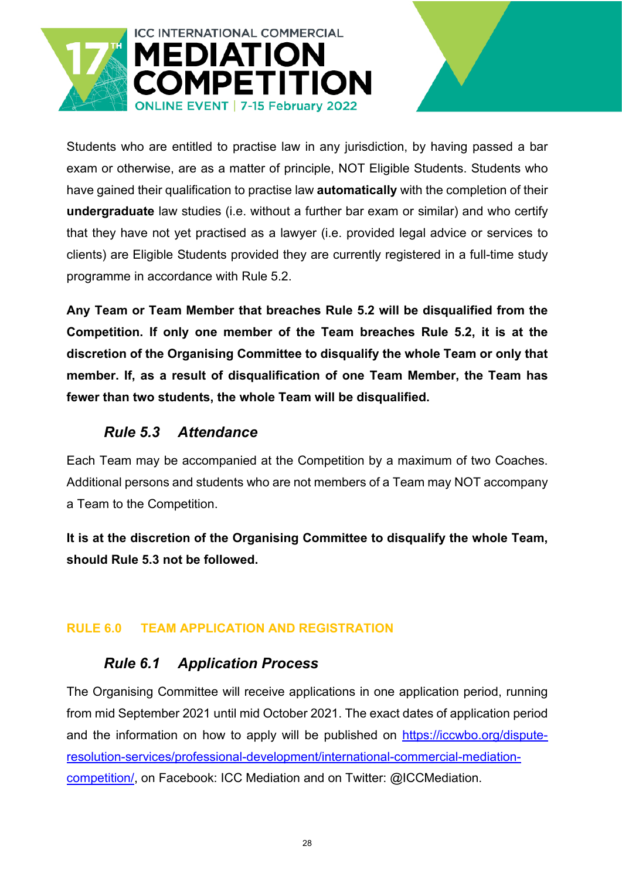Students who are entitled to practise law in any jurisdiction, by having passed a bar exam or otherwise, are as a matter of principle, NOT Eligible Students. Students who have gained their qualification to practise law **automatically** with the completion of their **undergraduate** law studies (i.e. without a further bar exam or similar) and who certify that they have not yet practised as a lawyer (i.e. provided legal advice or services to clients) are Eligible Students provided they are currently registered in a full-time study programme in accordance with Rule 5.2.

**Any Team or Team Member that breaches Rule 5.2 will be disqualified from the Competition. If only one member of the Team breaches Rule 5.2, it is at the discretion of the Organising Committee to disqualify the whole Team or only that member. If, as a result of disqualification of one Team Member, the Team has fewer than two students, the whole Team will be disqualified.**

### *Rule 5.3 Attendance*

Each Team may be accompanied at the Competition by a maximum of two Coaches. Additional persons and students who are not members of a Team may NOT accompany a Team to the Competition.

**It is at the discretion of the Organising Committee to disqualify the whole Team, should Rule 5.3 not be followed.**

## RULE 6.0 TEAM APPLICATION AND REGISTRATION

### *Rule 6.1 Application Process*

The Organising Committee will receive applications in one application period, running from mid September 2021 until mid October 2021. The exact dates of application period and the information on how to apply will be published on [https://iccwbo.org/dispute-resolution-services/professional-development/international-commercial-mediation-competition/](https://iccwbo.org/dispute-resolution-services/professional-development/international-commercial-mediation-competition/), on Facebook: ICC Mediation and on Twitter: @ICCMediation.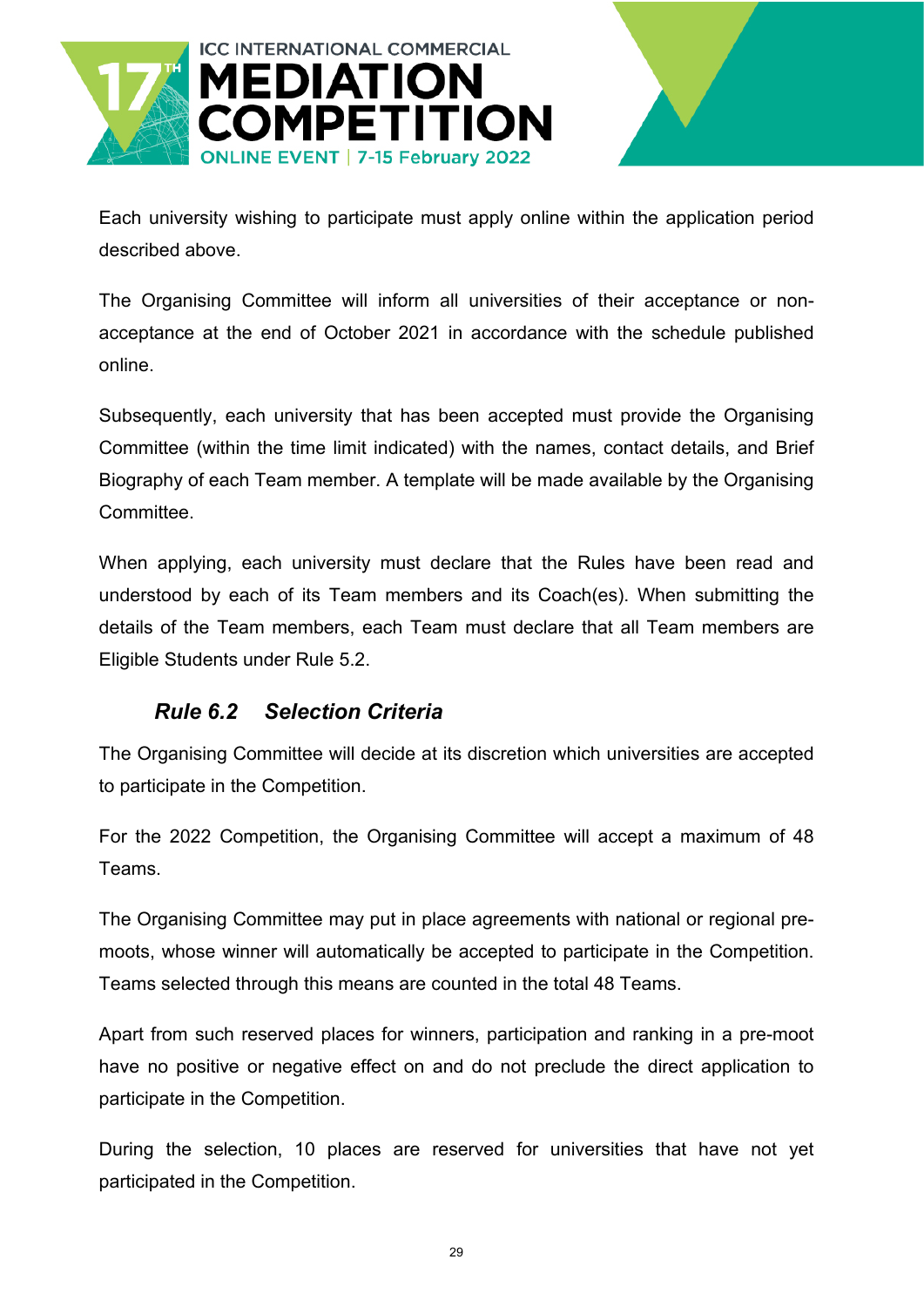Each university wishing to participate must apply online within the application period described above.

The Organising Committee will inform all universities of their acceptance or non-acceptance at the end of October 2021 in accordance with the schedule published online.

Subsequently, each university that has been accepted must provide the Organising Committee (within the time limit indicated) with the names, contact details, and Brief Biography of each Team member. A template will be made available by the Organising Committee.

When applying, each university must declare that the Rules have been read and understood by each of its Team members and its Coach(es). When submitting the details of the Team members, each Team must declare that all Team members are Eligible Students under Rule 5.2.

### *Rule 6.2 Selection Criteria*

The Organising Committee will decide at its discretion which universities are accepted to participate in the Competition.

For the 2022 Competition, the Organising Committee will accept a maximum of 48 Teams.

The Organising Committee may put in place agreements with national or regional pre-moots, whose winner will automatically be accepted to participate in the Competition. Teams selected through this means are counted in the total 48 Teams.

Apart from such reserved places for winners, participation and ranking in a pre-moot have no positive or negative effect on and do not preclude the direct application to participate in the Competition.

During the selection, 10 places are reserved for universities that have not yet participated in the Competition.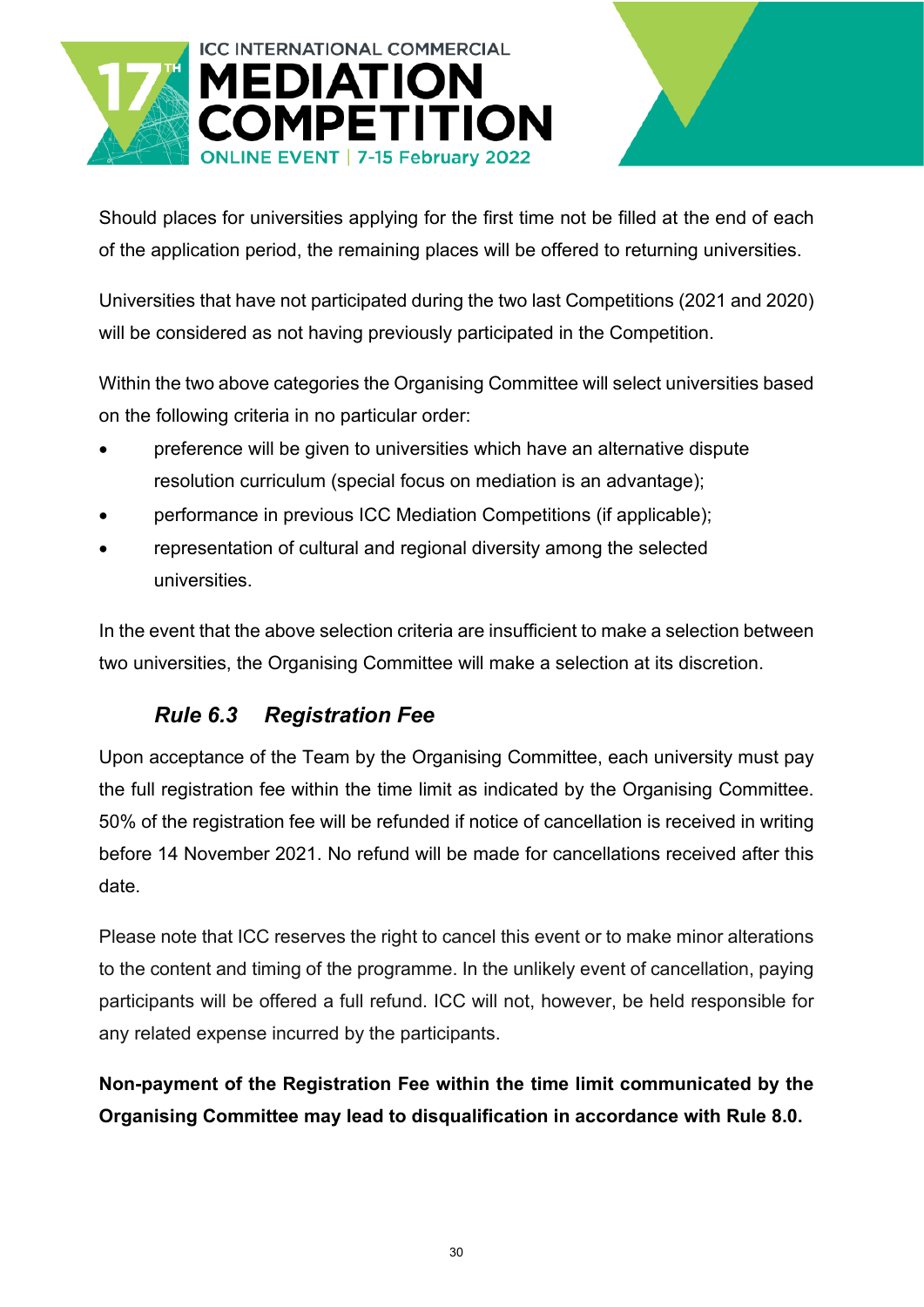Should places for universities applying for the first time not be filled at the end of each of the application period, the remaining places will be offered to returning universities.

Universities that have not participated during the two last Competitions (2021 and 2020) will be considered as not having previously participated in the Competition.

Within the two above categories the Organising Committee will select universities based on the following criteria in no particular order:

- preference will be given to universities which have an alternative dispute resolution curriculum (special focus on mediation is an advantage);
- performance in previous ICC Mediation Competitions (if applicable);
- representation of cultural and regional diversity among the selected universities.

In the event that the above selection criteria are insufficient to make a selection between two universities, the Organising Committee will make a selection at its discretion.

### *Rule 6.3 Registration Fee*

Upon acceptance of the Team by the Organising Committee, each university must pay the full registration fee within the time limit as indicated by the Organising Committee. 50% of the registration fee will be refunded if notice of cancellation is received in writing before 14 November 2021. No refund will be made for cancellations received after this date.

Please note that ICC reserves the right to cancel this event or to make minor alterations to the content and timing of the programme. In the unlikely event of cancellation, paying participants will be offered a full refund. ICC will not, however, be held responsible for any related expense incurred by the participants.

**Non-payment of the Registration Fee within the time limit communicated by the Organising Committee may lead to disqualification in accordance with Rule 8.0.**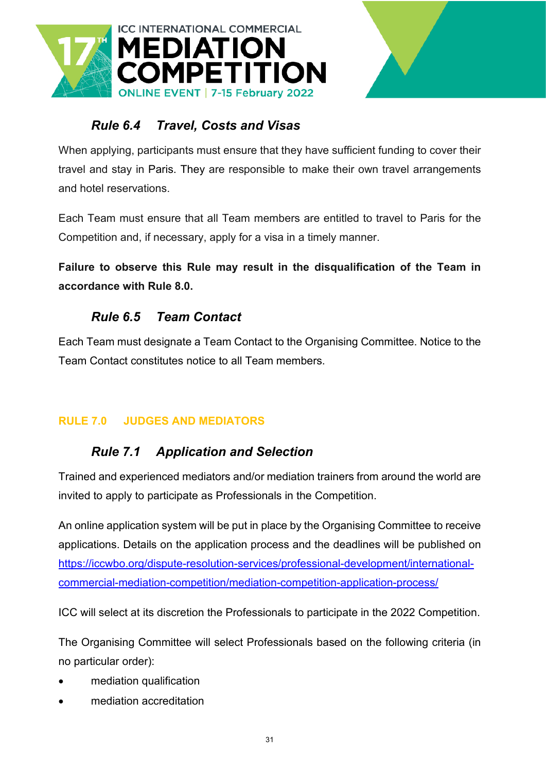### *Rule 6.4 Travel, Costs and Visas*

When applying, participants must ensure that they have sufficient funding to cover their travel and stay in Paris. They are responsible to make their own travel arrangements and hotel reservations.

Each Team must ensure that all Team members are entitled to travel to Paris for the Competition and, if necessary, apply for a visa in a timely manner.

**Failure to observe this Rule may result in the disqualification of the Team in accordance with Rule 8.0.**

### *Rule 6.5 Team Contact*

Each Team must designate a Team Contact to the Organising Committee. Notice to the Team Contact constitutes notice to all Team members.

## RULE 7.0 JUDGES AND MEDIATORS

### *Rule 7.1 Application and Selection*

Trained and experienced mediators and/or mediation trainers from around the world are invited to apply to participate as Professionals in the Competition.

An online application system will be put in place by the Organising Committee to receive applications. Details on the application process and the deadlines will be published on https://iccwbo.org/dispute-resolution-services/professional-development/international-commercial-mediation-competition/mediation-competition-application-process/

ICC will select at its discretion the Professionals to participate in the 2022 Competition.

The Organising Committee will select Professionals based on the following criteria (in no particular order):

- mediation qualification
- mediation accreditation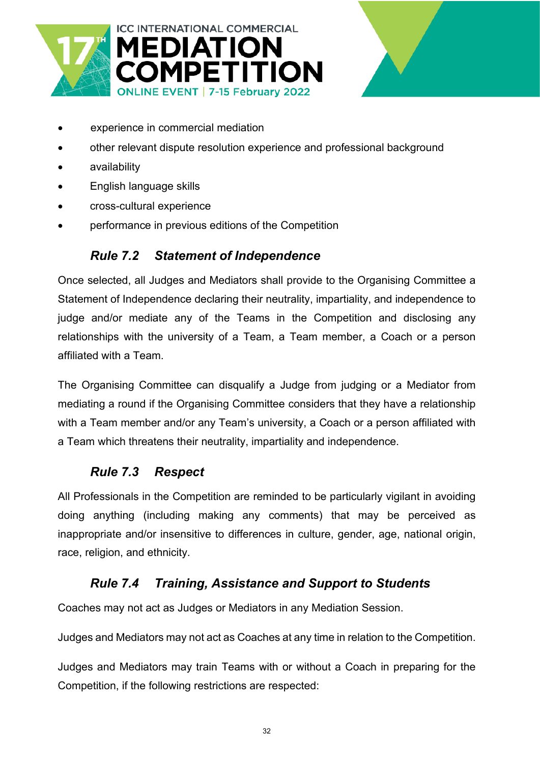- experience in commercial mediation
- other relevant dispute resolution experience and professional background
- availability
- English language skills
- cross-cultural experience
- performance in previous editions of the Competition

### *Rule 7.2 Statement of Independence*

Once selected, all Judges and Mediators shall provide to the Organising Committee a Statement of Independence declaring their neutrality, impartiality, and independence to judge and/or mediate any of the Teams in the Competition and disclosing any relationships with the university of a Team, a Team member, a Coach or a person affiliated with a Team.

The Organising Committee can disqualify a Judge from judging or a Mediator from mediating a round if the Organising Committee considers that they have a relationship with a Team member and/or any Team's university, a Coach or a person affiliated with a Team which threatens their neutrality, impartiality and independence.

### *Rule 7.3 Respect*

All Professionals in the Competition are reminded to be particularly vigilant in avoiding doing anything (including making any comments) that may be perceived as inappropriate and/or insensitive to differences in culture, gender, age, national origin, race, religion, and ethnicity.

### *Rule 7.4 Training, Assistance and Support to Students*

Coaches may not act as Judges or Mediators in any Mediation Session.

Judges and Mediators may not act as Coaches at any time in relation to the Competition.

Judges and Mediators may train Teams with or without a Coach in preparing for the Competition, if the following restrictions are respected: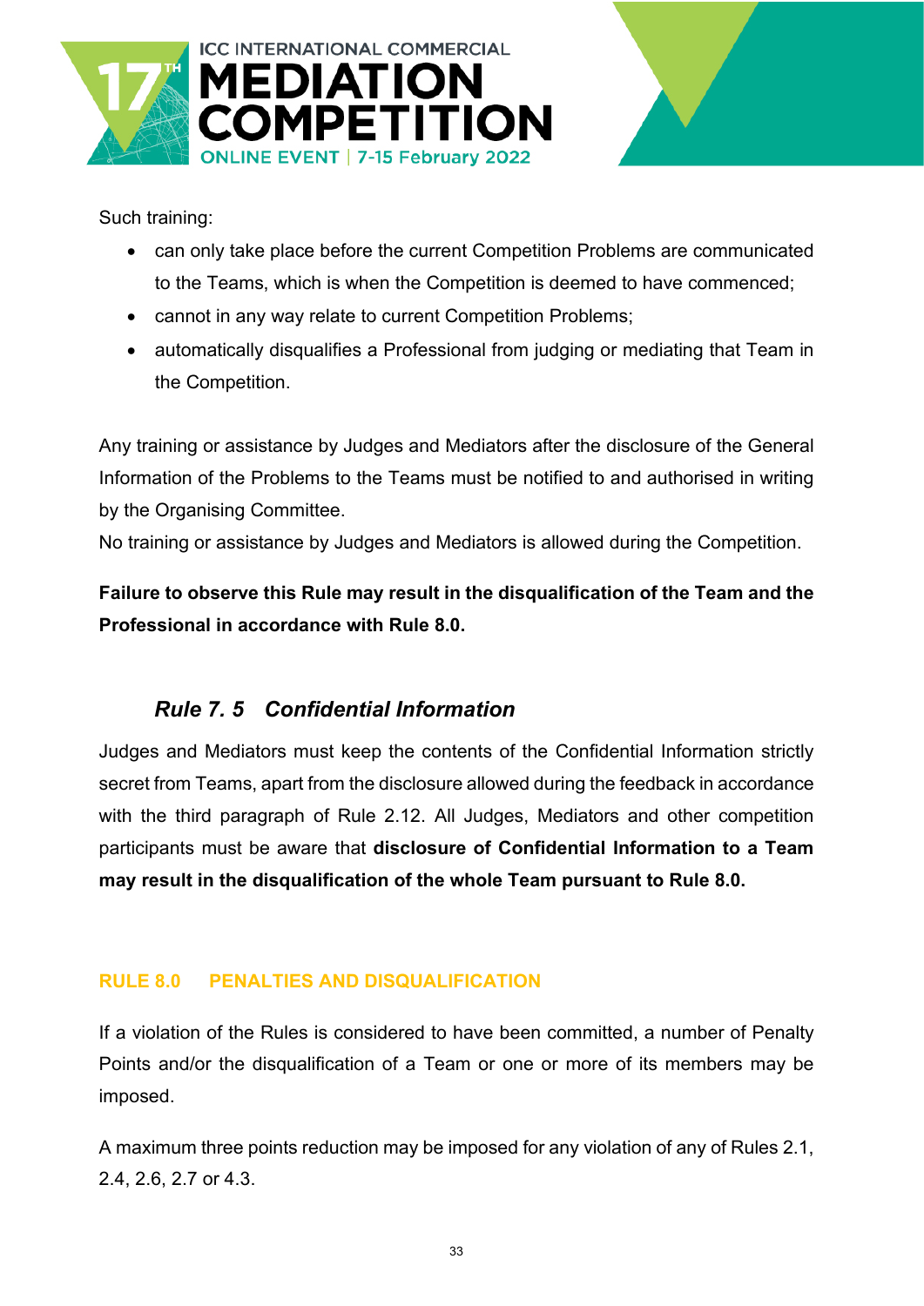Such training:

- can only take place before the current Competition Problems are communicated to the Teams, which is when the Competition is deemed to have commenced;
- cannot in any way relate to current Competition Problems;
- automatically disqualifies a Professional from judging or mediating that Team in the Competition.

Any training or assistance by Judges and Mediators after the disclosure of the General Information of the Problems to the Teams must be notified to and authorised in writing by the Organising Committee.

No training or assistance by Judges and Mediators is allowed during the Competition.

**Failure to observe this Rule may result in the disqualification of the Team and the Professional in accordance with Rule 8.0.**

### *Rule 7. 5 Confidential Information*

Judges and Mediators must keep the contents of the Confidential Information strictly secret from Teams, apart from the disclosure allowed during the feedback in accordance with the third paragraph of Rule 2.12. All Judges, Mediators and other competition participants must be aware that **disclosure of Confidential Information to a Team may result in the disqualification of the whole Team pursuant to Rule 8.0.**

## RULE 8.0 PENALTIES AND DISQUALIFICATION

If a violation of the Rules is considered to have been committed, a number of Penalty Points and/or the disqualification of a Team or one or more of its members may be imposed.

A maximum three points reduction may be imposed for any violation of any of Rules 2.1, 2.4, 2.6, 2.7 or 4.3.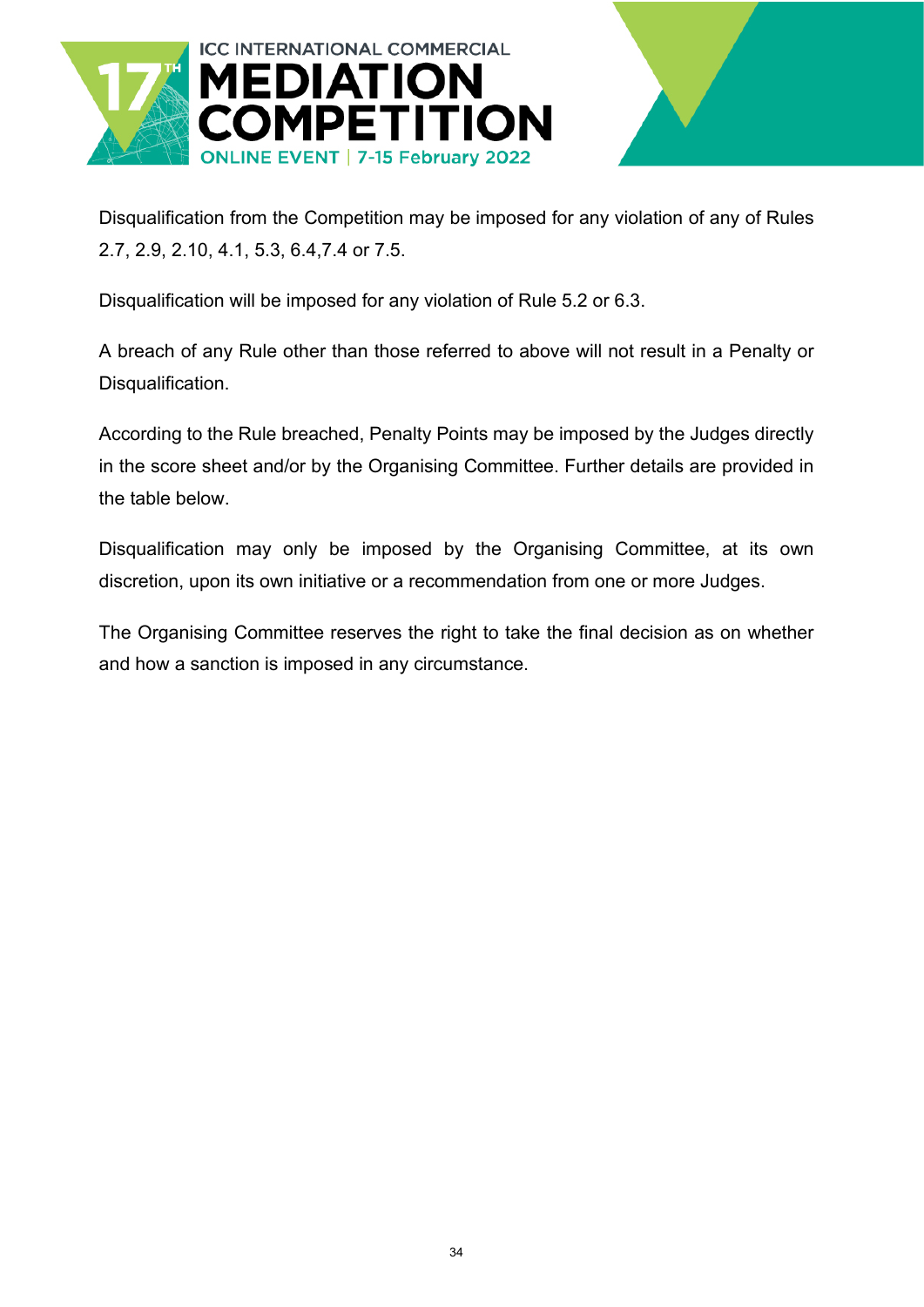Disqualification from the Competition may be imposed for any violation of any of Rules 2.7, 2.9, 2.10, 4.1, 5.3, 6.4,7.4 or 7.5.

Disqualification will be imposed for any violation of Rule 5.2 or 6.3.

A breach of any Rule other than those referred to above will not result in a Penalty or Disqualification.

According to the Rule breached, Penalty Points may be imposed by the Judges directly in the score sheet and/or by the Organising Committee. Further details are provided in the table below.

Disqualification may only be imposed by the Organising Committee, at its own discretion, upon its own initiative or a recommendation from one or more Judges.

The Organising Committee reserves the right to take the final decision as on whether and how a sanction is imposed in any circumstance.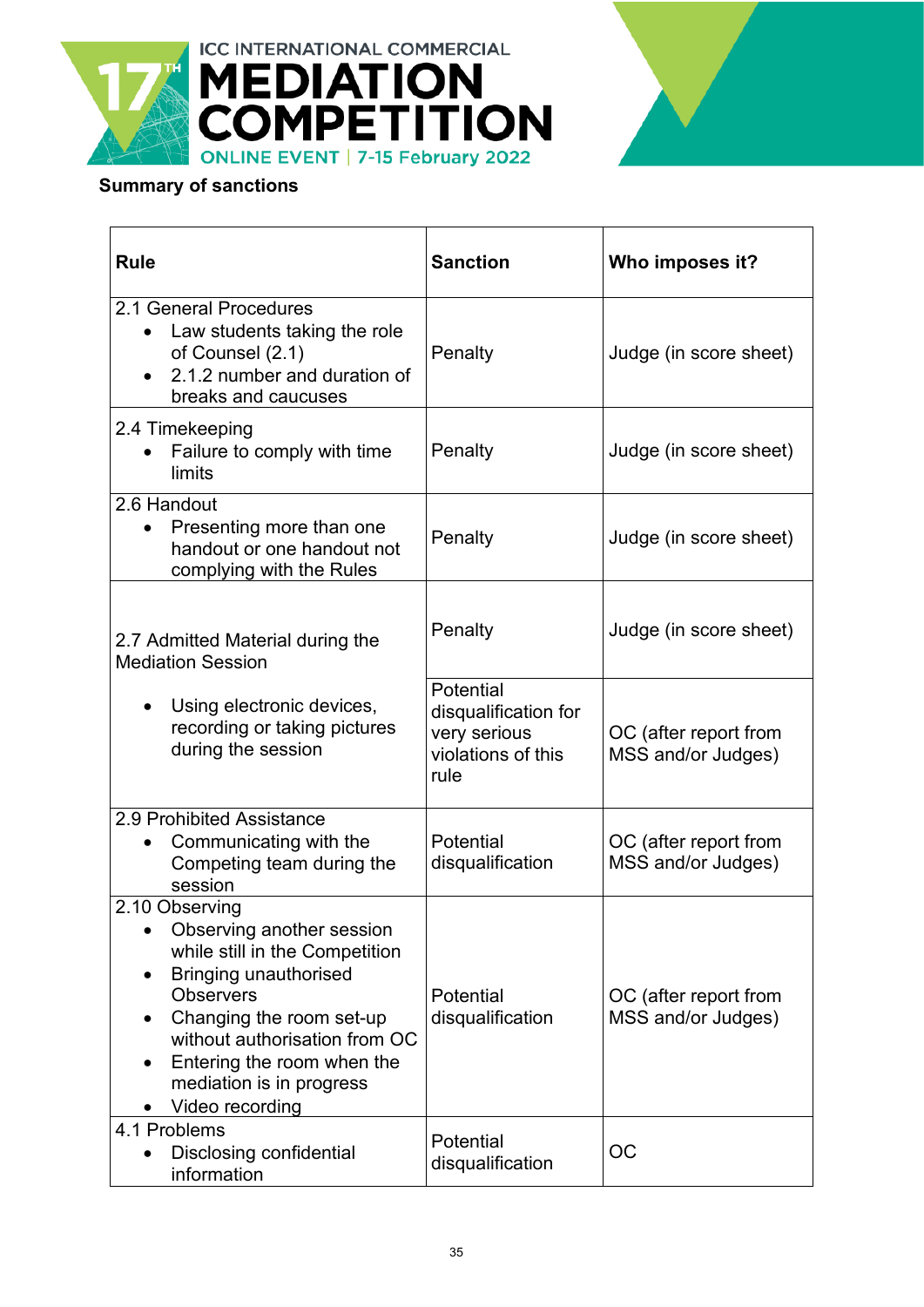**Summary of sanctions**

| Rule | Sanction | Who imposes it? |
|---|---|---|
| 2.1 General Procedures<br>• Law students taking the role of Counsel (2.1)<br>• 2.1.2 number and duration of breaks and caucuses | Penalty | Judge (in score sheet) |
| 2.4 Timekeeping<br>• Failure to comply with time limits | Penalty | Judge (in score sheet) |
| 2.6 Handout<br>• Presenting more than one handout or one handout not complying with the Rules | Penalty | Judge (in score sheet) |
| 2.7 Admitted Material during the Mediation Session<br>• Using electronic devices, recording or taking pictures during the session | Penalty | Judge (in score sheet) |
| | Potential disqualification for very serious violations of this rule | OC (after report from MSS and/or Judges) |
| 2.9 Prohibited Assistance<br>• Communicating with the Competing team during the session | Potential disqualification | OC (after report from MSS and/or Judges) |
| 2.10 Observing<br>• Observing another session while still in the Competition<br>• Bringing unauthorised Observers<br>• Changing the room set-up without authorisation from OC<br>• Entering the room when the mediation is in progress<br>• Video recording | Potential disqualification | OC (after report from MSS and/or Judges) |
| 4.1 Problems<br>• Disclosing confidential information | Potential disqualification | OC |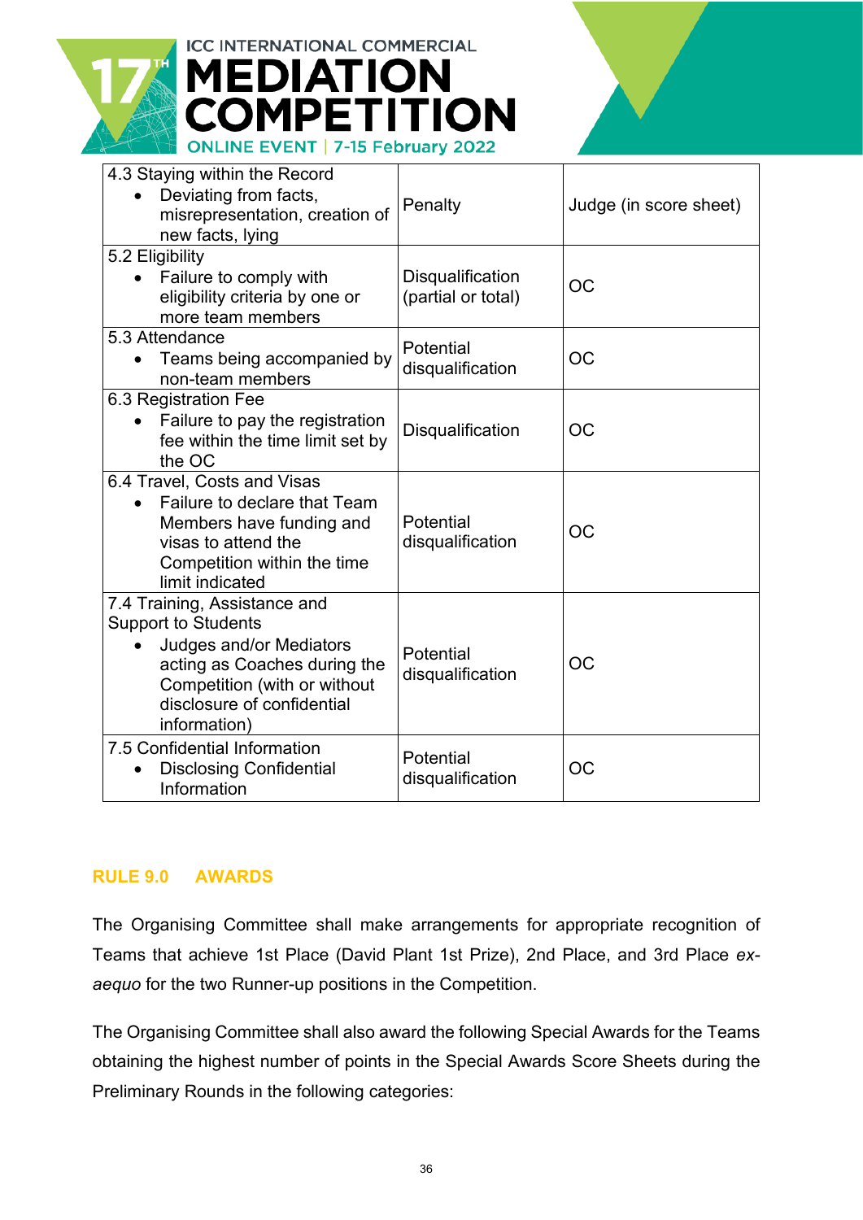| | | |
|---|---|---|
| 4.3 Staying within the Record<br>• Deviating from facts, misrepresentation, creation of new facts, lying | Penalty | Judge (in score sheet) |
| 5.2 Eligibility<br>• Failure to comply with eligibility criteria by one or more team members | Disqualification (partial or total) | OC |
| 5.3 Attendance<br>• Teams being accompanied by non-team members | Potential disqualification | OC |
| 6.3 Registration Fee<br>• Failure to pay the registration fee within the time limit set by the OC | Disqualification | OC |
| 6.4 Travel, Costs and Visas<br>• Failure to declare that Team Members have funding and visas to attend the Competition within the time limit indicated | Potential disqualification | OC |
| 7.4 Training, Assistance and Support to Students<br>• Judges and/or Mediators acting as Coaches during the Competition (with or without disclosure of confidential information) | Potential disqualification | OC |
| 7.5 Confidential Information<br>• Disclosing Confidential Information | Potential disqualification | OC |

## RULE 9.0 AWARDS

The Organising Committee shall make arrangements for appropriate recognition of Teams that achieve 1st Place (David Plant 1st Prize), 2nd Place, and 3rd Place *ex-aequo* for the two Runner-up positions in the Competition.

The Organising Committee shall also award the following Special Awards for the Teams obtaining the highest number of points in the Special Awards Score Sheets during the Preliminary Rounds in the following categories: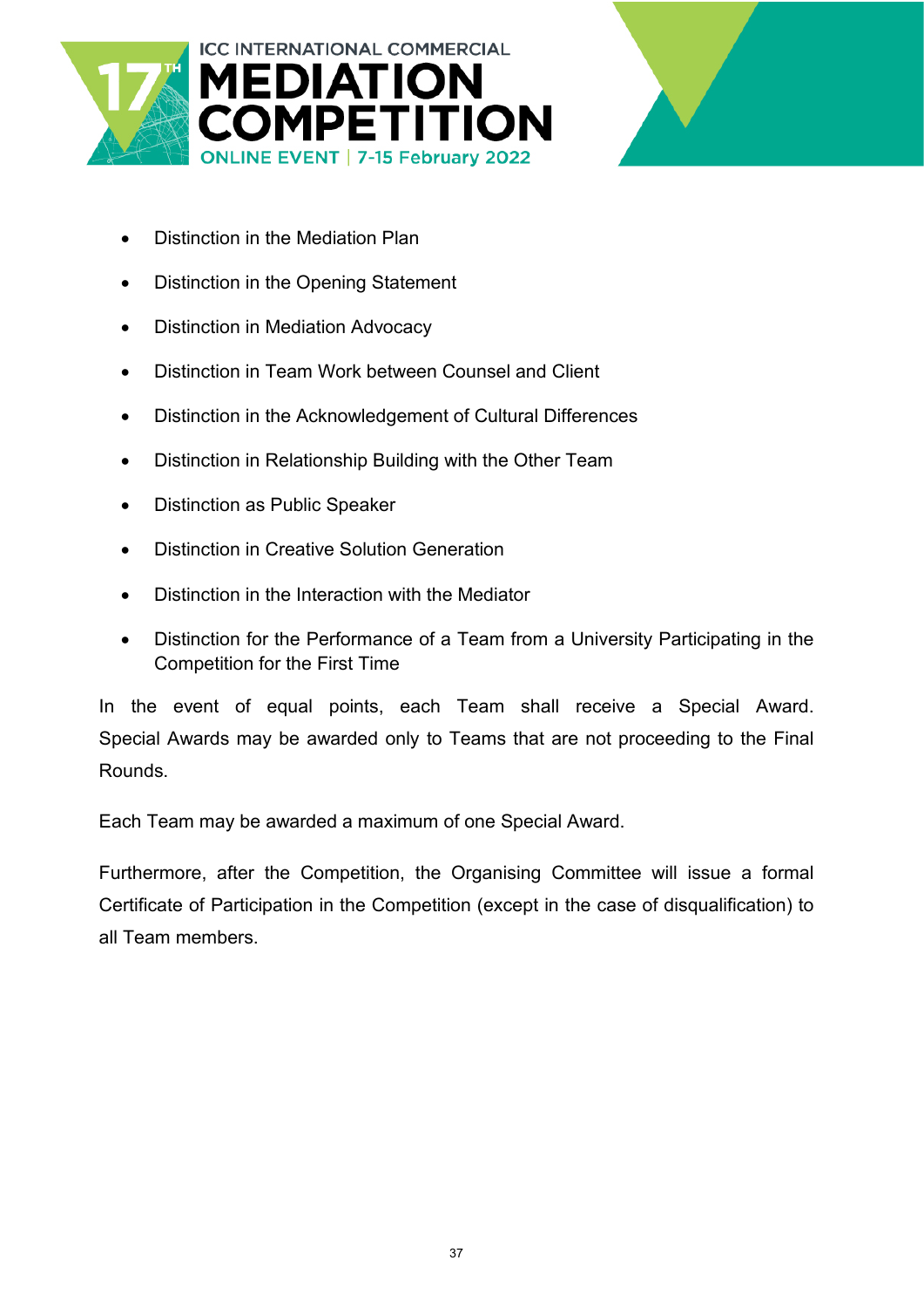- Distinction in the Mediation Plan
- Distinction in the Opening Statement
- Distinction in Mediation Advocacy
- Distinction in Team Work between Counsel and Client
- Distinction in the Acknowledgement of Cultural Differences
- Distinction in Relationship Building with the Other Team
- Distinction as Public Speaker
- Distinction in Creative Solution Generation
- Distinction in the Interaction with the Mediator
- Distinction for the Performance of a Team from a University Participating in the Competition for the First Time

In the event of equal points, each Team shall receive a Special Award. Special Awards may be awarded only to Teams that are not proceeding to the Final Rounds.

Each Team may be awarded a maximum of one Special Award.

Furthermore, after the Competition, the Organising Committee will issue a formal Certificate of Participation in the Competition (except in the case of disqualification) to all Team members.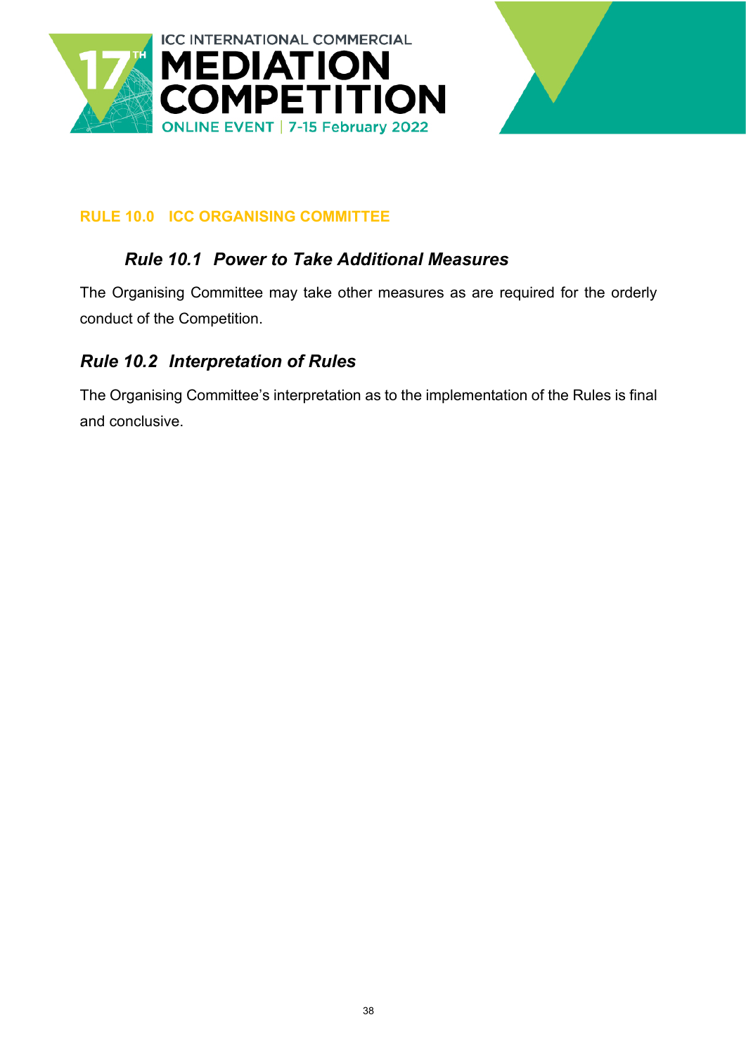## RULE 10.0 ICC ORGANISING COMMITTEE

### *Rule 10.1 Power to Take Additional Measures*

The Organising Committee may take other measures as are required for the orderly conduct of the Competition.

### *Rule 10.2 Interpretation of Rules*

The Organising Committee's interpretation as to the implementation of the Rules is final and conclusive.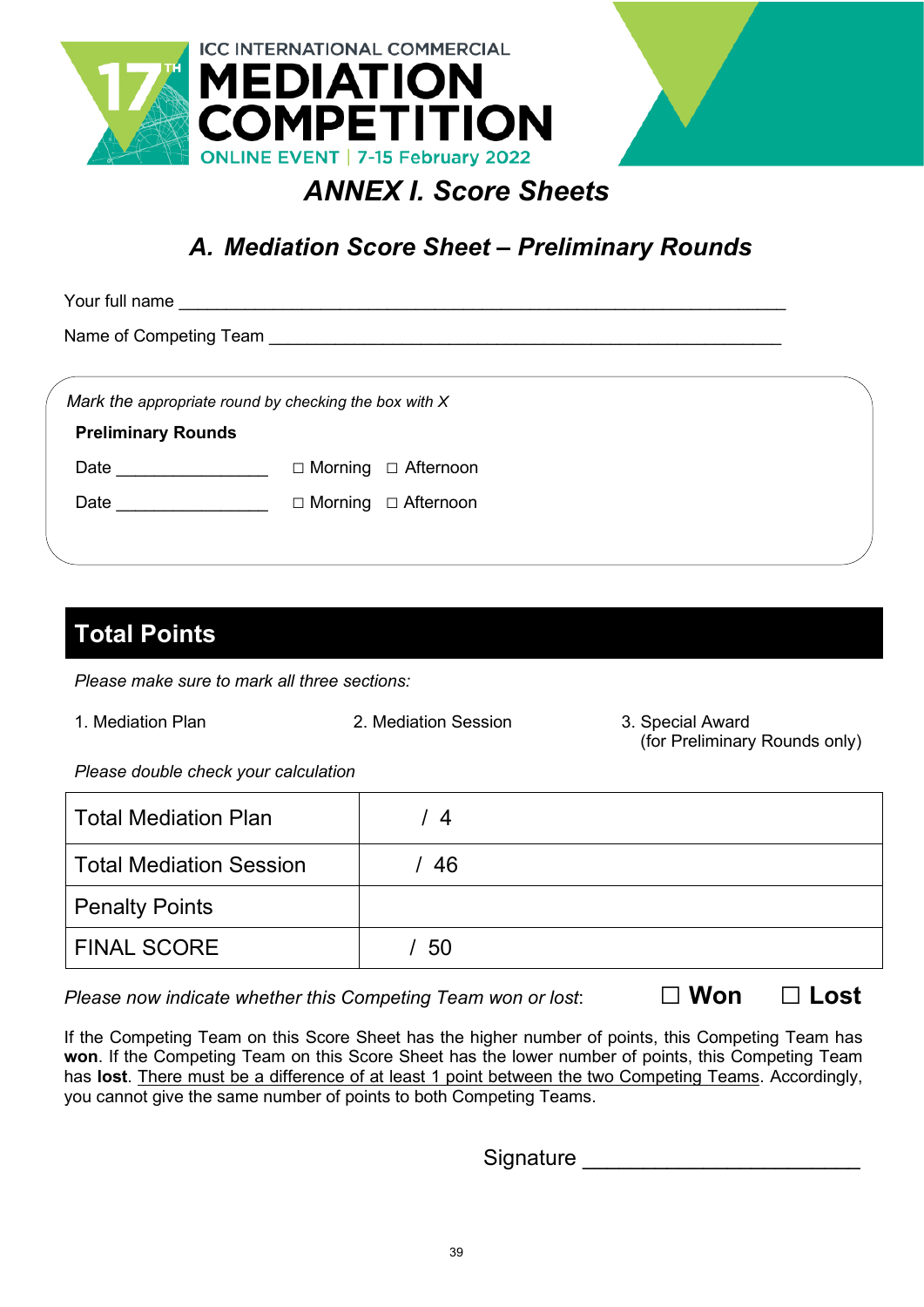ICC INTERNATIONAL COMMERCIAL
# 17TH MEDIATION COMPETITION
ONLINE EVENT | 7-15 February 2022

# *ANNEX I. Score Sheets*

## *A. Mediation Score Sheet – Preliminary Rounds*

Your full name ______________________________________________________________

Name of Competing Team ____________________________________________________

*Mark the appropriate round by checking the box with X*

**Preliminary Rounds**

Date ________________ □ Morning □ Afternoon

Date ________________ □ Morning □ Afternoon

## Total Points

*Please make sure to mark all three sections:*

1. Mediation Plan
2. Mediation Session
3. Special Award (for Preliminary Rounds only)

*Please double check your calculation*

| | |
|---|---|
| Total Mediation Plan | / 4 |
| Total Mediation Session | / 46 |
| Penalty Points | |
| FINAL SCORE | / 50 |

*Please now indicate whether this Competing Team won or lost*: ☐ **Won** ☐ **Lost**

If the Competing Team on this Score Sheet has the higher number of points, this Competing Team has **won**. If the Competing Team on this Score Sheet has the lower number of points, this Competing Team has **lost**. There must be a difference of at least 1 point between the two Competing Teams. Accordingly, you cannot give the same number of points to both Competing Teams.

Signature ______________________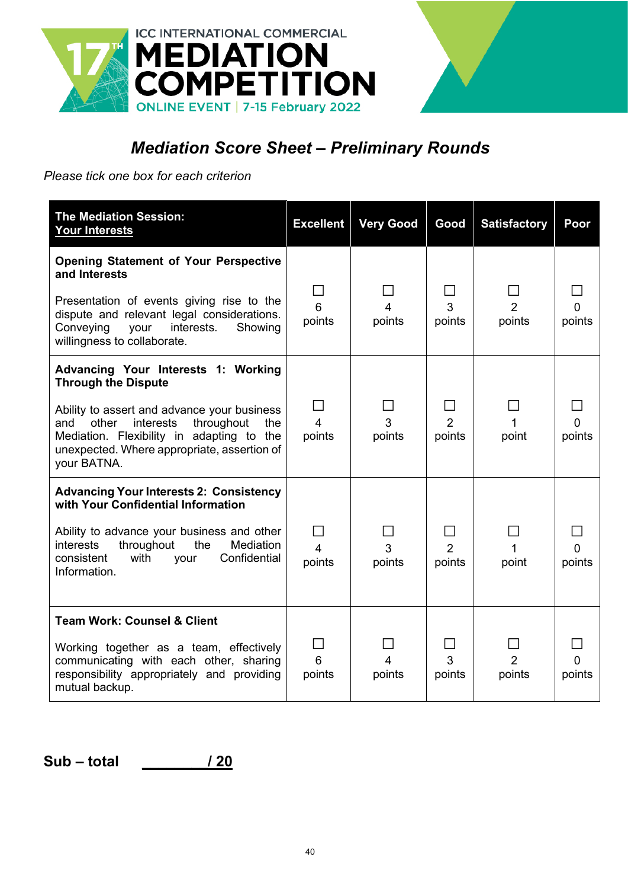ICC INTERNATIONAL COMMERCIAL
**MEDIATION COMPETITION**
17TH
ONLINE EVENT | 7-15 February 2022

## *Mediation Score Sheet – Preliminary Rounds*

*Please tick one box for each criterion*

| **The Mediation Session: Your Interests** | **Excellent** | **Very Good** | **Good** | **Satisfactory** | **Poor** |
|---|---|---|---|---|---|
| **Opening Statement of Your Perspective and Interests**<br><br>Presentation of events giving rise to the dispute and relevant legal considerations. Conveying your interests. Showing willingness to collaborate. | ☐ 6 points | ☐ 4 points | ☐ 3 points | ☐ 2 points | ☐ 0 points |
| **Advancing Your Interests 1: Working Through the Dispute**<br><br>Ability to assert and advance your business and other interests throughout the Mediation. Flexibility in adapting to the unexpected. Where appropriate, assertion of your BATNA. | ☐ 4 points | ☐ 3 points | ☐ 2 points | ☐ 1 point | ☐ 0 points |
| **Advancing Your Interests 2: Consistency with Your Confidential Information**<br><br>Ability to advance your business and other interests throughout the Mediation consistent with your Confidential Information. | ☐ 4 points | ☐ 3 points | ☐ 2 points | ☐ 1 point | ☐ 0 points |
| **Team Work: Counsel & Client**<br><br>Working together as a team, effectively communicating with each other, sharing responsibility appropriately and providing mutual backup. | ☐ 6 points | ☐ 4 points | ☐ 3 points | ☐ 2 points | ☐ 0 points |

**Sub – total** ________ **/ 20**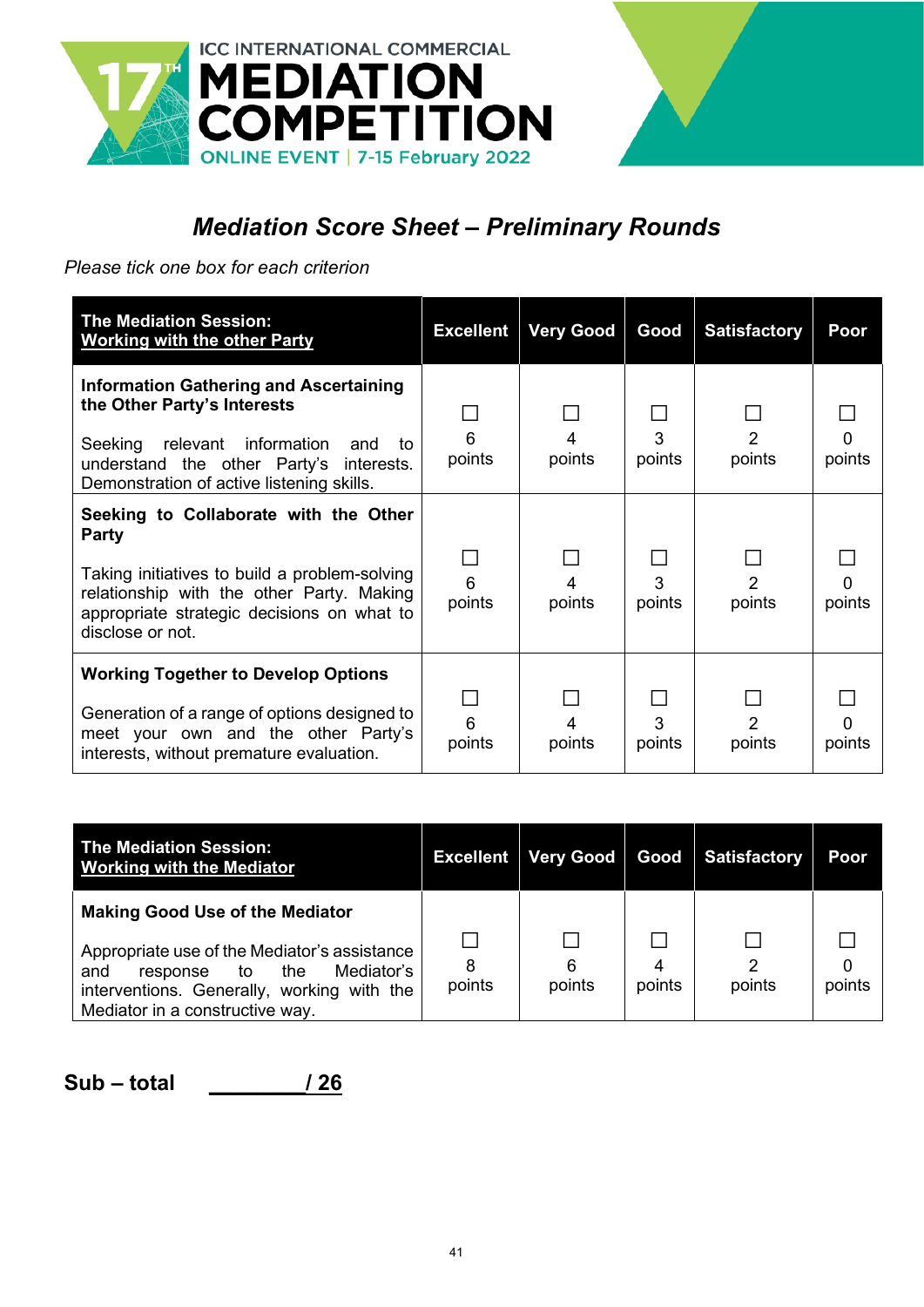ICC INTERNATIONAL COMMERCIAL MEDIATION COMPETITION
17TH
ONLINE EVENT | 7-15 February 2022

## *Mediation Score Sheet – Preliminary Rounds*

*Please tick one box for each criterion*

| **The Mediation Session: <u>Working with the other Party</u>** | **Excellent** | **Very Good** | **Good** | **Satisfactory** | **Poor** |
|---|---|---|---|---|---|
| **Information Gathering and Ascertaining the Other Party's Interests**<br><br>Seeking relevant information and to understand the other Party's interests. Demonstration of active listening skills. | ☐ 6 points | ☐ 4 points | ☐ 3 points | ☐ 2 points | ☐ 0 points |
| **Seeking to Collaborate with the Other Party**<br><br>Taking initiatives to build a problem-solving relationship with the other Party. Making appropriate strategic decisions on what to disclose or not. | ☐ 6 points | ☐ 4 points | ☐ 3 points | ☐ 2 points | ☐ 0 points |
| **Working Together to Develop Options**<br><br>Generation of a range of options designed to meet your own and the other Party's interests, without premature evaluation. | ☐ 6 points | ☐ 4 points | ☐ 3 points | ☐ 2 points | ☐ 0 points |

| **The Mediation Session: <u>Working with the Mediator</u>** | **Excellent** | **Very Good** | **Good** | **Satisfactory** | **Poor** |
|---|---|---|---|---|---|
| **Making Good Use of the Mediator**<br><br>Appropriate use of the Mediator's assistance and response to the Mediator's interventions. Generally, working with the Mediator in a constructive way. | ☐ 8 points | ☐ 6 points | ☐ 4 points | ☐ 2 points | ☐ 0 points |

**Sub – total** **__________/ 26**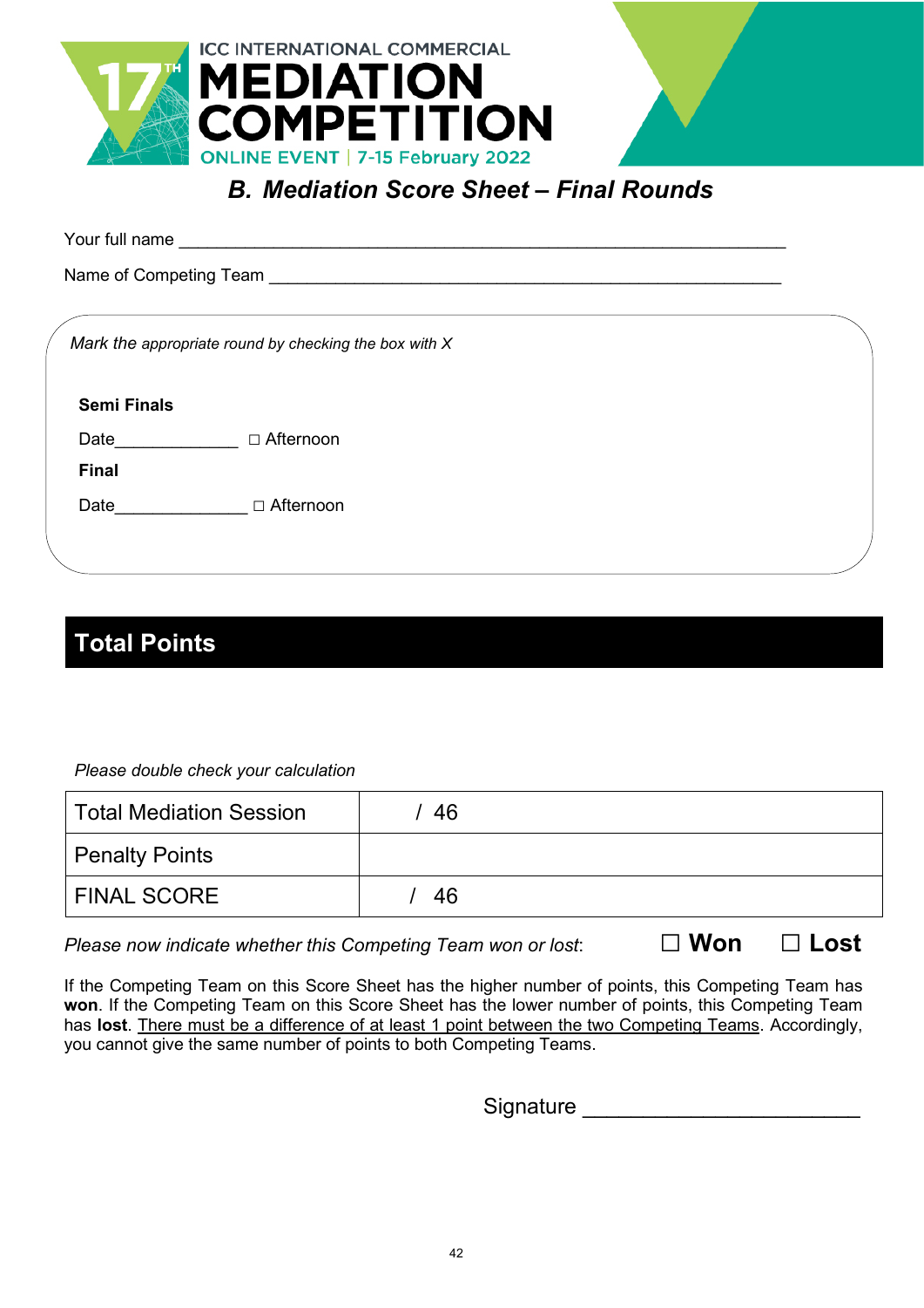ICC INTERNATIONAL COMMERCIAL
# 17TH MEDIATION COMPETITION
ONLINE EVENT | 7-15 February 2022

## *B. Mediation Score Sheet – Final Rounds*

Your full name ________________________________________________________________

Name of Competing Team ______________________________________________________

*Mark the appropriate round by checking the box with X*

**Semi Finals**

Date_____________ ☐ Afternoon

**Final**

Date______________ ☐ Afternoon

## Total Points

*Please double check your calculation*

| Total Mediation Session | / 46 |
|---|---|
| Penalty Points | |
| FINAL SCORE | / 46 |

*Please now indicate whether this Competing Team won or lost*: ☐ **Won** ☐ **Lost**

If the Competing Team on this Score Sheet has the higher number of points, this Competing Team has **won**. If the Competing Team on this Score Sheet has the lower number of points, this Competing Team has **lost**. There must be a difference of at least 1 point between the two Competing Teams. Accordingly, you cannot give the same number of points to both Competing Teams.

Signature ______________________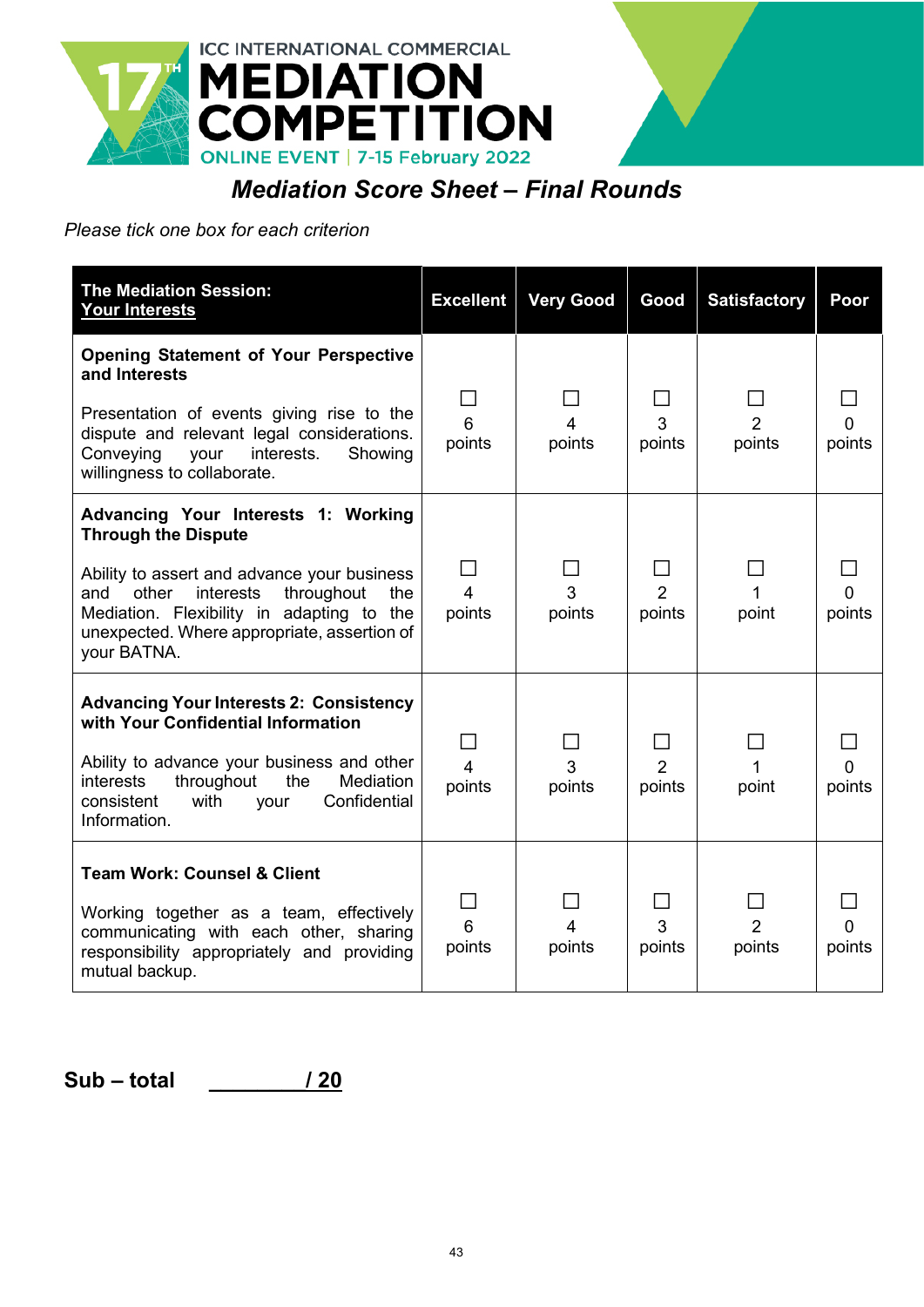ICC INTERNATIONAL COMMERCIAL
# MEDIATION COMPETITION
ONLINE EVENT | 7-15 February 2022

## *Mediation Score Sheet – Final Rounds*

*Please tick one box for each criterion*

| **The Mediation Session: <u>Your Interests</u>** | **Excellent** | **Very Good** | **Good** | **Satisfactory** | **Poor** |
|---|---|---|---|---|---|
| **Opening Statement of Your Perspective and Interests**<br><br>Presentation of events giving rise to the dispute and relevant legal considerations. Conveying your interests. Showing willingness to collaborate. | ☐ 6 points | ☐ 4 points | ☐ 3 points | ☐ 2 points | ☐ 0 points |
| **Advancing Your Interests 1: Working Through the Dispute**<br><br>Ability to assert and advance your business and other interests throughout the Mediation. Flexibility in adapting to the unexpected. Where appropriate, assertion of your BATNA. | ☐ 4 points | ☐ 3 points | ☐ 2 points | ☐ 1 point | ☐ 0 points |
| **Advancing Your Interests 2: Consistency with Your Confidential Information**<br><br>Ability to advance your business and other interests throughout the Mediation consistent with your Confidential Information. | ☐ 4 points | ☐ 3 points | ☐ 2 points | ☐ 1 point | ☐ 0 points |
| **Team Work: Counsel & Client**<br><br>Working together as a team, effectively communicating with each other, sharing responsibility appropriately and providing mutual backup. | ☐ 6 points | ☐ 4 points | ☐ 3 points | ☐ 2 points | ☐ 0 points |

**Sub – total \_\_\_\_\_\_\_\_\_\_ / 20**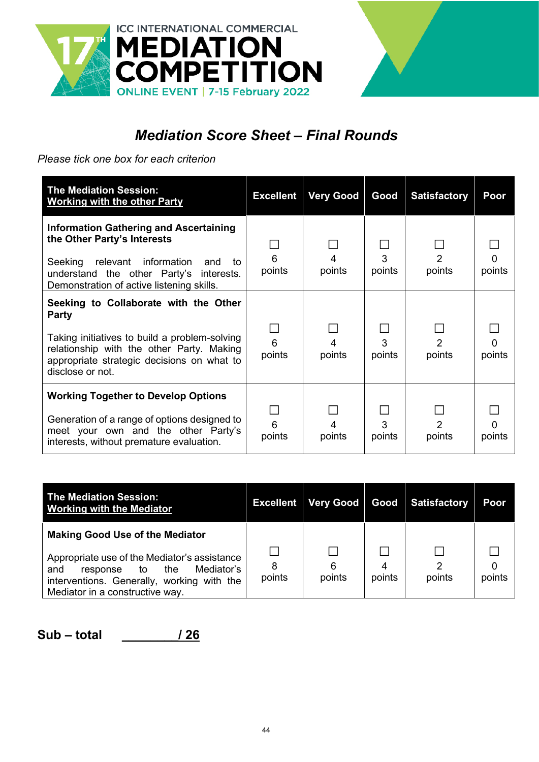ICC INTERNATIONAL COMMERCIAL
# MEDIATION COMPETITION
ONLINE EVENT | 7-15 February 2022

## *Mediation Score Sheet – Final Rounds*

*Please tick one box for each criterion*

| **The Mediation Session: Working with the other Party** | **Excellent** | **Very Good** | **Good** | **Satisfactory** | **Poor** |
|---|---|---|---|---|---|
| **Information Gathering and Ascertaining the Other Party's Interests**<br><br>Seeking relevant information and to understand the other Party's interests. Demonstration of active listening skills. | ☐ 6 points | ☐ 4 points | ☐ 3 points | ☐ 2 points | ☐ 0 points |
| **Seeking to Collaborate with the Other Party**<br><br>Taking initiatives to build a problem-solving relationship with the other Party. Making appropriate strategic decisions on what to disclose or not. | ☐ 6 points | ☐ 4 points | ☐ 3 points | ☐ 2 points | ☐ 0 points |
| **Working Together to Develop Options**<br><br>Generation of a range of options designed to meet your own and the other Party's interests, without premature evaluation. | ☐ 6 points | ☐ 4 points | ☐ 3 points | ☐ 2 points | ☐ 0 points |

| **The Mediation Session: Working with the Mediator** | **Excellent** | **Very Good** | **Good** | **Satisfactory** | **Poor** |
|---|---|---|---|---|---|
| **Making Good Use of the Mediator**<br><br>Appropriate use of the Mediator's assistance and response to the Mediator's interventions. Generally, working with the Mediator in a constructive way. | ☐ 8 points | ☐ 6 points | ☐ 4 points | ☐ 2 points | ☐ 0 points |

**Sub – total \_\_\_\_\_\_\_\_\_\_ / 26**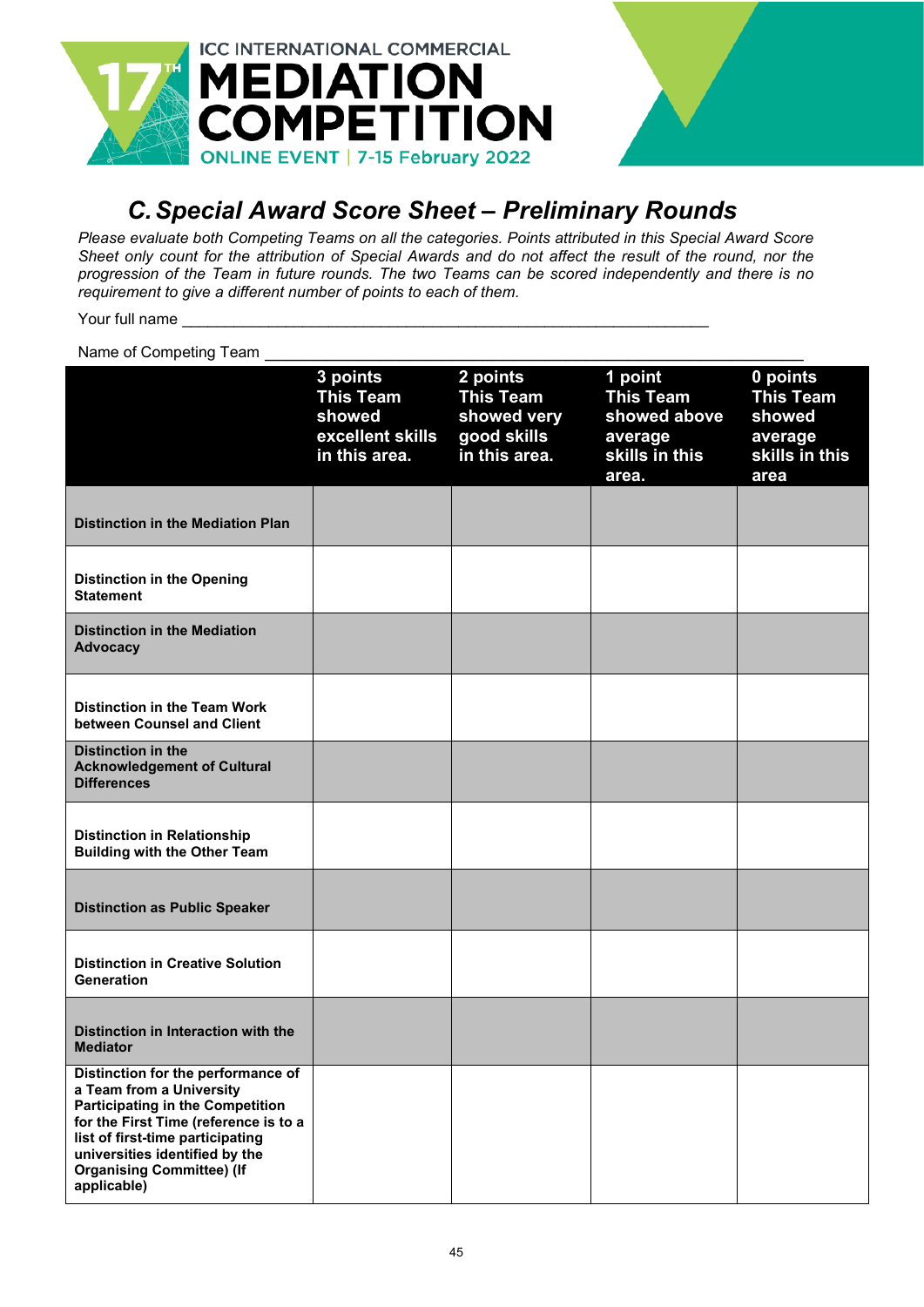ICC INTERNATIONAL COMMERCIAL
# MEDIATION COMPETITION
ONLINE EVENT | 7-15 February 2022

## C. Special Award Score Sheet – Preliminary Rounds

*Please evaluate both Competing Teams on all the categories. Points attributed in this Special Award Score Sheet only count for the attribution of Special Awards and do not affect the result of the round, nor the progression of the Team in future rounds. The two Teams can be scored independently and there is no requirement to give a different number of points to each of them.*

Your full name ____________________________________________________________

Name of Competing Team ____________________________________________________________

| | **3 points This Team showed excellent skills in this area.** | **2 points This Team showed very good skills in this area.** | **1 point This Team showed above average skills in this area.** | **0 points This Team showed average skills in this area** |
|---|---|---|---|---|
| **Distinction in the Mediation Plan** | | | | |
| **Distinction in the Opening Statement** | | | | |
| **Distinction in the Mediation Advocacy** | | | | |
| **Distinction in the Team Work between Counsel and Client** | | | | |
| **Distinction in the Acknowledgement of Cultural Differences** | | | | |
| **Distinction in Relationship Building with the Other Team** | | | | |
| **Distinction as Public Speaker** | | | | |
| **Distinction in Creative Solution Generation** | | | | |
| **Distinction in Interaction with the Mediator** | | | | |
| **Distinction for the performance of a Team from a University Participating in the Competition for the First Time (reference is to a list of first-time participating universities identified by the Organising Committee) (If applicable)** | | | | |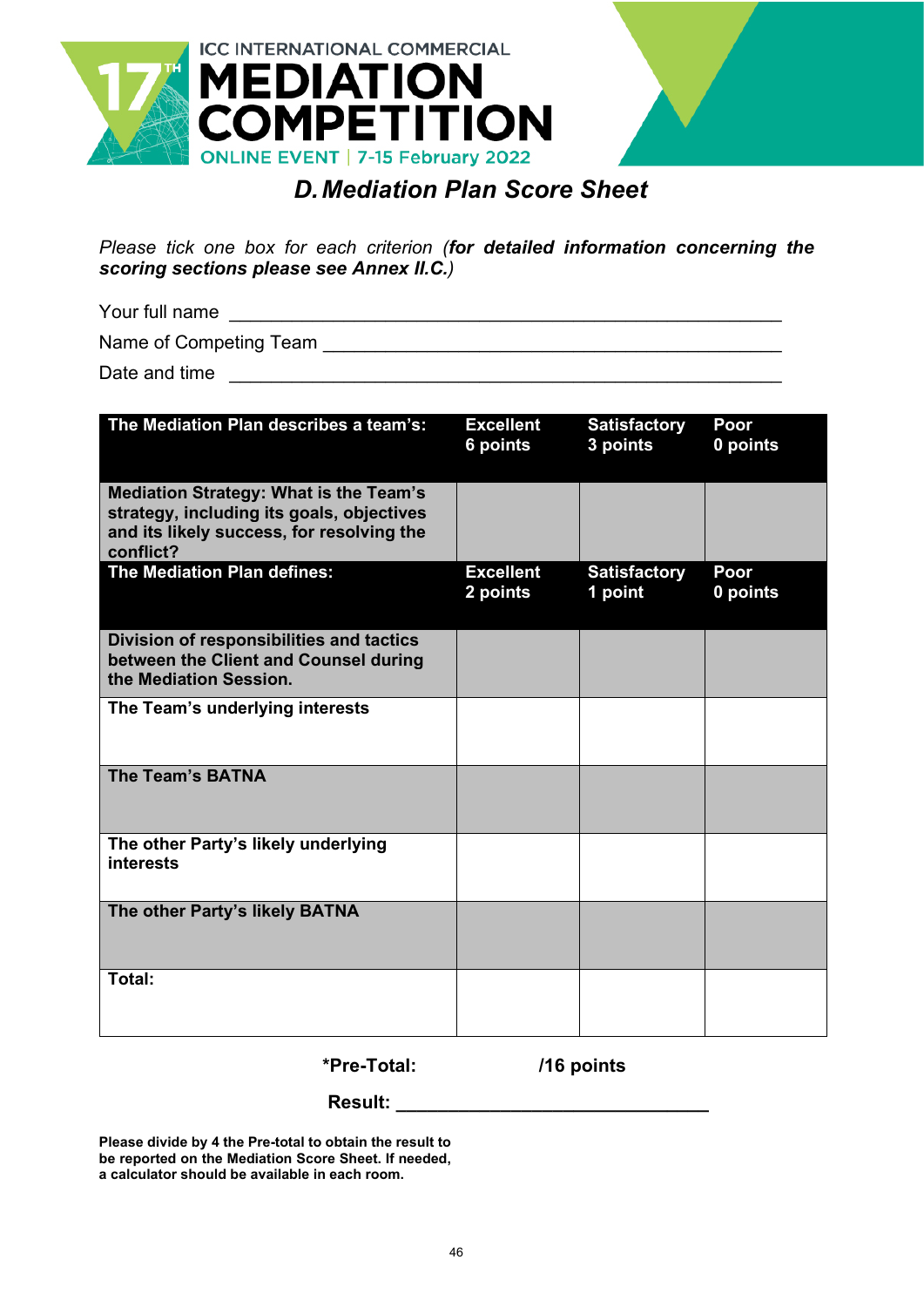ICC INTERNATIONAL COMMERCIAL
**MEDIATION COMPETITION**
17TH ONLINE EVENT | 7-15 February 2022

## *D. Mediation Plan Score Sheet*

*Please tick one box for each criterion (**for detailed information concerning the scoring sections please see Annex II.C.**)*

Your full name \_\_\_\_\_\_\_\_\_\_\_\_\_\_\_\_\_\_\_\_\_\_\_\_\_\_\_\_\_\_\_\_\_\_\_\_\_\_\_\_\_\_\_\_

Name of Competing Team \_\_\_\_\_\_\_\_\_\_\_\_\_\_\_\_\_\_\_\_\_\_\_\_\_\_\_\_\_\_\_\_\_\_\_\_

Date and time \_\_\_\_\_\_\_\_\_\_\_\_\_\_\_\_\_\_\_\_\_\_\_\_\_\_\_\_\_\_\_\_\_\_\_\_\_\_\_\_\_\_\_\_

| **The Mediation Plan describes a team's:** | **Excellent 6 points** | **Satisfactory 3 points** | **Poor 0 points** |
|---|---|---|---|
| **Mediation Strategy: What is the Team's strategy, including its goals, objectives and its likely success, for resolving the conflict?** | | | |
| **The Mediation Plan defines:** | **Excellent 2 points** | **Satisfactory 1 point** | **Poor 0 points** |
| **Division of responsibilities and tactics between the Client and Counsel during the Mediation Session.** | | | |
| **The Team's underlying interests** | | | |
| **The Team's BATNA** | | | |
| **The other Party's likely underlying interests** | | | |
| **The other Party's likely BATNA** | | | |
| **Total:** | | | |

**\*Pre-Total:** **/16 points**

**Result:** \_\_\_\_\_\_\_\_\_\_\_\_\_\_\_\_\_\_\_\_\_\_\_\_\_\_\_\_\_\_\_\_

**Please divide by 4 the Pre-total to obtain the result to be reported on the Mediation Score Sheet. If needed, a calculator should be available in each room.**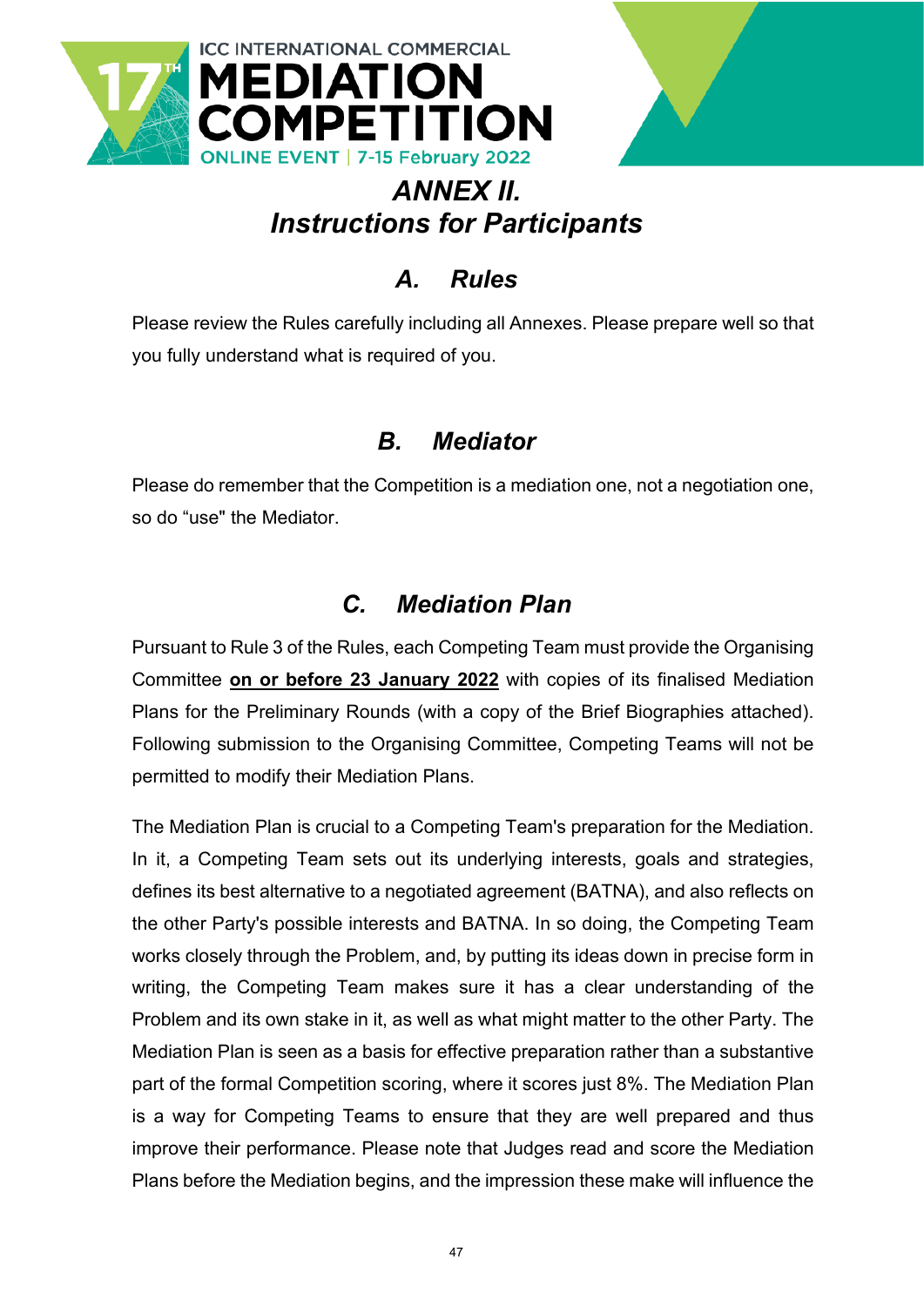# *ANNEX II. Instructions for Participants*

## *A. Rules*

Please review the Rules carefully including all Annexes. Please prepare well so that you fully understand what is required of you.

## *B. Mediator*

Please do remember that the Competition is a mediation one, not a negotiation one, so do “use" the Mediator.

## *C. Mediation Plan*

Pursuant to Rule 3 of the Rules, each Competing Team must provide the Organising Committee **on or before 23 January 2022** with copies of its finalised Mediation Plans for the Preliminary Rounds (with a copy of the Brief Biographies attached). Following submission to the Organising Committee, Competing Teams will not be permitted to modify their Mediation Plans.

The Mediation Plan is crucial to a Competing Team's preparation for the Mediation. In it, a Competing Team sets out its underlying interests, goals and strategies, defines its best alternative to a negotiated agreement (BATNA), and also reflects on the other Party's possible interests and BATNA. In so doing, the Competing Team works closely through the Problem, and, by putting its ideas down in precise form in writing, the Competing Team makes sure it has a clear understanding of the Problem and its own stake in it, as well as what might matter to the other Party. The Mediation Plan is seen as a basis for effective preparation rather than a substantive part of the formal Competition scoring, where it scores just 8%. The Mediation Plan is a way for Competing Teams to ensure that they are well prepared and thus improve their performance. Please note that Judges read and score the Mediation Plans before the Mediation begins, and the impression these make will influence the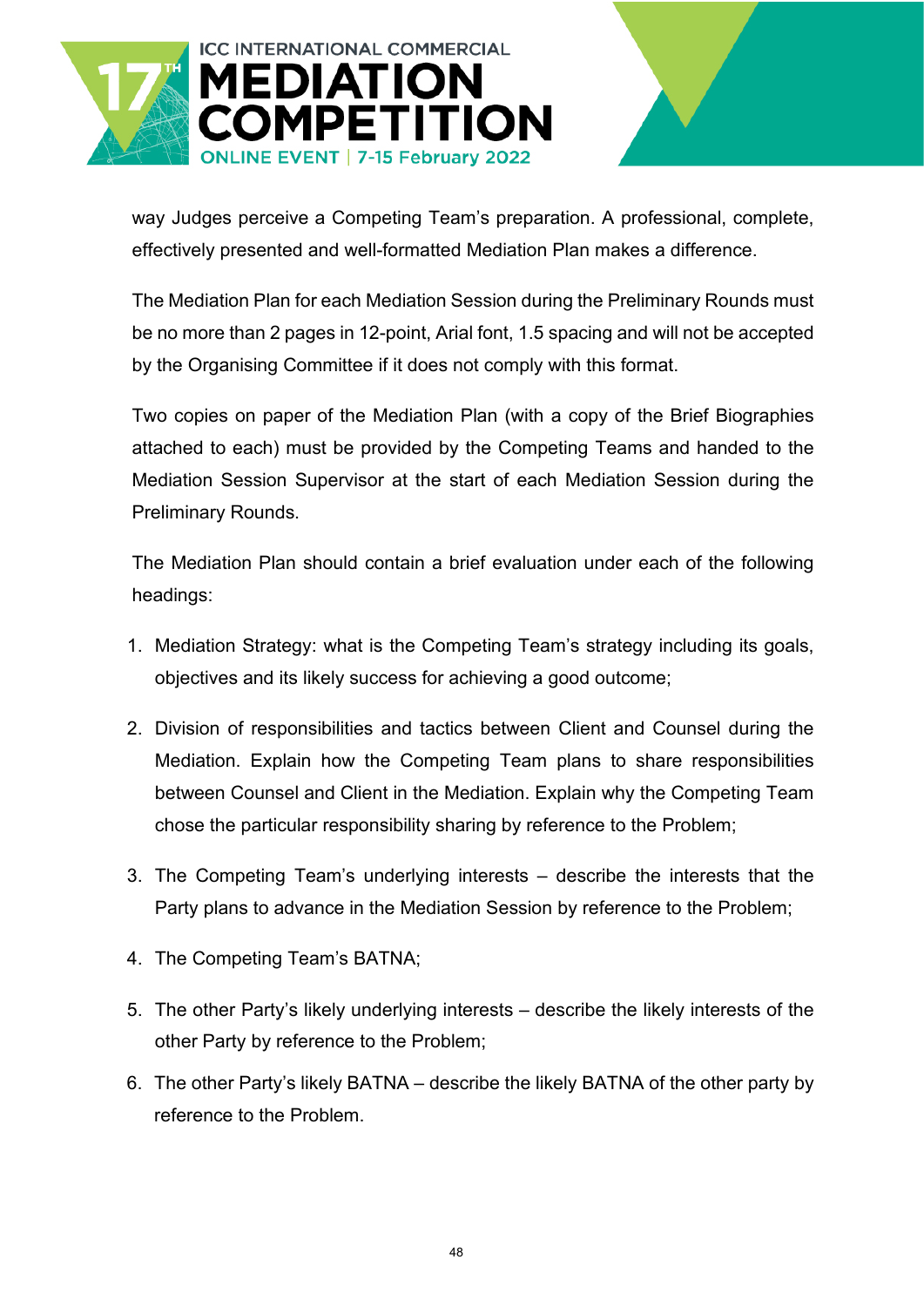way Judges perceive a Competing Team's preparation. A professional, complete, effectively presented and well-formatted Mediation Plan makes a difference.

The Mediation Plan for each Mediation Session during the Preliminary Rounds must be no more than 2 pages in 12-point, Arial font, 1.5 spacing and will not be accepted by the Organising Committee if it does not comply with this format.

Two copies on paper of the Mediation Plan (with a copy of the Brief Biographies attached to each) must be provided by the Competing Teams and handed to the Mediation Session Supervisor at the start of each Mediation Session during the Preliminary Rounds.

The Mediation Plan should contain a brief evaluation under each of the following headings:

1. Mediation Strategy: what is the Competing Team's strategy including its goals, objectives and its likely success for achieving a good outcome;
2. Division of responsibilities and tactics between Client and Counsel during the Mediation. Explain how the Competing Team plans to share responsibilities between Counsel and Client in the Mediation. Explain why the Competing Team chose the particular responsibility sharing by reference to the Problem;
3. The Competing Team's underlying interests – describe the interests that the Party plans to advance in the Mediation Session by reference to the Problem;
4. The Competing Team's BATNA;
5. The other Party's likely underlying interests – describe the likely interests of the other Party by reference to the Problem;
6. The other Party's likely BATNA – describe the likely BATNA of the other party by reference to the Problem.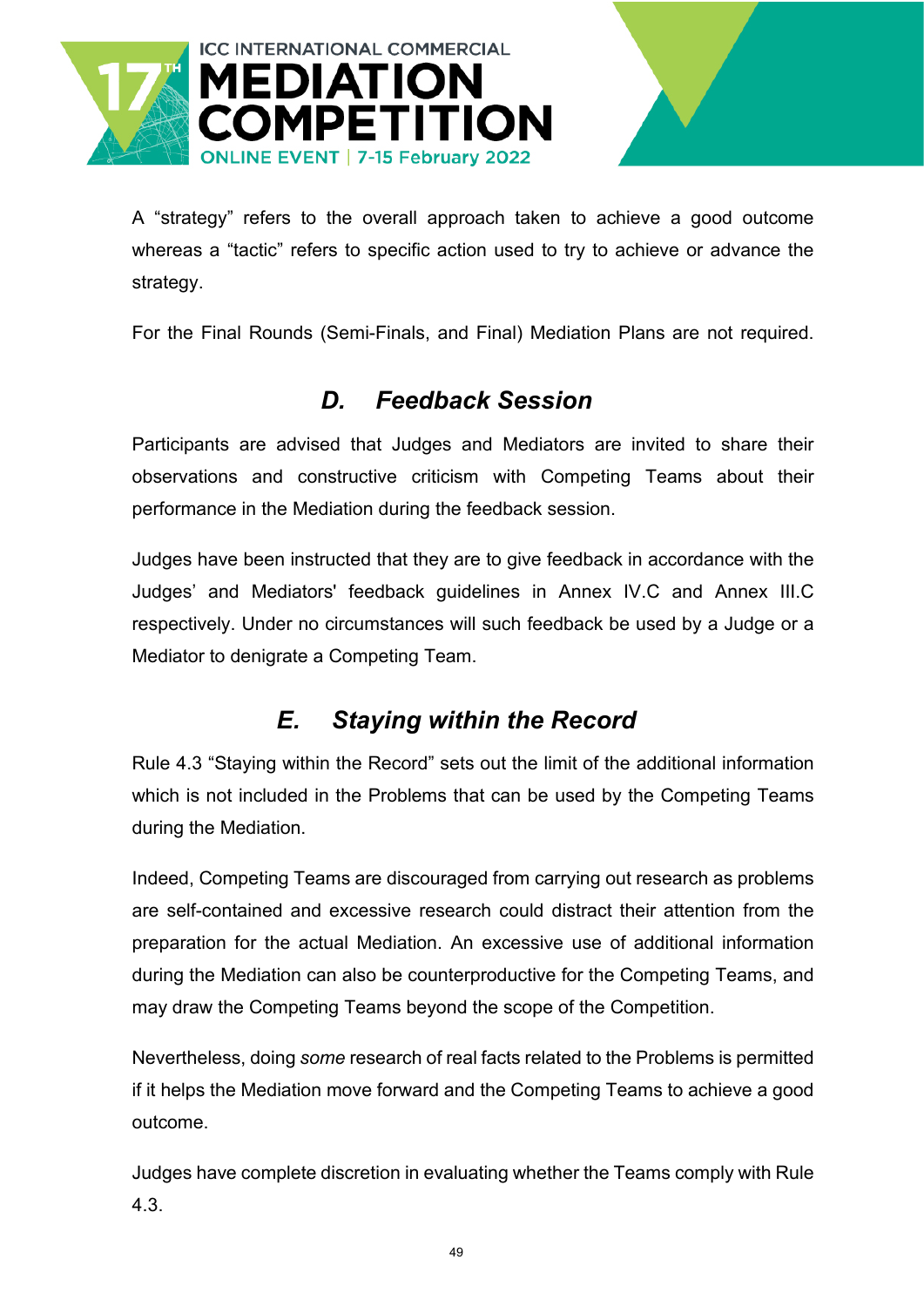A “strategy” refers to the overall approach taken to achieve a good outcome whereas a “tactic” refers to specific action used to try to achieve or advance the strategy.

For the Final Rounds (Semi-Finals, and Final) Mediation Plans are not required.

## *D. Feedback Session*

Participants are advised that Judges and Mediators are invited to share their observations and constructive criticism with Competing Teams about their performance in the Mediation during the feedback session.

Judges have been instructed that they are to give feedback in accordance with the Judges’ and Mediators' feedback guidelines in Annex IV.C and Annex III.C respectively. Under no circumstances will such feedback be used by a Judge or a Mediator to denigrate a Competing Team.

## *E. Staying within the Record*

Rule 4.3 “Staying within the Record” sets out the limit of the additional information which is not included in the Problems that can be used by the Competing Teams during the Mediation.

Indeed, Competing Teams are discouraged from carrying out research as problems are self-contained and excessive research could distract their attention from the preparation for the actual Mediation. An excessive use of additional information during the Mediation can also be counterproductive for the Competing Teams, and may draw the Competing Teams beyond the scope of the Competition.

Nevertheless, doing *some* research of real facts related to the Problems is permitted if it helps the Mediation move forward and the Competing Teams to achieve a good outcome.

Judges have complete discretion in evaluating whether the Teams comply with Rule 4.3.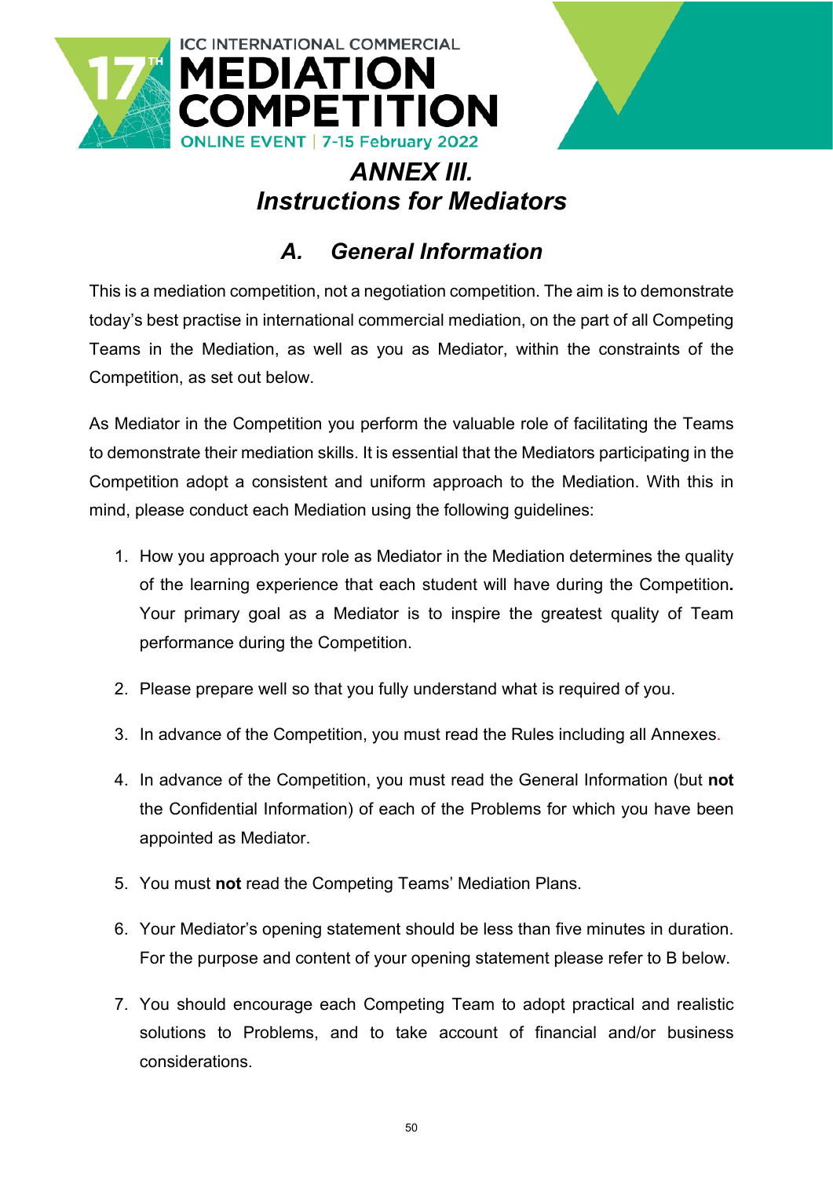# ANNEX III.
# Instructions for Mediators

## A. General Information

This is a mediation competition, not a negotiation competition. The aim is to demonstrate today's best practise in international commercial mediation, on the part of all Competing Teams in the Mediation, as well as you as Mediator, within the constraints of the Competition, as set out below.

As Mediator in the Competition you perform the valuable role of facilitating the Teams to demonstrate their mediation skills. It is essential that the Mediators participating in the Competition adopt a consistent and uniform approach to the Mediation. With this in mind, please conduct each Mediation using the following guidelines:

1. How you approach your role as Mediator in the Mediation determines the quality of the learning experience that each student will have during the Competition. Your primary goal as a Mediator is to inspire the greatest quality of Team performance during the Competition.

2. Please prepare well so that you fully understand what is required of you.

3. In advance of the Competition, you must read the Rules including all Annexes.

4. In advance of the Competition, you must read the General Information (but **not** the Confidential Information) of each of the Problems for which you have been appointed as Mediator.

5. You must **not** read the Competing Teams' Mediation Plans.

6. Your Mediator's opening statement should be less than five minutes in duration. For the purpose and content of your opening statement please refer to B below.

7. You should encourage each Competing Team to adopt practical and realistic solutions to Problems, and to take account of financial and/or business considerations.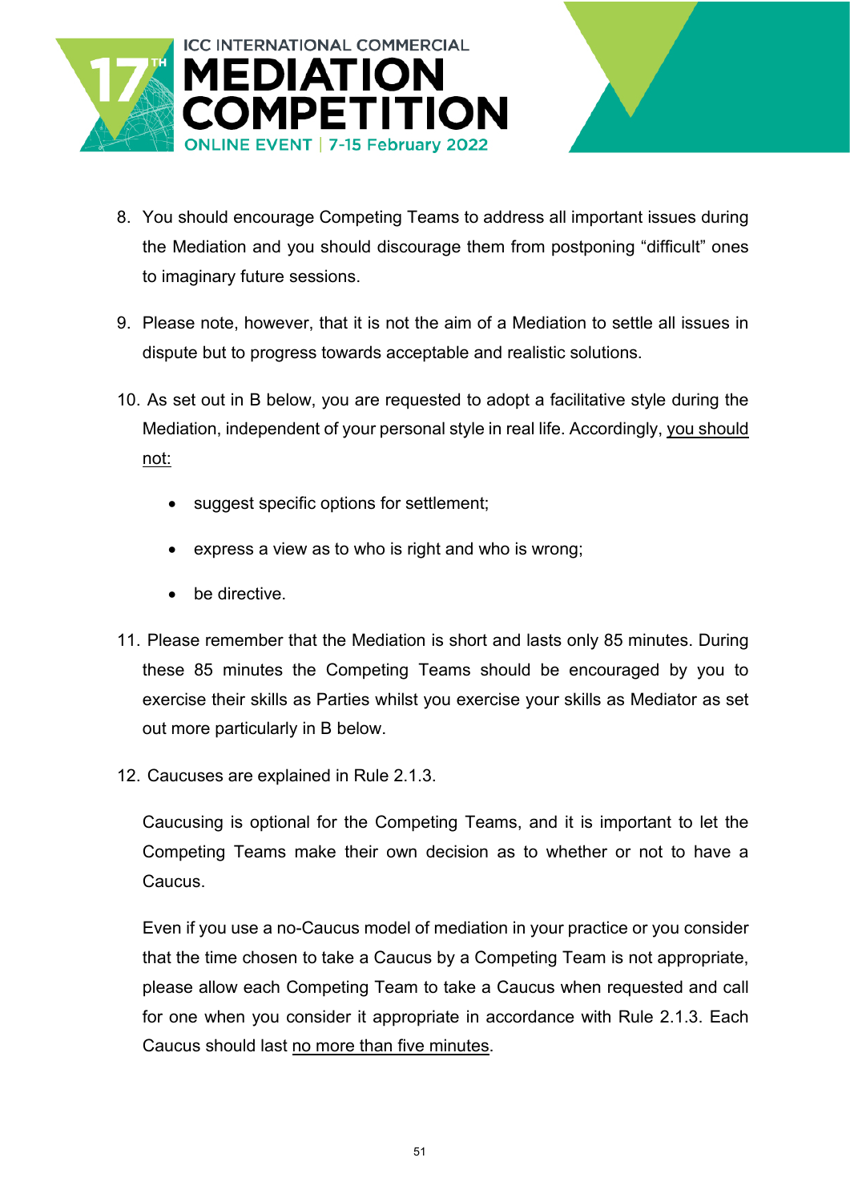8. You should encourage Competing Teams to address all important issues during the Mediation and you should discourage them from postponing “difficult” ones to imaginary future sessions.

9. Please note, however, that it is not the aim of a Mediation to settle all issues in dispute but to progress towards acceptable and realistic solutions.

10. As set out in B below, you are requested to adopt a facilitative style during the Mediation, independent of your personal style in real life. Accordingly, <u>you should not:</u>

    - suggest specific options for settlement;
    - express a view as to who is right and who is wrong;
    - be directive.

11. Please remember that the Mediation is short and lasts only 85 minutes. During these 85 minutes the Competing Teams should be encouraged by you to exercise their skills as Parties whilst you exercise your skills as Mediator as set out more particularly in B below.

12. Caucuses are explained in Rule 2.1.3.

    Caucusing is optional for the Competing Teams, and it is important to let the Competing Teams make their own decision as to whether or not to have a Caucus.

    Even if you use a no-Caucus model of mediation in your practice or you consider that the time chosen to take a Caucus by a Competing Team is not appropriate, please allow each Competing Team to take a Caucus when requested and call for one when you consider it appropriate in accordance with Rule 2.1.3. Each Caucus should last <u>no more than five minutes</u>.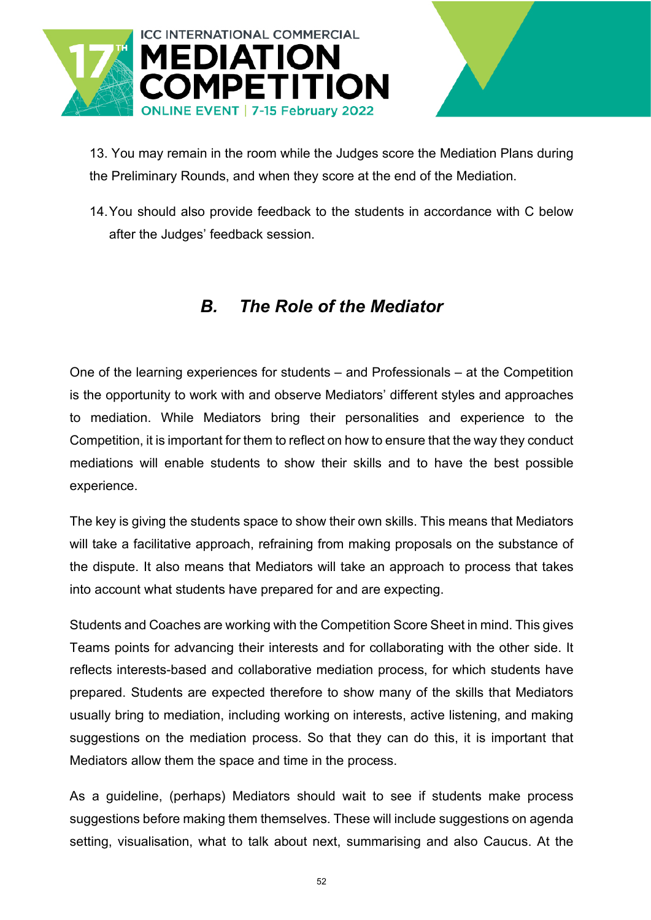13. You may remain in the room while the Judges score the Mediation Plans during the Preliminary Rounds, and when they score at the end of the Mediation.

14. You should also provide feedback to the students in accordance with C below after the Judges' feedback session.

## *B. The Role of the Mediator*

One of the learning experiences for students – and Professionals – at the Competition is the opportunity to work with and observe Mediators' different styles and approaches to mediation. While Mediators bring their personalities and experience to the Competition, it is important for them to reflect on how to ensure that the way they conduct mediations will enable students to show their skills and to have the best possible experience.

The key is giving the students space to show their own skills. This means that Mediators will take a facilitative approach, refraining from making proposals on the substance of the dispute. It also means that Mediators will take an approach to process that takes into account what students have prepared for and are expecting.

Students and Coaches are working with the Competition Score Sheet in mind. This gives Teams points for advancing their interests and for collaborating with the other side. It reflects interests-based and collaborative mediation process, for which students have prepared. Students are expected therefore to show many of the skills that Mediators usually bring to mediation, including working on interests, active listening, and making suggestions on the mediation process. So that they can do this, it is important that Mediators allow them the space and time in the process.

As a guideline, (perhaps) Mediators should wait to see if students make process suggestions before making them themselves. These will include suggestions on agenda setting, visualisation, what to talk about next, summarising and also Caucus. At the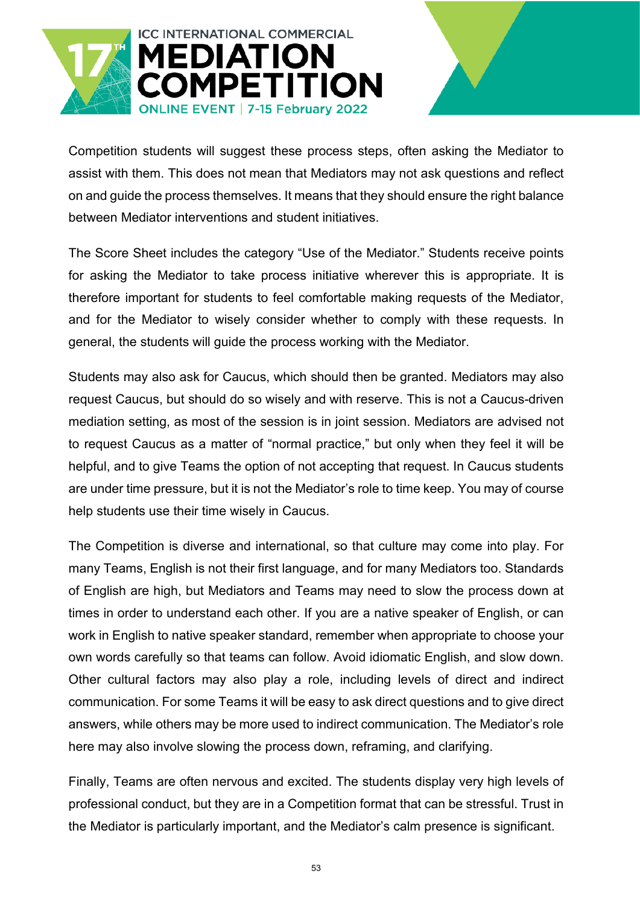Competition students will suggest these process steps, often asking the Mediator to assist with them. This does not mean that Mediators may not ask questions and reflect on and guide the process themselves. It means that they should ensure the right balance between Mediator interventions and student initiatives.

The Score Sheet includes the category "Use of the Mediator." Students receive points for asking the Mediator to take process initiative wherever this is appropriate. It is therefore important for students to feel comfortable making requests of the Mediator, and for the Mediator to wisely consider whether to comply with these requests. In general, the students will guide the process working with the Mediator.

Students may also ask for Caucus, which should then be granted. Mediators may also request Caucus, but should do so wisely and with reserve. This is not a Caucus-driven mediation setting, as most of the session is in joint session. Mediators are advised not to request Caucus as a matter of "normal practice," but only when they feel it will be helpful, and to give Teams the option of not accepting that request. In Caucus students are under time pressure, but it is not the Mediator's role to time keep. You may of course help students use their time wisely in Caucus.

The Competition is diverse and international, so that culture may come into play. For many Teams, English is not their first language, and for many Mediators too. Standards of English are high, but Mediators and Teams may need to slow the process down at times in order to understand each other. If you are a native speaker of English, or can work in English to native speaker standard, remember when appropriate to choose your own words carefully so that teams can follow. Avoid idiomatic English, and slow down. Other cultural factors may also play a role, including levels of direct and indirect communication. For some Teams it will be easy to ask direct questions and to give direct answers, while others may be more used to indirect communication. The Mediator's role here may also involve slowing the process down, reframing, and clarifying.

Finally, Teams are often nervous and excited. The students display very high levels of professional conduct, but they are in a Competition format that can be stressful. Trust in the Mediator is particularly important, and the Mediator's calm presence is significant.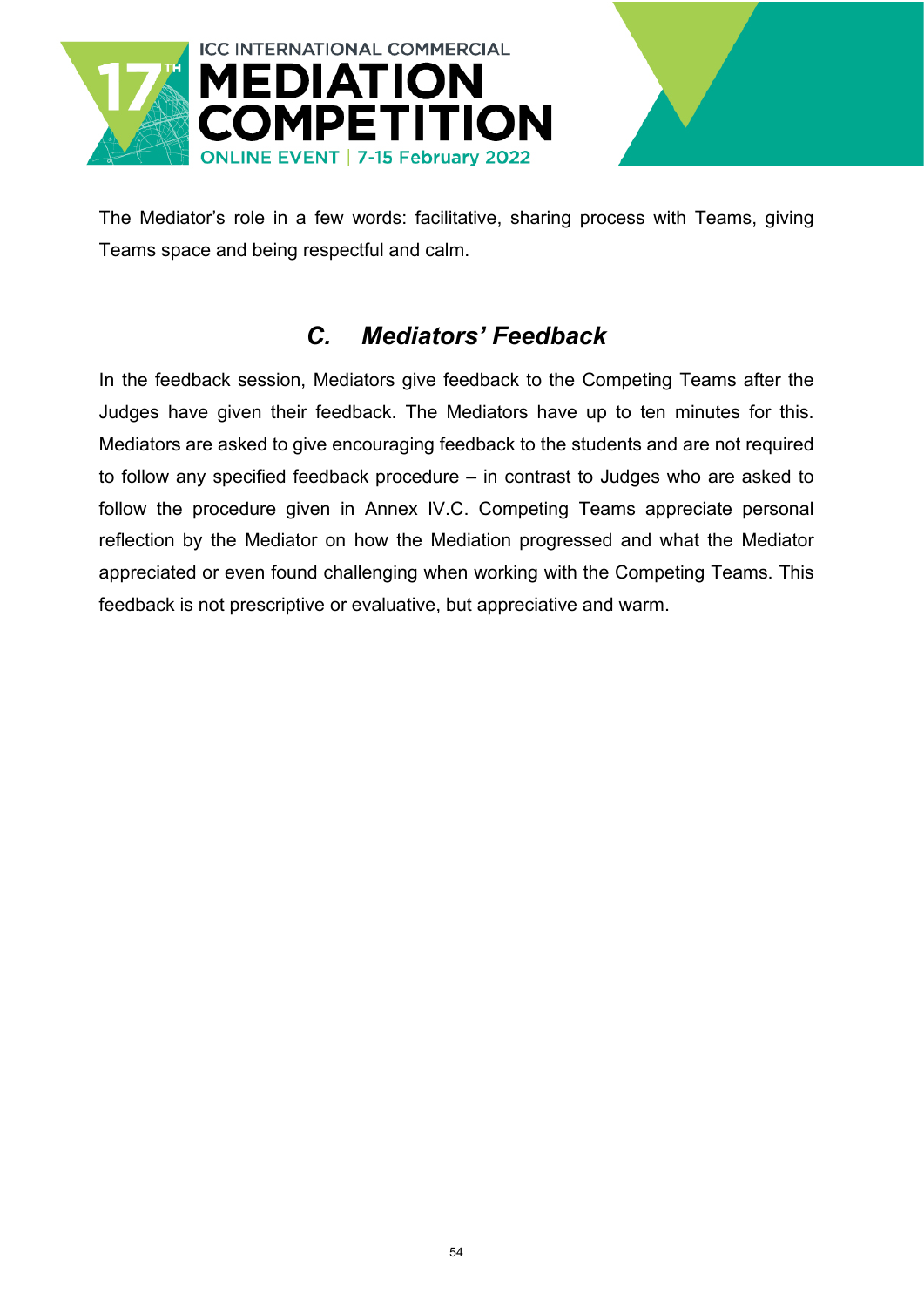The Mediator's role in a few words: facilitative, sharing process with Teams, giving Teams space and being respectful and calm.

## *C. Mediators' Feedback*

In the feedback session, Mediators give feedback to the Competing Teams after the Judges have given their feedback. The Mediators have up to ten minutes for this. Mediators are asked to give encouraging feedback to the students and are not required to follow any specified feedback procedure – in contrast to Judges who are asked to follow the procedure given in Annex IV.C. Competing Teams appreciate personal reflection by the Mediator on how the Mediation progressed and what the Mediator appreciated or even found challenging when working with the Competing Teams. This feedback is not prescriptive or evaluative, but appreciative and warm.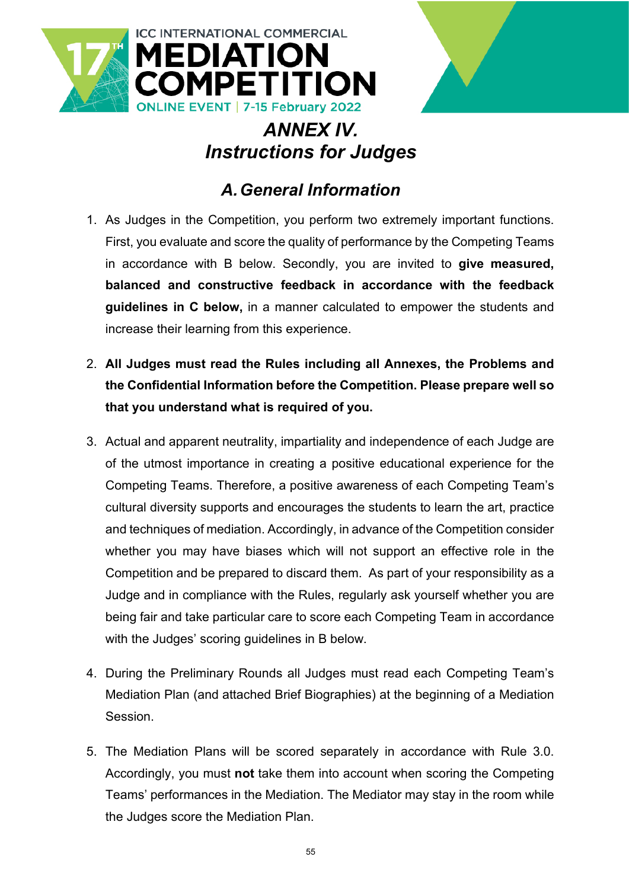# *ANNEX IV.*
# *Instructions for Judges*

## *A. General Information*

1. As Judges in the Competition, you perform two extremely important functions. First, you evaluate and score the quality of performance by the Competing Teams in accordance with B below. Secondly, you are invited to **give measured, balanced and constructive feedback in accordance with the feedback guidelines in C below,** in a manner calculated to empower the students and increase their learning from this experience.

2. **All Judges must read the Rules including all Annexes, the Problems and the Confidential Information before the Competition. Please prepare well so that you understand what is required of you.**

3. Actual and apparent neutrality, impartiality and independence of each Judge are of the utmost importance in creating a positive educational experience for the Competing Teams. Therefore, a positive awareness of each Competing Team's cultural diversity supports and encourages the students to learn the art, practice and techniques of mediation. Accordingly, in advance of the Competition consider whether you may have biases which will not support an effective role in the Competition and be prepared to discard them. As part of your responsibility as a Judge and in compliance with the Rules, regularly ask yourself whether you are being fair and take particular care to score each Competing Team in accordance with the Judges' scoring guidelines in B below.

4. During the Preliminary Rounds all Judges must read each Competing Team's Mediation Plan (and attached Brief Biographies) at the beginning of a Mediation Session.

5. The Mediation Plans will be scored separately in accordance with Rule 3.0. Accordingly, you must **not** take them into account when scoring the Competing Teams' performances in the Mediation. The Mediator may stay in the room while the Judges score the Mediation Plan.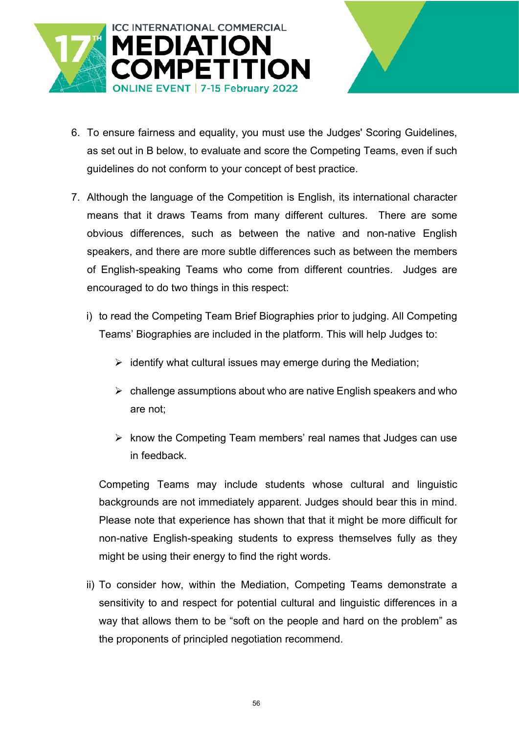6. To ensure fairness and equality, you must use the Judges' Scoring Guidelines, as set out in B below, to evaluate and score the Competing Teams, even if such guidelines do not conform to your concept of best practice.

7. Although the language of the Competition is English, its international character means that it draws Teams from many different cultures. There are some obvious differences, such as between the native and non-native English speakers, and there are more subtle differences such as between the members of English-speaking Teams who come from different countries. Judges are encouraged to do two things in this respect:

   i) to read the Competing Team Brief Biographies prior to judging. All Competing Teams' Biographies are included in the platform. This will help Judges to:

      - identify what cultural issues may emerge during the Mediation;
      - challenge assumptions about who are native English speakers and who are not;
      - know the Competing Team members' real names that Judges can use in feedback.

   Competing Teams may include students whose cultural and linguistic backgrounds are not immediately apparent. Judges should bear this in mind. Please note that experience has shown that that it might be more difficult for non-native English-speaking students to express themselves fully as they might be using their energy to find the right words.

   ii) To consider how, within the Mediation, Competing Teams demonstrate a sensitivity to and respect for potential cultural and linguistic differences in a way that allows them to be "soft on the people and hard on the problem" as the proponents of principled negotiation recommend.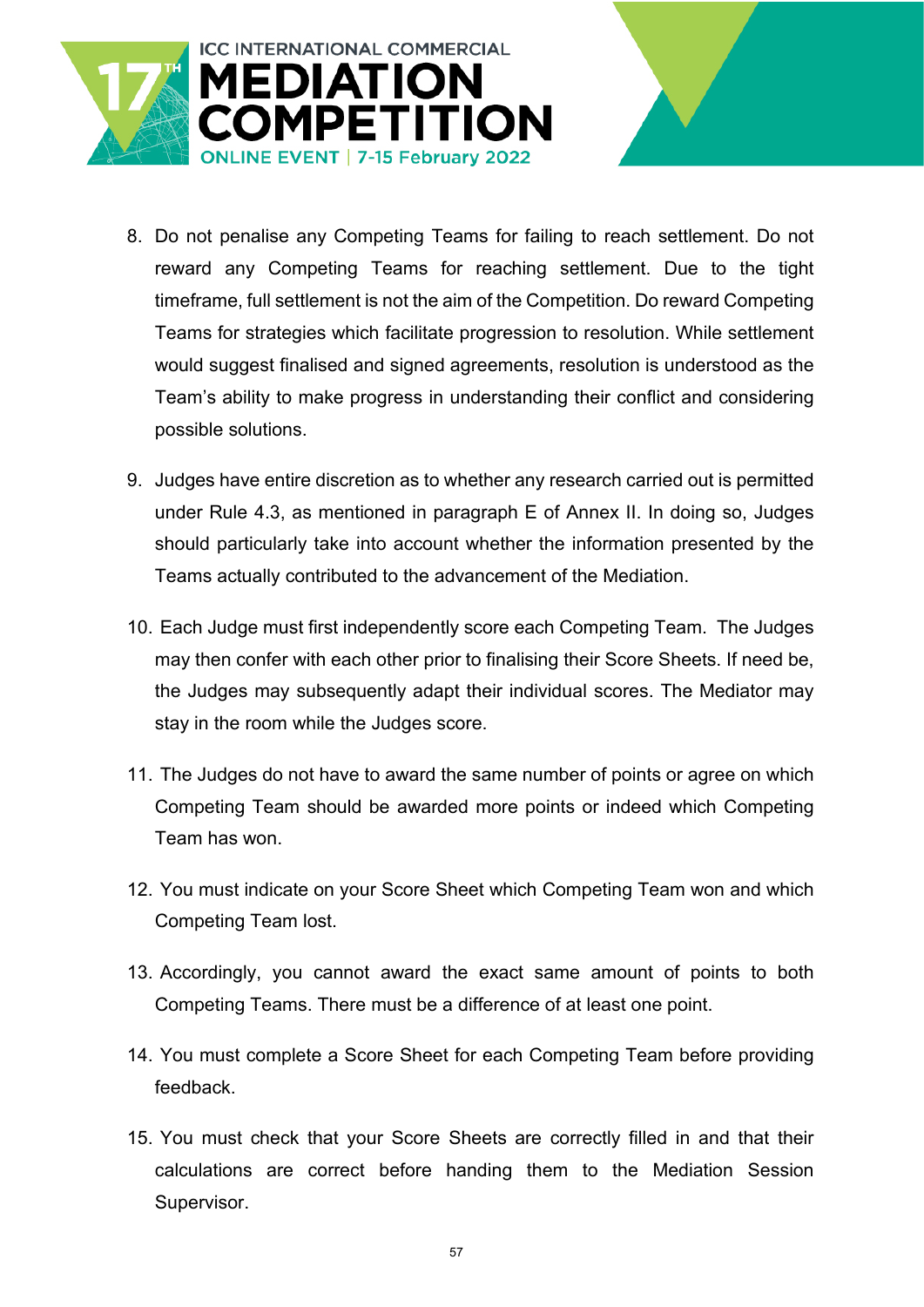8. Do not penalise any Competing Teams for failing to reach settlement. Do not reward any Competing Teams for reaching settlement. Due to the tight timeframe, full settlement is not the aim of the Competition. Do reward Competing Teams for strategies which facilitate progression to resolution. While settlement would suggest finalised and signed agreements, resolution is understood as the Team's ability to make progress in understanding their conflict and considering possible solutions.

9. Judges have entire discretion as to whether any research carried out is permitted under Rule 4.3, as mentioned in paragraph E of Annex II. In doing so, Judges should particularly take into account whether the information presented by the Teams actually contributed to the advancement of the Mediation.

10. Each Judge must first independently score each Competing Team. The Judges may then confer with each other prior to finalising their Score Sheets. If need be, the Judges may subsequently adapt their individual scores. The Mediator may stay in the room while the Judges score.

11. The Judges do not have to award the same number of points or agree on which Competing Team should be awarded more points or indeed which Competing Team has won.

12. You must indicate on your Score Sheet which Competing Team won and which Competing Team lost.

13. Accordingly, you cannot award the exact same amount of points to both Competing Teams. There must be a difference of at least one point.

14. You must complete a Score Sheet for each Competing Team before providing feedback.

15. You must check that your Score Sheets are correctly filled in and that their calculations are correct before handing them to the Mediation Session Supervisor.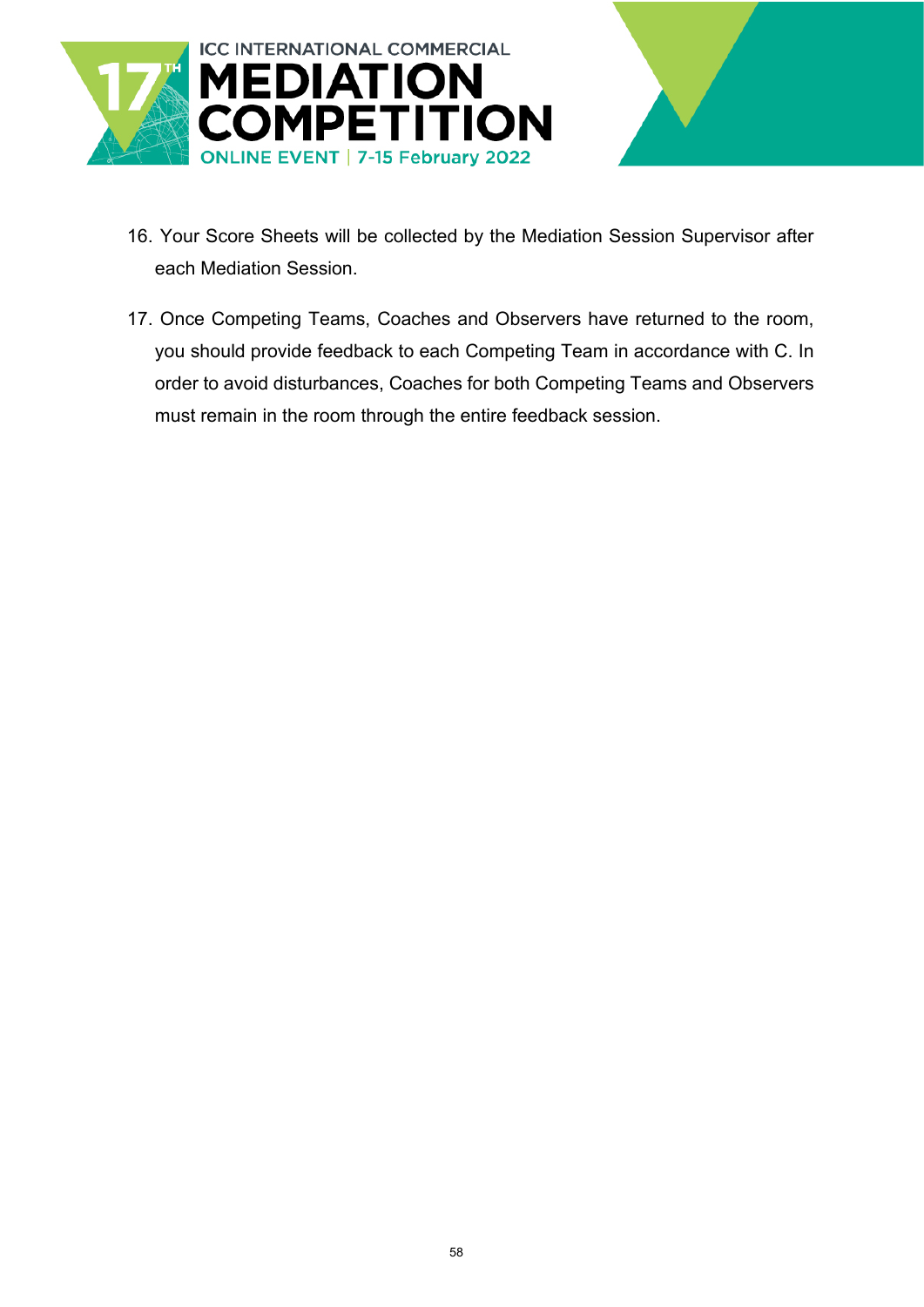16. Your Score Sheets will be collected by the Mediation Session Supervisor after each Mediation Session.

17. Once Competing Teams, Coaches and Observers have returned to the room, you should provide feedback to each Competing Team in accordance with C. In order to avoid disturbances, Coaches for both Competing Teams and Observers must remain in the room through the entire feedback session.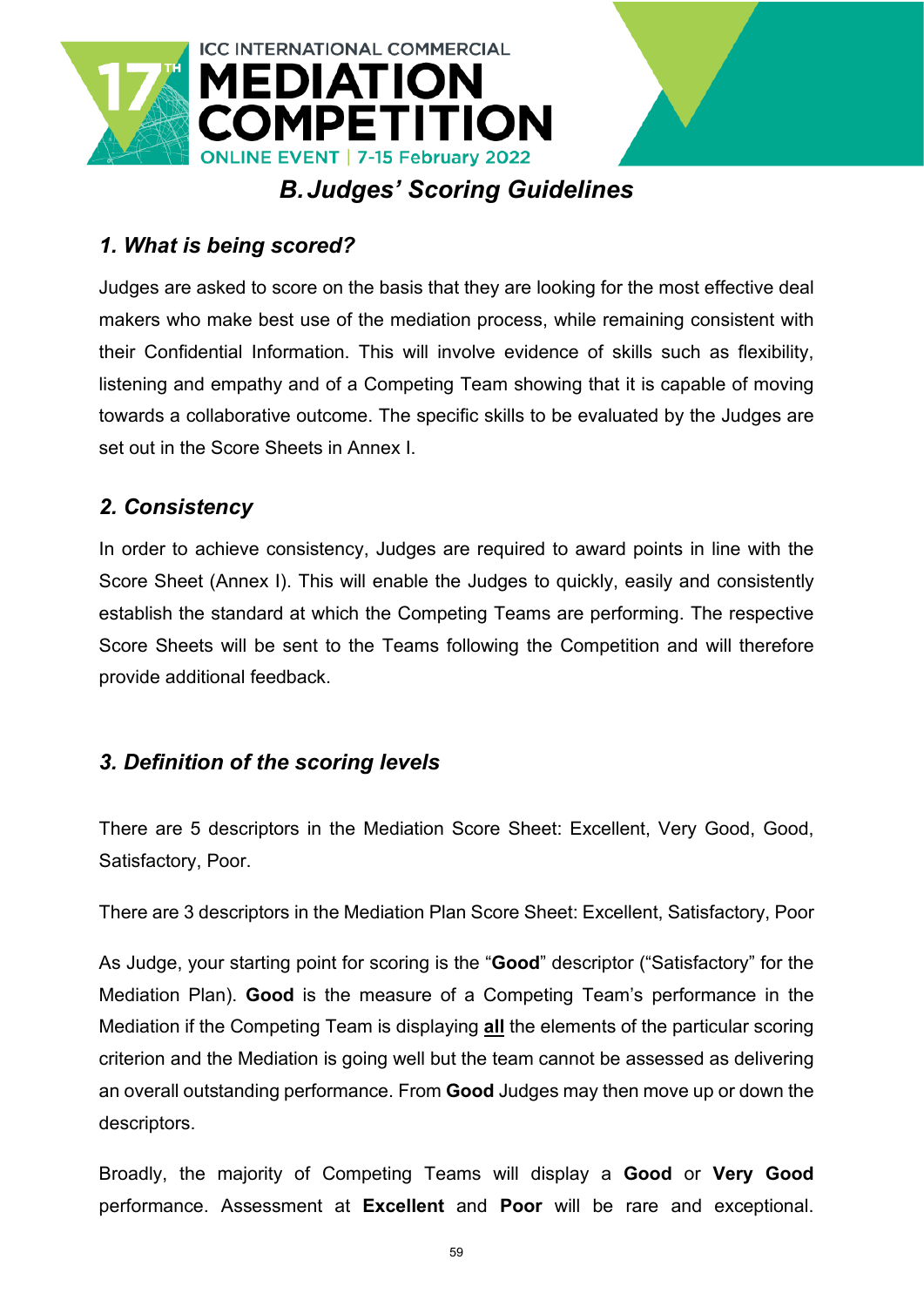## *B. Judges' Scoring Guidelines*

### *1. What is being scored?*

Judges are asked to score on the basis that they are looking for the most effective deal makers who make best use of the mediation process, while remaining consistent with their Confidential Information. This will involve evidence of skills such as flexibility, listening and empathy and of a Competing Team showing that it is capable of moving towards a collaborative outcome. The specific skills to be evaluated by the Judges are set out in the Score Sheets in Annex I.

### *2. Consistency*

In order to achieve consistency, Judges are required to award points in line with the Score Sheet (Annex I). This will enable the Judges to quickly, easily and consistently establish the standard at which the Competing Teams are performing. The respective Score Sheets will be sent to the Teams following the Competition and will therefore provide additional feedback.

### *3. Definition of the scoring levels*

There are 5 descriptors in the Mediation Score Sheet: Excellent, Very Good, Good, Satisfactory, Poor.

There are 3 descriptors in the Mediation Plan Score Sheet: Excellent, Satisfactory, Poor

As Judge, your starting point for scoring is the "**Good**" descriptor ("Satisfactory" for the Mediation Plan). **Good** is the measure of a Competing Team's performance in the Mediation if the Competing Team is displaying **<u>all</u>** the elements of the particular scoring criterion and the Mediation is going well but the team cannot be assessed as delivering an overall outstanding performance. From **Good** Judges may then move up or down the descriptors.

Broadly, the majority of Competing Teams will display a **Good** or **Very Good** performance. Assessment at **Excellent** and **Poor** will be rare and exceptional.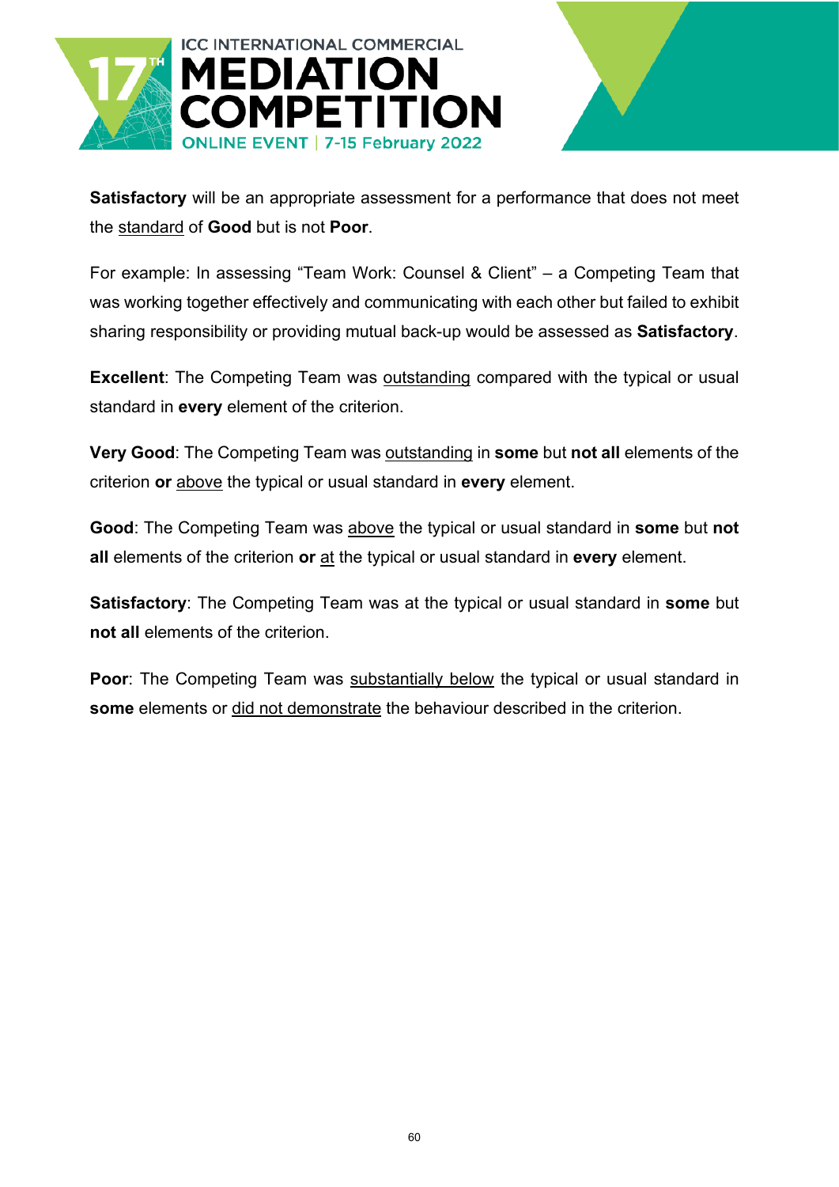**Satisfactory** will be an appropriate assessment for a performance that does not meet the standard of **Good** but is not **Poor**.

For example: In assessing "Team Work: Counsel & Client" – a Competing Team that was working together effectively and communicating with each other but failed to exhibit sharing responsibility or providing mutual back-up would be assessed as **Satisfactory**.

**Excellent**: The Competing Team was outstanding compared with the typical or usual standard in **every** element of the criterion.

**Very Good**: The Competing Team was outstanding in **some** but **not all** elements of the criterion **or** above the typical or usual standard in **every** element.

**Good**: The Competing Team was above the typical or usual standard in **some** but **not all** elements of the criterion **or** at the typical or usual standard in **every** element.

**Satisfactory**: The Competing Team was at the typical or usual standard in **some** but **not all** elements of the criterion.

**Poor**: The Competing Team was substantially below the typical or usual standard in **some** elements or did not demonstrate the behaviour described in the criterion.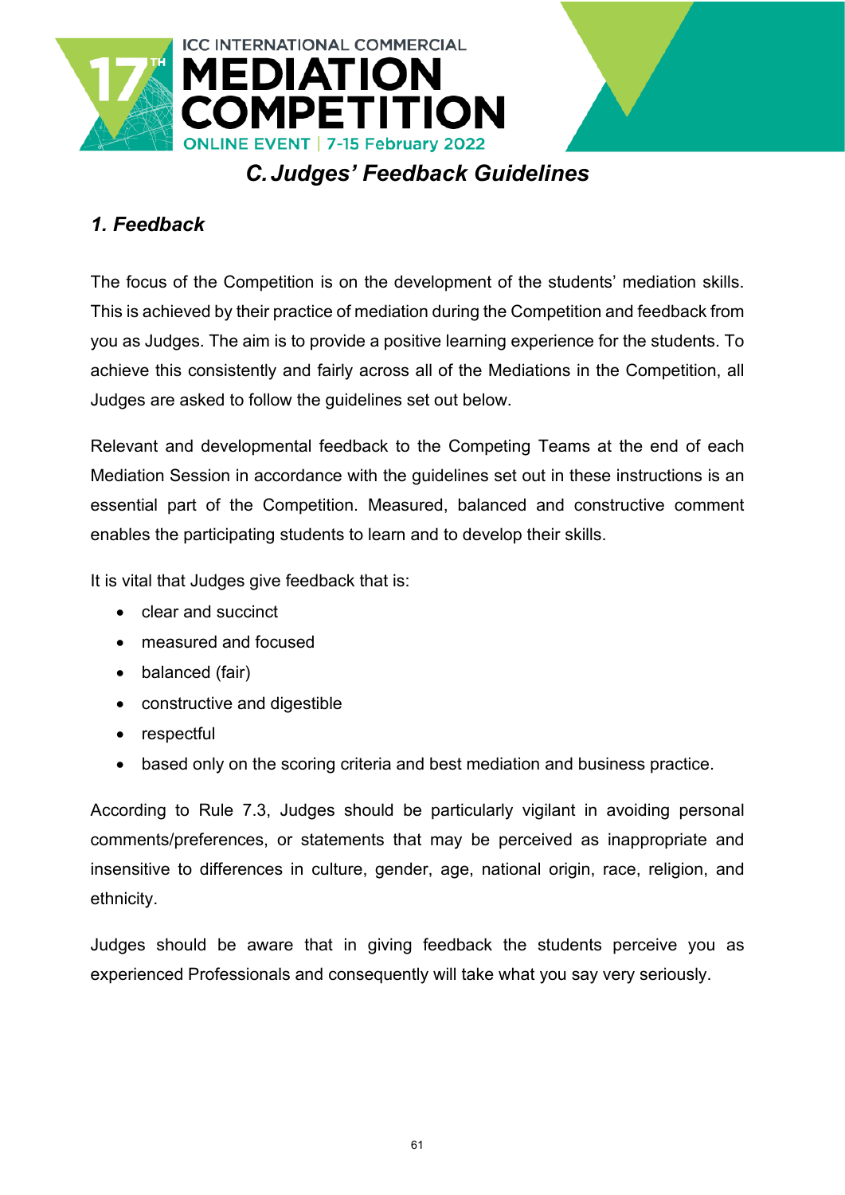# C. Judges' Feedback Guidelines

## *1. Feedback*

The focus of the Competition is on the development of the students' mediation skills. This is achieved by their practice of mediation during the Competition and feedback from you as Judges. The aim is to provide a positive learning experience for the students. To achieve this consistently and fairly across all of the Mediations in the Competition, all Judges are asked to follow the guidelines set out below.

Relevant and developmental feedback to the Competing Teams at the end of each Mediation Session in accordance with the guidelines set out in these instructions is an essential part of the Competition. Measured, balanced and constructive comment enables the participating students to learn and to develop their skills.

It is vital that Judges give feedback that is:

- clear and succinct
- measured and focused
- balanced (fair)
- constructive and digestible
- respectful
- based only on the scoring criteria and best mediation and business practice.

According to Rule 7.3, Judges should be particularly vigilant in avoiding personal comments/preferences, or statements that may be perceived as inappropriate and insensitive to differences in culture, gender, age, national origin, race, religion, and ethnicity.

Judges should be aware that in giving feedback the students perceive you as experienced Professionals and consequently will take what you say very seriously.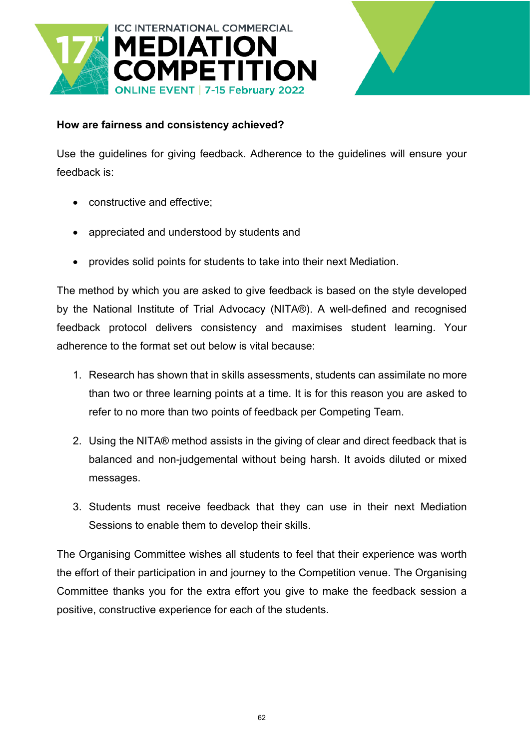**How are fairness and consistency achieved?**

Use the guidelines for giving feedback. Adherence to the guidelines will ensure your feedback is:

- constructive and effective;
- appreciated and understood by students and
- provides solid points for students to take into their next Mediation.

The method by which you are asked to give feedback is based on the style developed by the National Institute of Trial Advocacy (NITA®). A well-defined and recognised feedback protocol delivers consistency and maximises student learning. Your adherence to the format set out below is vital because:

1. Research has shown that in skills assessments, students can assimilate no more than two or three learning points at a time. It is for this reason you are asked to refer to no more than two points of feedback per Competing Team.
2. Using the NITA® method assists in the giving of clear and direct feedback that is balanced and non-judgemental without being harsh. It avoids diluted or mixed messages.
3. Students must receive feedback that they can use in their next Mediation Sessions to enable them to develop their skills.

The Organising Committee wishes all students to feel that their experience was worth the effort of their participation in and journey to the Competition venue. The Organising Committee thanks you for the extra effort you give to make the feedback session a positive, constructive experience for each of the students.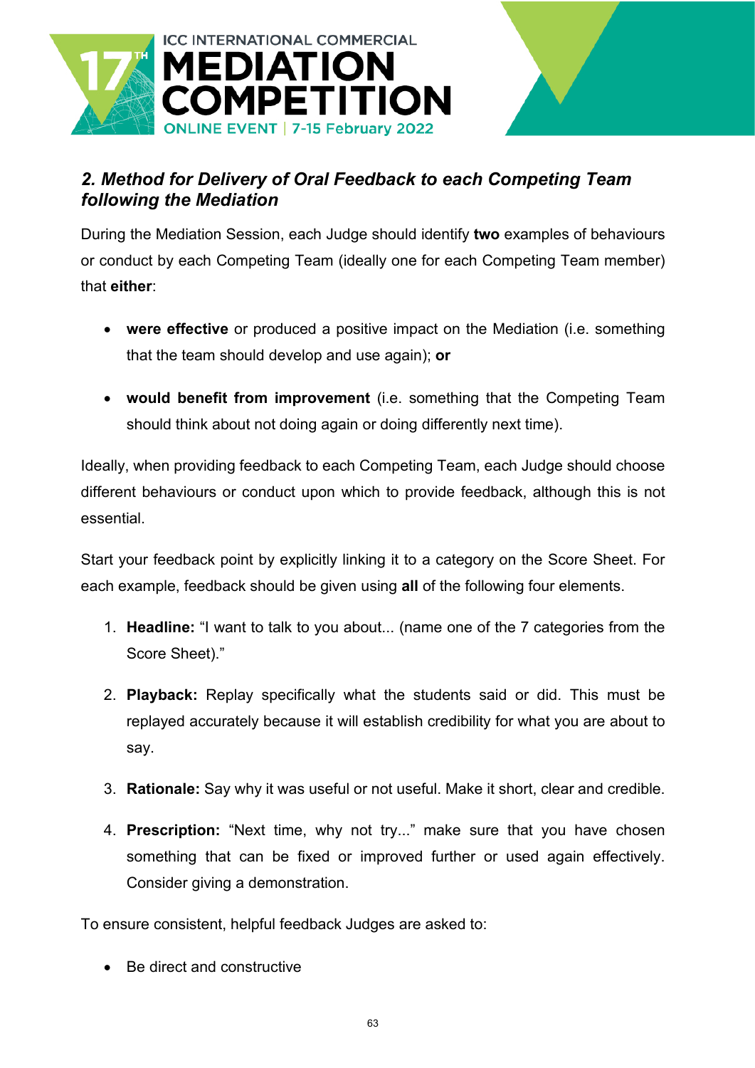## *2. Method for Delivery of Oral Feedback to each Competing Team following the Mediation*

During the Mediation Session, each Judge should identify **two** examples of behaviours or conduct by each Competing Team (ideally one for each Competing Team member) that **either**:

- **were effective** or produced a positive impact on the Mediation (i.e. something that the team should develop and use again); **or**
- **would benefit from improvement** (i.e. something that the Competing Team should think about not doing again or doing differently next time).

Ideally, when providing feedback to each Competing Team, each Judge should choose different behaviours or conduct upon which to provide feedback, although this is not essential.

Start your feedback point by explicitly linking it to a category on the Score Sheet. For each example, feedback should be given using **all** of the following four elements.

1. **Headline:** "I want to talk to you about... (name one of the 7 categories from the Score Sheet)."
2. **Playback:** Replay specifically what the students said or did. This must be replayed accurately because it will establish credibility for what you are about to say.
3. **Rationale:** Say why it was useful or not useful. Make it short, clear and credible.
4. **Prescription:** "Next time, why not try..." make sure that you have chosen something that can be fixed or improved further or used again effectively. Consider giving a demonstration.

To ensure consistent, helpful feedback Judges are asked to:

- Be direct and constructive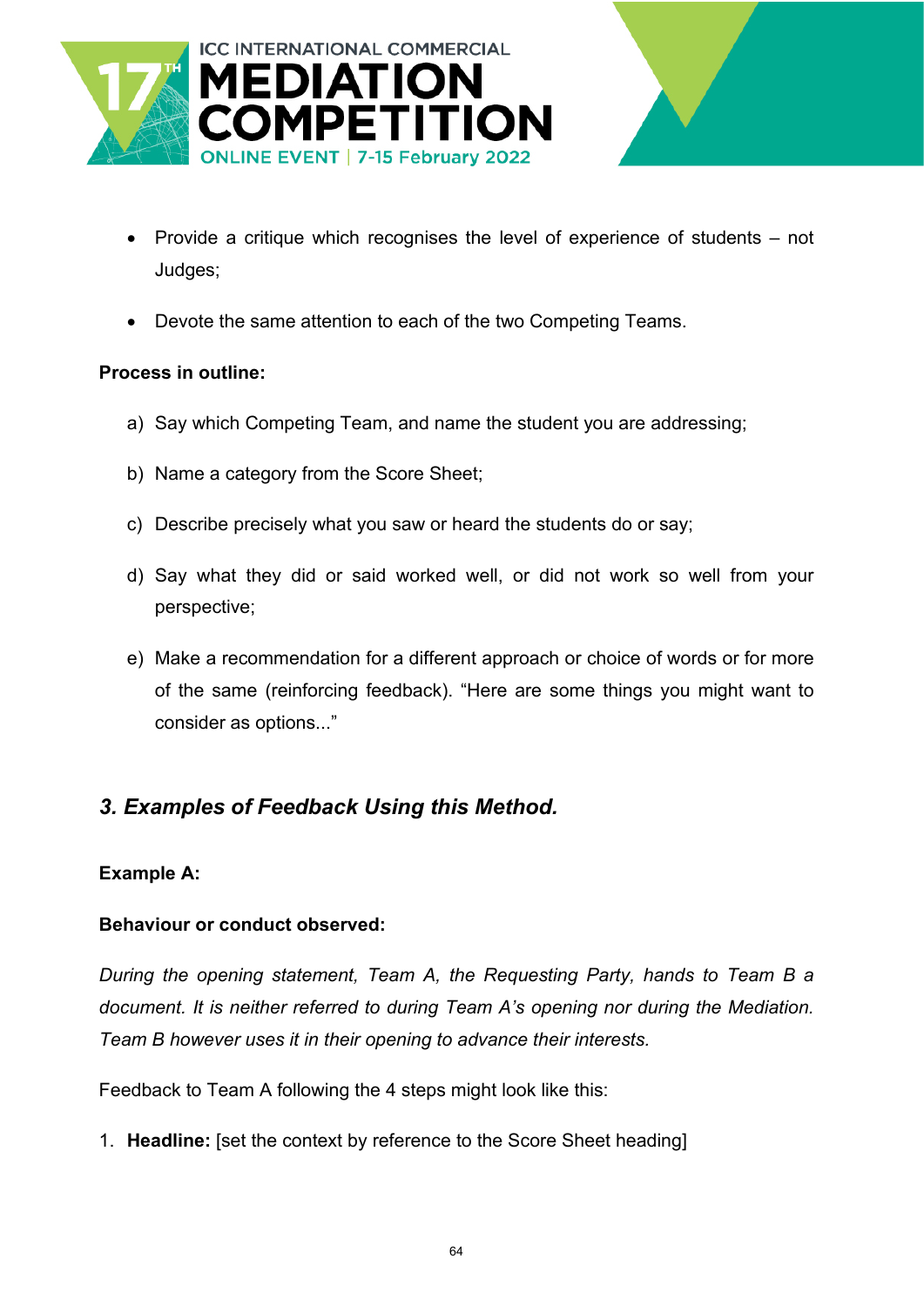- Provide a critique which recognises the level of experience of students – not Judges;
- Devote the same attention to each of the two Competing Teams.

**Process in outline:**

a) Say which Competing Team, and name the student you are addressing;

b) Name a category from the Score Sheet;

c) Describe precisely what you saw or heard the students do or say;

d) Say what they did or said worked well, or did not work so well from your perspective;

e) Make a recommendation for a different approach or choice of words or for more of the same (reinforcing feedback). "Here are some things you might want to consider as options..."

## *3. Examples of Feedback Using this Method.*

**Example A:**

**Behaviour or conduct observed:**

*During the opening statement, Team A, the Requesting Party, hands to Team B a document. It is neither referred to during Team A's opening nor during the Mediation. Team B however uses it in their opening to advance their interests.*

Feedback to Team A following the 4 steps might look like this:

1. **Headline:** [set the context by reference to the Score Sheet heading]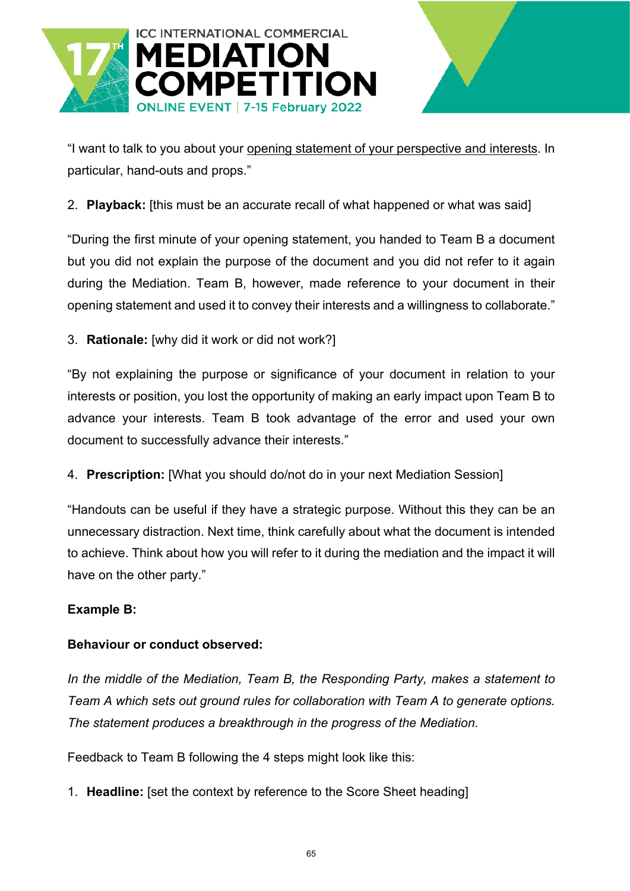"I want to talk to you about your <u>opening statement of your perspective and interests</u>. In particular, hand-outs and props."

2. **Playback:** [this must be an accurate recall of what happened or what was said]

"During the first minute of your opening statement, you handed to Team B a document but you did not explain the purpose of the document and you did not refer to it again during the Mediation. Team B, however, made reference to your document in their opening statement and used it to convey their interests and a willingness to collaborate."

3. **Rationale:** [why did it work or did not work?]

"By not explaining the purpose or significance of your document in relation to your interests or position, you lost the opportunity of making an early impact upon Team B to advance your interests. Team B took advantage of the error and used your own document to successfully advance their interests."

4. **Prescription:** [What you should do/not do in your next Mediation Session]

"Handouts can be useful if they have a strategic purpose. Without this they can be an unnecessary distraction. Next time, think carefully about what the document is intended to achieve. Think about how you will refer to it during the mediation and the impact it will have on the other party."

**Example B:**

**Behaviour or conduct observed:**

*In the middle of the Mediation, Team B, the Responding Party, makes a statement to Team A which sets out ground rules for collaboration with Team A to generate options. The statement produces a breakthrough in the progress of the Mediation.*

Feedback to Team B following the 4 steps might look like this:

1. **Headline:** [set the context by reference to the Score Sheet heading]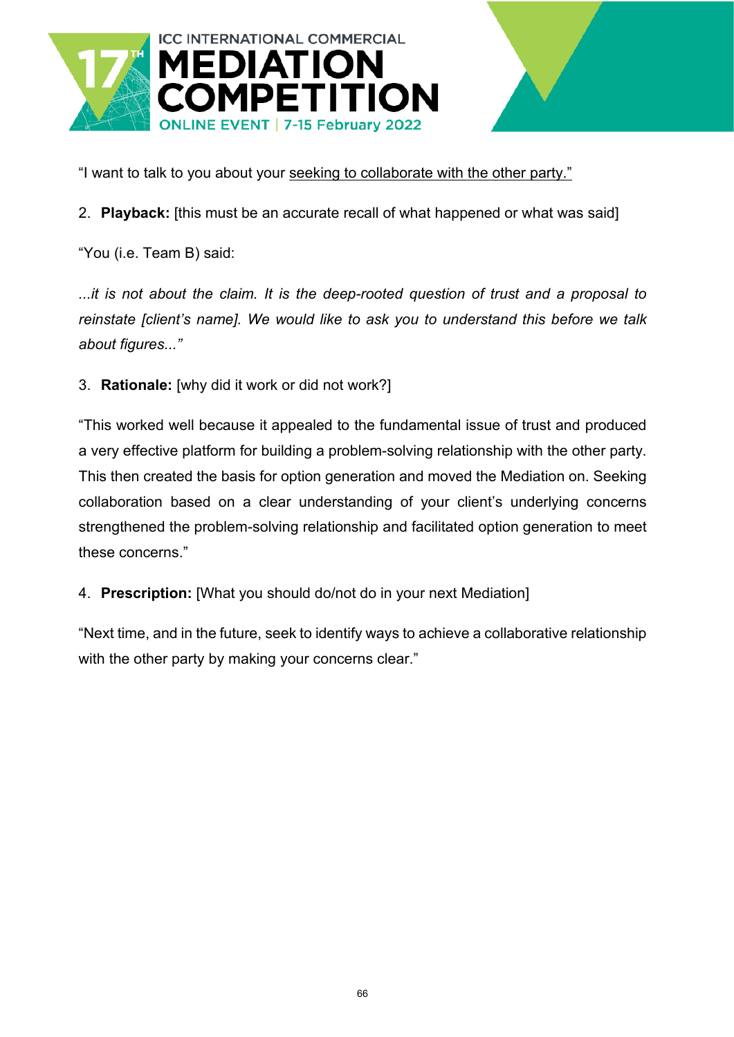"I want to talk to you about your <u>seeking to collaborate with the other party.</u>"

2. **Playback:** [this must be an accurate recall of what happened or what was said]

"You (i.e. Team B) said:

*...it is not about the claim. It is the deep-rooted question of trust and a proposal to reinstate [client's name]. We would like to ask you to understand this before we talk about figures..."*

3. **Rationale:** [why did it work or did not work?]

"This worked well because it appealed to the fundamental issue of trust and produced a very effective platform for building a problem-solving relationship with the other party. This then created the basis for option generation and moved the Mediation on. Seeking collaboration based on a clear understanding of your client's underlying concerns strengthened the problem-solving relationship and facilitated option generation to meet these concerns."

4. **Prescription:** [What you should do/not do in your next Mediation]

"Next time, and in the future, seek to identify ways to achieve a collaborative relationship with the other party by making your concerns clear."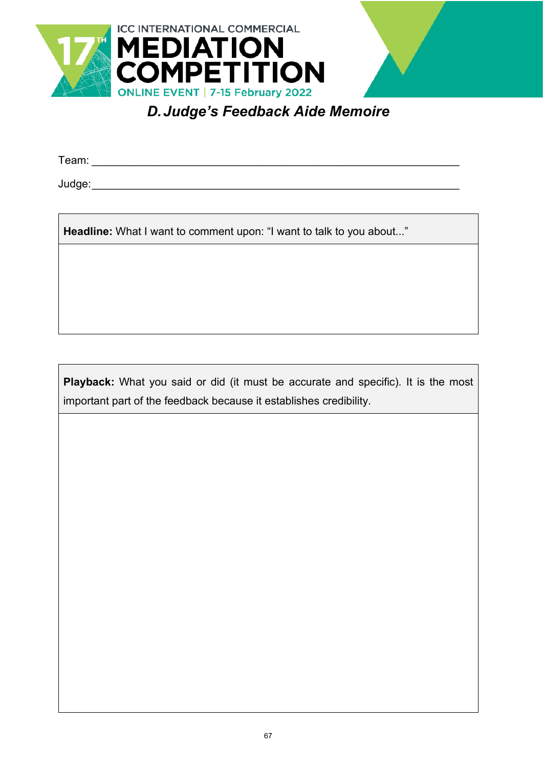ICC INTERNATIONAL COMMERCIAL
# MEDIATION COMPETITION
ONLINE EVENT | 7-15 February 2022

## *D. Judge's Feedback Aide Memoire*

Team: ____________________________________________________________

Judge: ____________________________________________________________

| **Headline:** What I want to comment upon: "I want to talk to you about..." |
|---|
| |

| **Playback:** What you said or did (it must be accurate and specific). It is the most important part of the feedback because it establishes credibility. |
|---|
| |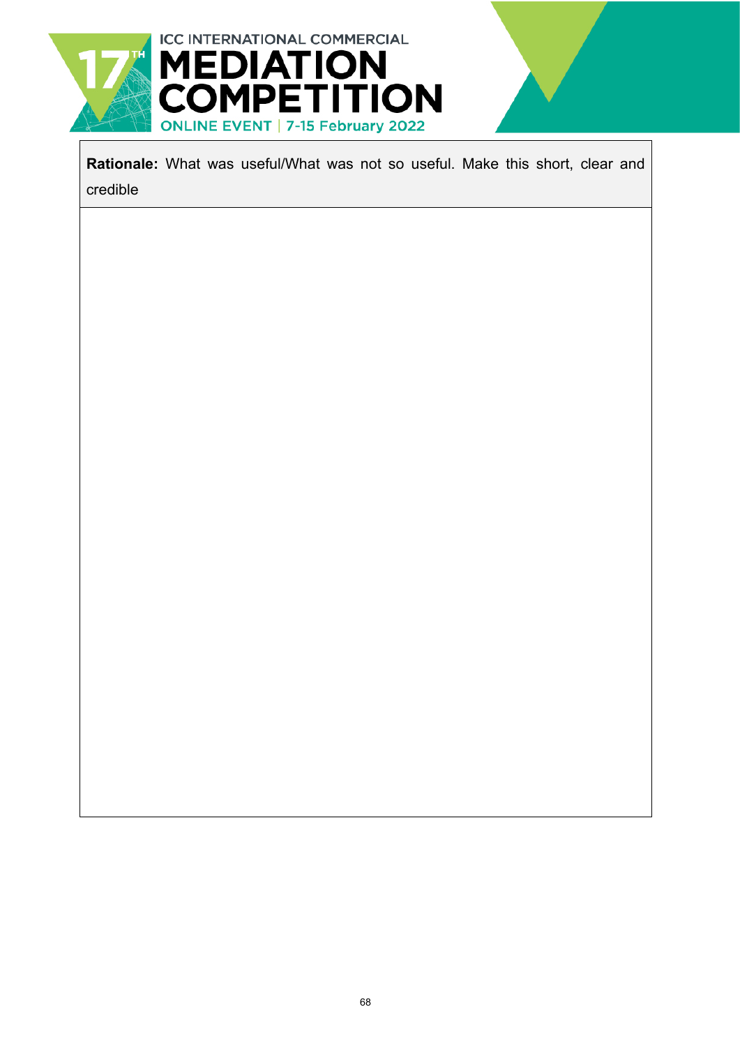| **Rationale:** What was useful/What was not so useful. Make this short, clear and credible |
| --- |
| |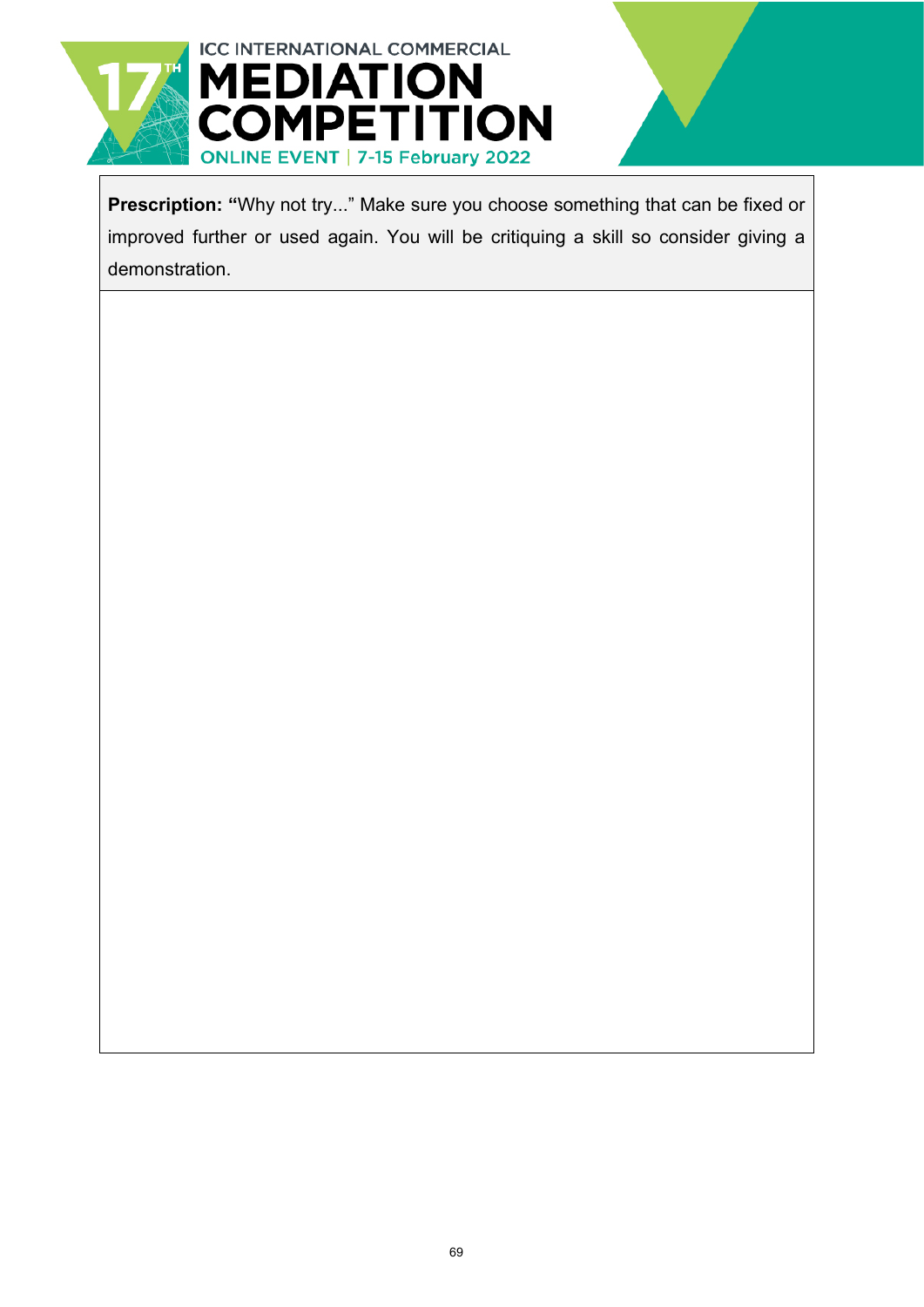**Prescription:** "Why not try..." Make sure you choose something that can be fixed or improved further or used again. You will be critiquing a skill so consider giving a demonstration.